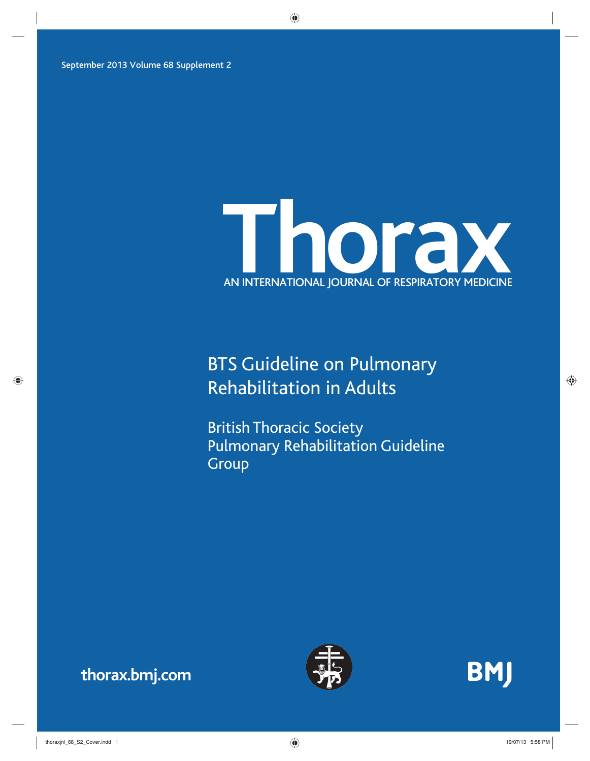September 2013 Volume 68 Supplement 2

# Thorax

AN INTERNATIONAL JOURNAL OF RESPIRATORY MEDICINE

## BTS Guideline on Pulmonary Rehabilitation in Adults

British Thoracic Society Pulmonary Rehabilitation Guideline Group

thorax.bmj.com

BMJ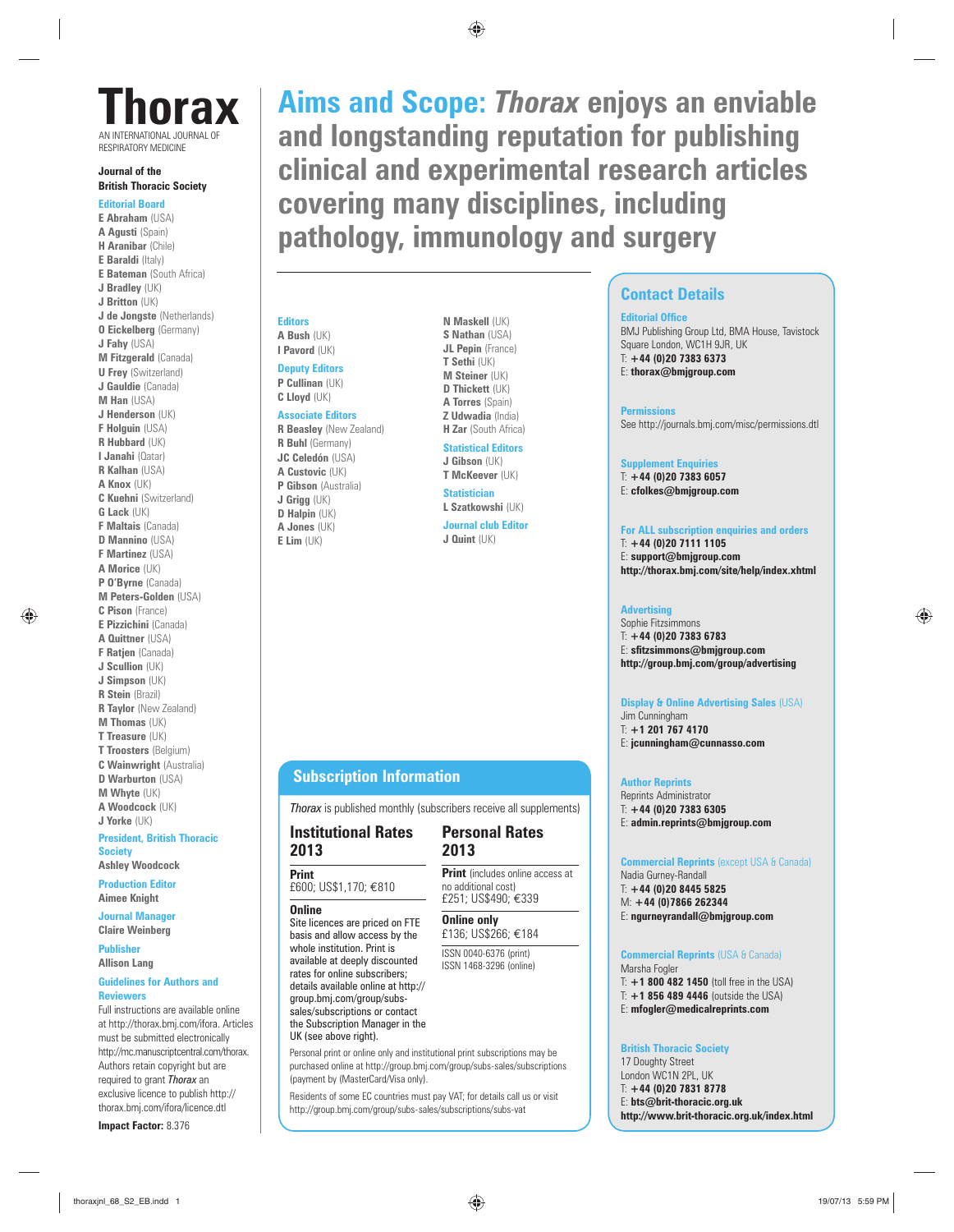# Thorax

AN INTERNATIONAL JOURNAL OF RESPIRATORY MEDICINE

**Journal of the British Thoracic Society**

**Editorial Board**

**E Abraham** (USA)
**A Agusti** (Spain)
**H Aranibar** (Chile)
**E Baraldi** (Italy)
**E Bateman** (South Africa)
**J Bradley** (UK)
**J Britton** (UK)
**J de Jongste** (Netherlands)
**O Eickelberg** (Germany)
**J Fahy** (USA)
**M Fitzgerald** (Canada)
**U Frey** (Switzerland)
**J Gauldie** (Canada)
**M Han** (USA)
**J Henderson** (UK)
**F Holguin** (USA)
**R Hubbard** (UK)
**I Janahi** (Qatar)
**R Kalhan** (USA)
**A Knox** (UK)
**C Kuehni** (Switzerland)
**G Lack** (UK)
**F Maltais** (Canada)
**D Mannino** (USA)
**F Martinez** (USA)
**A Morice** (UK)
**P O'Byrne** (Canada)
**M Peters-Golden** (USA)
**C Pison** (France)
**E Pizzichini** (Canada)
**A Quittner** (USA)
**F Ratjen** (Canada)
**J Scullion** (UK)
**J Simpson** (UK)
**R Stein** (Brazil)
**R Taylor** (New Zealand)
**M Thomas** (UK)
**T Treasure** (UK)
**T Troosters** (Belgium)
**C Wainwright** (Australia)
**D Warburton** (USA)
**M Whyte** (UK)
**A Woodcock** (UK)
**J Yorke** (UK)

**President, British Thoracic Society**
**Ashley Woodcock**

**Production Editor**
**Aimee Knight**

**Journal Manager**
**Claire Weinberg**

**Publisher**
**Allison Lang**

**Guidelines for Authors and Reviewers**
Full instructions are available online at http://thorax.bmj.com/ifora. Articles must be submitted electronically http://mc.manuscriptcentral.com/thorax. Authors retain copyright but are required to grant *Thorax* an exclusive licence to publish http://thorax.bmj.com/ifora/licence.dtl

**Impact Factor:** 8.376

## Aims and Scope: *Thorax* enjoys an enviable and longstanding reputation for publishing clinical and experimental research articles covering many disciplines, including pathology, immunology and surgery

**Editors**
**A Bush** (UK)
**I Pavord** (UK)

**Deputy Editors**
**P Cullinan** (UK)
**C Lloyd** (UK)

**Associate Editors**
**R Beasley** (New Zealand)
**R Buhl** (Germany)
**JC Celedón** (USA)
**A Custovic** (UK)
**P Gibson** (Australia)
**J Grigg** (UK)
**D Halpin** (UK)
**A Jones** (UK)
**E Lim** (UK)
**N Maskell** (UK)
**S Nathan** (USA)
**JL Pepin** (France)
**T Sethi** (UK)
**M Steiner** (UK)
**D Thickett** (UK)
**A Torres** (Spain)
**Z Udwadia** (India)
**H Zar** (South Africa)

**Statistical Editors**
**J Gibson** (UK)
**T McKeever** (UK)

**Statistician**
**L Szatkowski** (UK)

**Journal club Editor**
**J Quint** (UK)

## Subscription Information

*Thorax* is published monthly (subscribers receive all supplements)

### Institutional Rates 2013

**Print**
£600; US$1,170; €810

**Online**
Site licences are priced on FTE basis and allow access by the whole institution. Print is available at deeply discounted rates for online subscribers; details available online at http://group.bmj.com/group/subs-sales/subscriptions or contact the Subscription Manager in the UK (see above right).

### Personal Rates 2013

**Print** (includes online access at no additional cost)
£251; US$490; €339

**Online only**
£136; US$266; €184

ISSN 0040-6376 (print)
ISSN 1468-3296 (online)

Personal print or online only and institutional print subscriptions may be purchased online at http://group.bmj.com/group/subs-sales/subscriptions (payment by (MasterCard/Visa only).

Residents of some EC countries must pay VAT; for details call us or visit http://group.bmj.com/group/subs-sales/subscriptions/subs-vat

## Contact Details

**Editorial Office**
BMJ Publishing Group Ltd, BMA House, Tavistock Square London, WC1H 9JR, UK
T: **+44 (0)20 7383 6373**
E: **thorax@bmjgroup.com**

**Permissions**
See http://journals.bmj.com/misc/permissions.dtl

**Supplement Enquiries**
T: **+44 (0)20 7383 6057**
E: **cfolkes@bmjgroup.com**

**For ALL subscription enquiries and orders**
T: **+44 (0)20 7111 1105**
E: **support@bmjgroup.com**
**http://thorax.bmj.com/site/help/index.xhtml**

**Advertising**
Sophie Fitzsimmons
T: **+44 (0)20 7383 6783**
E: **sfitzsimmons@bmjgroup.com**
**http://group.bmj.com/group/advertising**

**Display & Online Advertising Sales** (USA)
Jim Cunningham
T: **+1 201 767 4170**
E: **jcunningham@cunnasso.com**

**Author Reprints**
Reprints Administrator
T: **+44 (0)20 7383 6305**
E: **admin.reprints@bmjgroup.com**

**Commercial Reprints** (except USA & Canada)
Nadia Gurney-Randall
T: **+44 (0)20 8445 5825**
M: **+44 (0)7866 262344**
E: **ngurneyrandall@bmjgroup.com**

**Commercial Reprints** (USA & Canada)
Marsha Fogler
T: **+1 800 482 1450** (toll free in the USA)
T: **+1 856 489 4446** (outside the USA)
E: **mfogler@medicalreprints.com**

**British Thoracic Society**
17 Doughty Street
London WC1N 2PL, UK
T: **+44 (0)20 7831 8778**
E: **bts@brit-thoracic.org.uk**
**http://www.brit-thoracic.org.uk/index.html**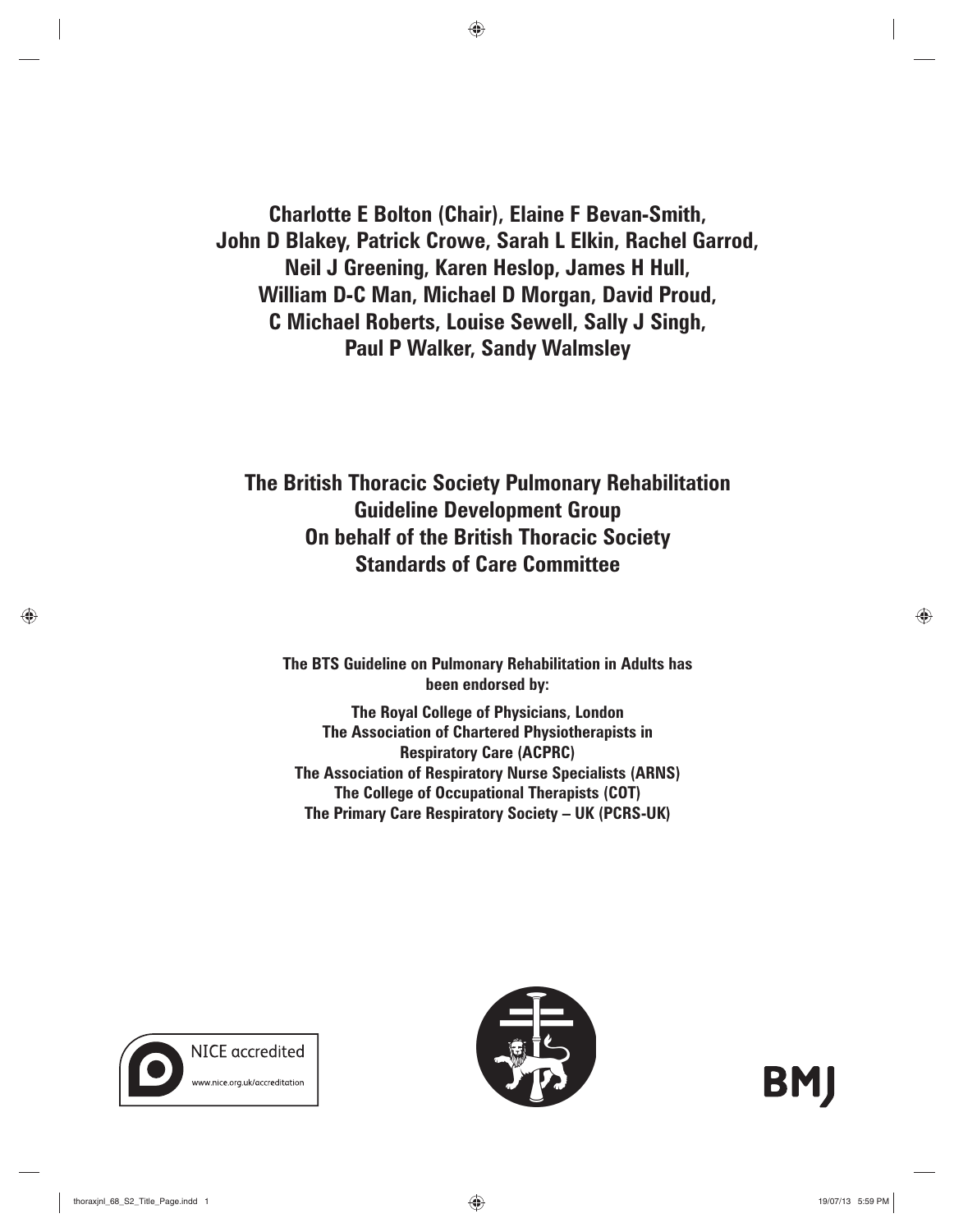**Charlotte E Bolton (Chair), Elaine F Bevan-Smith, John D Blakey, Patrick Crowe, Sarah L Elkin, Rachel Garrod, Neil J Greening, Karen Heslop, James H Hull, William D-C Man, Michael D Morgan, David Proud, C Michael Roberts, Louise Sewell, Sally J Singh, Paul P Walker, Sandy Walmsley**

**The British Thoracic Society Pulmonary Rehabilitation Guideline Development Group On behalf of the British Thoracic Society Standards of Care Committee**

**The BTS Guideline on Pulmonary Rehabilitation in Adults has been endorsed by:**

**The Royal College of Physicians, London**
**The Association of Chartered Physiotherapists in Respiratory Care (ACPRC)**
**The Association of Respiratory Nurse Specialists (ARNS)**
**The College of Occupational Therapists (COT)**
**The Primary Care Respiratory Society – UK (PCRS-UK)**

NICE accredited
www.nice.org.uk/accreditation

BMJ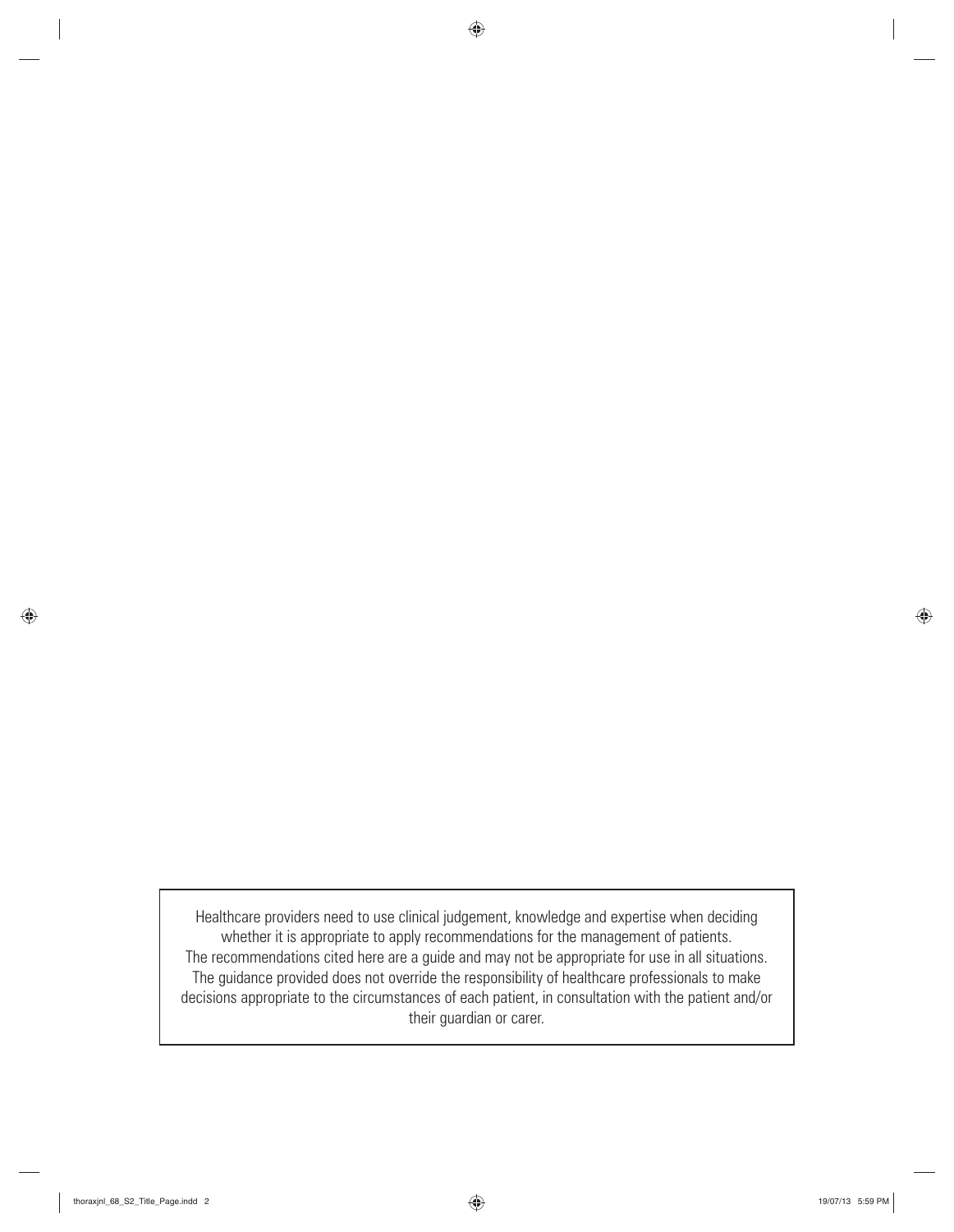Healthcare providers need to use clinical judgement, knowledge and expertise when deciding whether it is appropriate to apply recommendations for the management of patients. The recommendations cited here are a guide and may not be appropriate for use in all situations. The guidance provided does not override the responsibility of healthcare professionals to make decisions appropriate to the circumstances of each patient, in consultation with the patient and/or their guardian or carer.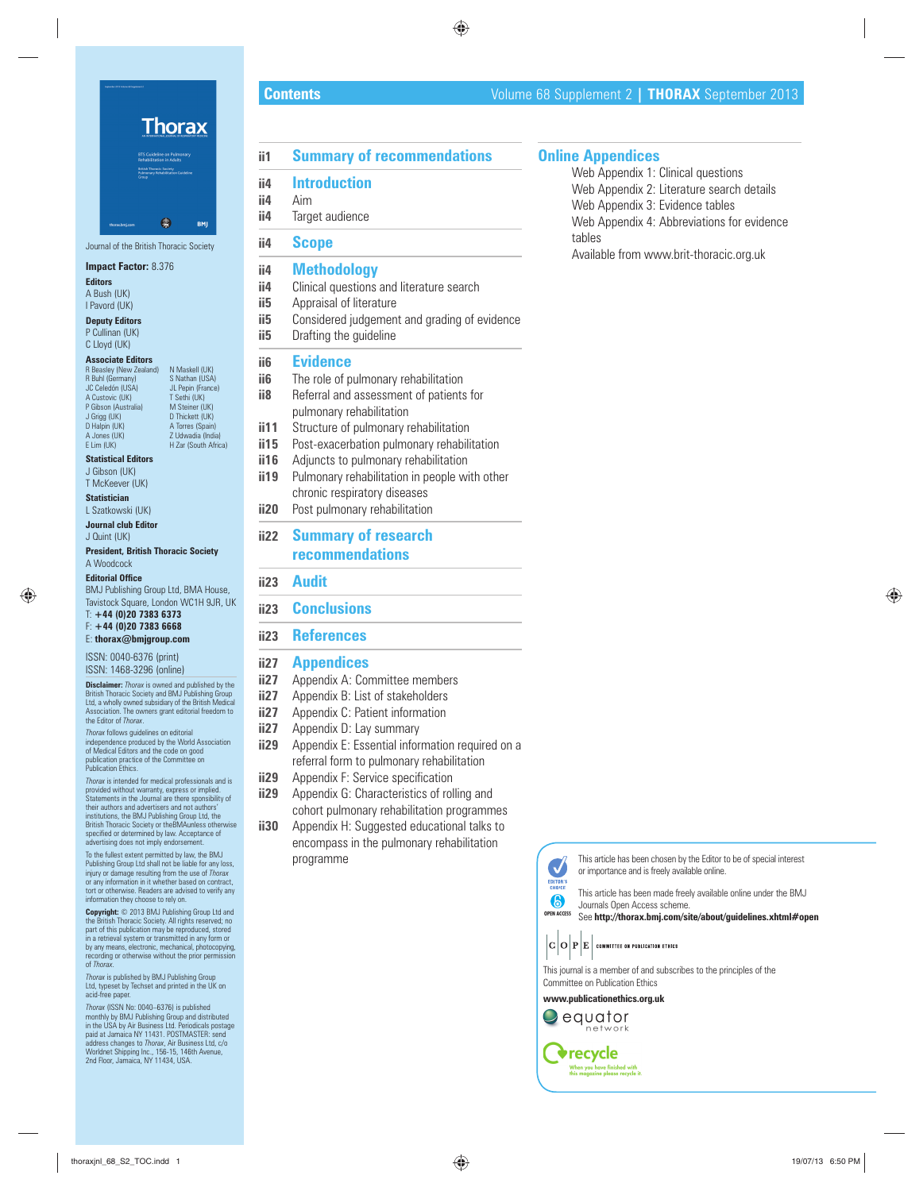# Contents

Volume 68 Supplement 2 | **THORAX** September 2013

Journal of the British Thoracic Society

**Impact Factor:** 8.376

**Editors**
A Bush (UK)
I Pavord (UK)

**Deputy Editors**
P Cullinan (UK)
C Lloyd (UK)

**Associate Editors**
R Beasley (New Zealand)
R Buhl (Germany)
JC Celedón (USA)
A Custovic (UK)
P Gibson (Australia)
J Grigg (UK)
D Halpin (UK)
A Jones (UK)
E Lim (UK)
N Maskell (UK)
S Nathan (USA)
JL Pepin (France)
T Sethi (UK)
M Steiner (UK)
D Thickett (UK)
A Torres (Spain)
Z Udwadia (India)
H Zar (South Africa)

**Statistical Editors**
J Gibson (UK)
T McKeever (UK)

**Statistician**
L Szatkowski (UK)

**Journal club Editor**
J Quint (UK)

**President, British Thoracic Society**
A Woodcock

**Editorial Office**
BMJ Publishing Group Ltd, BMA House, Tavistock Square, London WC1H 9JR, UK
T: **+44 (0)20 7383 6373**
F: **+44 (0)20 7383 6668**
E: **thorax@bmjgroup.com**

ISSN: 0040-6376 (print)
ISSN: 1468-3296 (online)

**Disclaimer:** *Thorax* is owned and published by the British Thoracic Society and BMJ Publishing Group Ltd, a wholly owned subsidiary of the British Medical Association. The owners grant editorial freedom to the Editor of *Thorax*.

*Thorax* follows guidelines on editorial independence produced by the World Association of Medical Editors and the code on good publication practice of the Committee on Publication Ethics.

*Thorax* is intended for medical professionals and is provided without warranty, express or implied. Statements in the Journal are there sponsibility of their authors and advertisers and not authors' institutions, the BMJ Publishing Group Ltd, the British Thoracic Society or theBMAunless otherwise specified or determined by law. Acceptance of advertising does not imply endorsement.

To the fullest extent permitted by law, the BMJ Publishing Group Ltd shall not be liable for any loss, injury or damage resulting from the use of *Thorax* or any information in it whether based on contract, tort or otherwise. Readers are advised to verify any information they choose to rely on.

**Copyright:** © 2013 BMJ Publishing Group Ltd and the British Thoracic Society. All rights reserved; no part of this publication may be reproduced, stored in a retrieval system or transmitted in any form or by any means, electronic, mechanical, photocopying, recording or otherwise without the prior permission of *Thorax*.

*Thorax* is published by BMJ Publishing Group Ltd, typeset by Techset and printed in the UK on acid-free paper.

*Thorax* (ISSN No: 0040–6376) is published monthly by BMJ Publishing Group and distributed in the USA by Air Business Ltd. Periodicals postage paid at Jamaica NY 11431. POSTMASTER: send address changes to *Thorax*, Air Business Ltd, c/o Worldnet Shipping Inc., 156-15, 146th Avenue, 2nd Floor, Jamaica, NY 11434, USA.

---

ii1 **Summary of recommendations**

ii4 **Introduction**
ii4 Aim
ii4 Target audience

ii4 **Scope**

ii4 **Methodology**
ii4 Clinical questions and literature search
ii5 Appraisal of literature
ii5 Considered judgement and grading of evidence
ii5 Drafting the guideline

ii6 **Evidence**
ii6 The role of pulmonary rehabilitation
ii8 Referral and assessment of patients for pulmonary rehabilitation
ii11 Structure of pulmonary rehabilitation
ii15 Post-exacerbation pulmonary rehabilitation
ii16 Adjuncts to pulmonary rehabilitation
ii19 Pulmonary rehabilitation in people with other chronic respiratory diseases
ii20 Post pulmonary rehabilitation

ii22 **Summary of research recommendations**

ii23 **Audit**

ii23 **Conclusions**

ii23 **References**

ii27 **Appendices**
ii27 Appendix A: Committee members
ii27 Appendix B: List of stakeholders
ii27 Appendix C: Patient information
ii27 Appendix D: Lay summary
ii29 Appendix E: Essential information required on a referral form to pulmonary rehabilitation
ii29 Appendix F: Service specification
ii29 Appendix G: Characteristics of rolling and cohort pulmonary rehabilitation programmes
ii30 Appendix H: Suggested educational talks to encompass in the pulmonary rehabilitation programme

**Online Appendices**
Web Appendix 1: Clinical questions
Web Appendix 2: Literature search details
Web Appendix 3: Evidence tables
Web Appendix 4: Abbreviations for evidence tables
Available from www.brit-thoracic.org.uk

---

This article has been chosen by the Editor to be of special interest or importance and is freely available online.

This article has been made freely available online under the BMJ Journals Open Access scheme.
See **http://thorax.bmj.com/site/about/guidelines.xhtml#open**

This journal is a member of and subscribes to the principles of the Committee on Publication Ethics
**www.publicationethics.org.uk**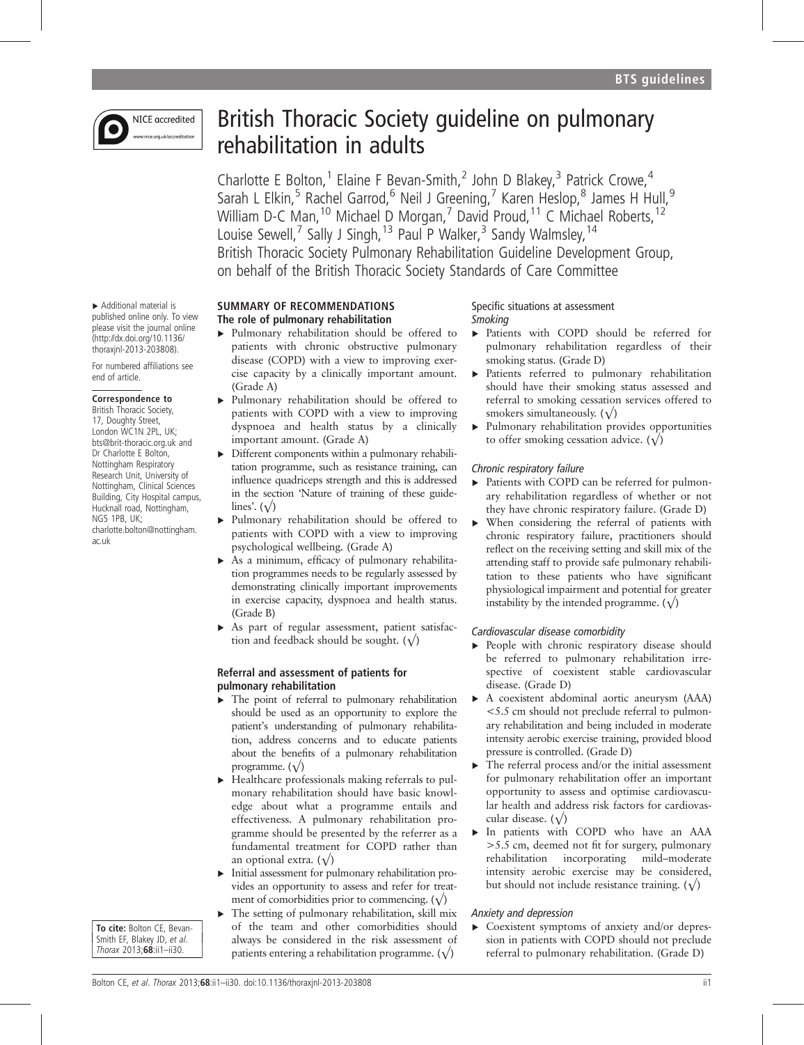# British Thoracic Society guideline on pulmonary rehabilitation in adults

Charlotte E Bolton,[1] Elaine F Bevan-Smith,[2] John D Blakey,[3] Patrick Crowe,[4] Sarah L Elkin,[5] Rachel Garrod,[6] Neil J Greening,[7] Karen Heslop,[8] James H Hull,[9] William D-C Man,[10] Michael D Morgan,[7] David Proud,[11] C Michael Roberts,[12] Louise Sewell,[7] Sally J Singh,[13] Paul P Walker,[3] Sandy Walmsley,[14]

British Thoracic Society Pulmonary Rehabilitation Guideline Development Group, on behalf of the British Thoracic Society Standards of Care Committee

▸ Additional material is published online only. To view please visit the journal online (http://dx.doi.org/10.1136/thoraxjnl-2013-203808).

For numbered affiliations see end of article.

**Correspondence to**
British Thoracic Society, 17, Doughty Street, London WC1N 2PL, UK; bts@brit-thoracic.org.uk and Dr Charlotte E Bolton, Nottingham Respiratory Research Unit, University of Nottingham, Clinical Sciences Building, City Hospital campus, Hucknall road, Nottingham, NG5 1PB, UK; charlotte.bolton@nottingham.ac.uk

**To cite:** Bolton CE, Bevan-Smith EF, Blakey JD, *et al*. *Thorax* 2013;**68**:ii1–ii30.

## SUMMARY OF RECOMMENDATIONS

### The role of pulmonary rehabilitation

- Pulmonary rehabilitation should be offered to patients with chronic obstructive pulmonary disease (COPD) with a view to improving exercise capacity by a clinically important amount. (Grade A)
- Pulmonary rehabilitation should be offered to patients with COPD with a view to improving dyspnoea and health status by a clinically important amount. (Grade A)
- Different components within a pulmonary rehabilitation programme, such as resistance training, can influence quadriceps strength and this is addressed in the section 'Nature of training of these guidelines'. (√)
- Pulmonary rehabilitation should be offered to patients with COPD with a view to improving psychological wellbeing. (Grade A)
- As a minimum, efficacy of pulmonary rehabilitation programmes needs to be regularly assessed by demonstrating clinically important improvements in exercise capacity, dyspnoea and health status. (Grade B)
- As part of regular assessment, patient satisfaction and feedback should be sought. (√)

### Referral and assessment of patients for pulmonary rehabilitation

- The point of referral to pulmonary rehabilitation should be used as an opportunity to explore the patient's understanding of pulmonary rehabilitation, address concerns and to educate patients about the benefits of a pulmonary rehabilitation programme. (√)
- Healthcare professionals making referrals to pulmonary rehabilitation should have basic knowledge about what a programme entails and effectiveness. A pulmonary rehabilitation programme should be presented by the referrer as a fundamental treatment for COPD rather than an optional extra. (√)
- Initial assessment for pulmonary rehabilitation provides an opportunity to assess and refer for treatment of comorbidities prior to commencing. (√)
- The setting of pulmonary rehabilitation, skill mix of the team and other comorbidities should always be considered in the risk assessment of patients entering a rehabilitation programme. (√)

### Specific situations at assessment

#### *Smoking*

- Patients with COPD should be referred for pulmonary rehabilitation regardless of their smoking status. (Grade D)
- Patients referred to pulmonary rehabilitation should have their smoking status assessed and referral to smoking cessation services offered to smokers simultaneously. (√)
- Pulmonary rehabilitation provides opportunities to offer smoking cessation advice. (√)

#### *Chronic respiratory failure*

- Patients with COPD can be referred for pulmonary rehabilitation regardless of whether or not they have chronic respiratory failure. (Grade D)
- When considering the referral of patients with chronic respiratory failure, practitioners should reflect on the receiving setting and skill mix of the attending staff to provide safe pulmonary rehabilitation to these patients who have significant physiological impairment and potential for greater instability by the intended programme. (√)

#### *Cardiovascular disease comorbidity*

- People with chronic respiratory disease should be referred to pulmonary rehabilitation irrespective of coexistent stable cardiovascular disease. (Grade D)
- A coexistent abdominal aortic aneurysm (AAA) <5.5 cm should not preclude referral to pulmonary rehabilitation and being included in moderate intensity aerobic exercise training, provided blood pressure is controlled. (Grade D)
- The referral process and/or the initial assessment for pulmonary rehabilitation offer an important opportunity to assess and optimise cardiovascular health and address risk factors for cardiovascular disease. (√)
- In patients with COPD who have an AAA >5.5 cm, deemed not fit for surgery, pulmonary rehabilitation incorporating mild–moderate intensity aerobic exercise may be considered, but should not include resistance training. (√)

#### *Anxiety and depression*

- Coexistent symptoms of anxiety and/or depression in patients with COPD should not preclude referral to pulmonary rehabilitation. (Grade D)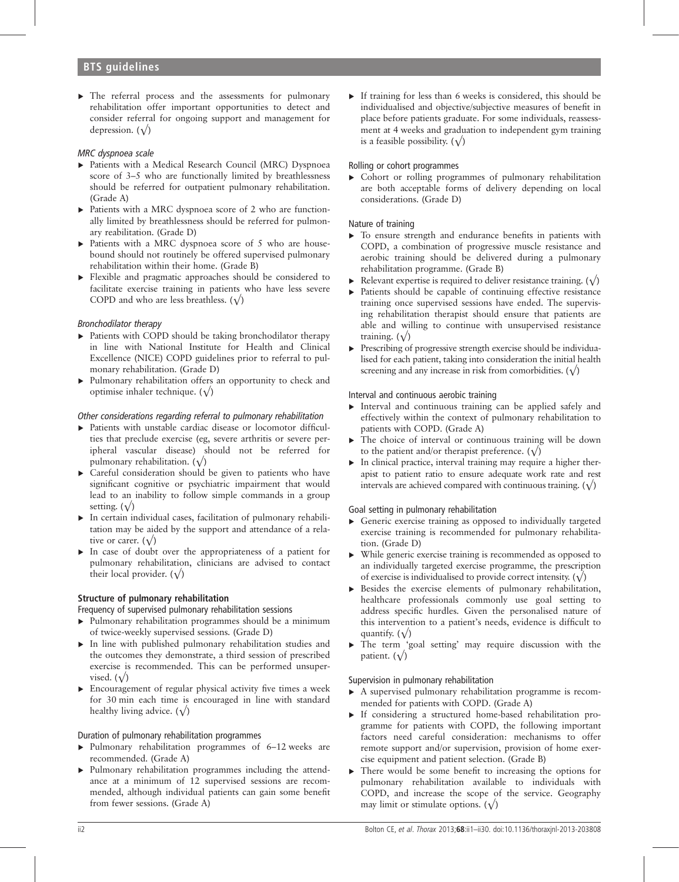- The referral process and the assessments for pulmonary rehabilitation offer important opportunities to detect and consider referral for ongoing support and management for depression. (√)

*MRC dyspnoea scale*

- Patients with a Medical Research Council (MRC) Dyspnoea score of 3–5 who are functionally limited by breathlessness should be referred for outpatient pulmonary rehabilitation. (Grade A)
- Patients with a MRC dyspnoea score of 2 who are functionally limited by breathlessness should be referred for pulmonary reabilitation. (Grade D)
- Patients with a MRC dyspnoea score of 5 who are housebound should not routinely be offered supervised pulmonary rehabilitation within their home. (Grade B)
- Flexible and pragmatic approaches should be considered to facilitate exercise training in patients who have less severe COPD and who are less breathless. (√)

*Bronchodilator therapy*

- Patients with COPD should be taking bronchodilator therapy in line with National Institute for Health and Clinical Excellence (NICE) COPD guidelines prior to referral to pulmonary rehabilitation. (Grade D)
- Pulmonary rehabilitation offers an opportunity to check and optimise inhaler technique. (√)

*Other considerations regarding referral to pulmonary rehabilitation*

- Patients with unstable cardiac disease or locomotor difficulties that preclude exercise (eg, severe arthritis or severe peripheral vascular disease) should not be referred for pulmonary rehabilitation. (√)
- Careful consideration should be given to patients who have significant cognitive or psychiatric impairment that would lead to an inability to follow simple commands in a group setting. (√)
- In certain individual cases, facilitation of pulmonary rehabilitation may be aided by the support and attendance of a relative or carer. (√)
- In case of doubt over the appropriateness of a patient for pulmonary rehabilitation, clinicians are advised to contact their local provider. (√)

## Structure of pulmonary rehabilitation

### Frequency of supervised pulmonary rehabilitation sessions

- Pulmonary rehabilitation programmes should be a minimum of twice-weekly supervised sessions. (Grade D)
- In line with published pulmonary rehabilitation studies and the outcomes they demonstrate, a third session of prescribed exercise is recommended. This can be performed unsupervised. (√)
- Encouragement of regular physical activity five times a week for 30 min each time is encouraged in line with standard healthy living advice. (√)

### Duration of pulmonary rehabilitation programmes

- Pulmonary rehabilitation programmes of 6–12 weeks are recommended. (Grade A)
- Pulmonary rehabilitation programmes including the attendance at a minimum of 12 supervised sessions are recommended, although individual patients can gain some benefit from fewer sessions. (Grade A)
- If training for less than 6 weeks is considered, this should be individualised and objective/subjective measures of benefit in place before patients graduate. For some individuals, reassessment at 4 weeks and graduation to independent gym training is a feasible possibility. (√)

### Rolling or cohort programmes

- Cohort or rolling programmes of pulmonary rehabilitation are both acceptable forms of delivery depending on local considerations. (Grade D)

### Nature of training

- To ensure strength and endurance benefits in patients with COPD, a combination of progressive muscle resistance and aerobic training should be delivered during a pulmonary rehabilitation programme. (Grade B)
- Relevant expertise is required to deliver resistance training. (√)
- Patients should be capable of continuing effective resistance training once supervised sessions have ended. The supervising rehabilitation therapist should ensure that patients are able and willing to continue with unsupervised resistance training. (√)
- Prescribing of progressive strength exercise should be individualised for each patient, taking into consideration the initial health screening and any increase in risk from comorbidities. (√)

### Interval and continuous aerobic training

- Interval and continuous training can be applied safely and effectively within the context of pulmonary rehabilitation to patients with COPD. (Grade A)
- The choice of interval or continuous training will be down to the patient and/or therapist preference. (√)
- In clinical practice, interval training may require a higher therapist to patient ratio to ensure adequate work rate and rest intervals are achieved compared with continuous training. (√)

### Goal setting in pulmonary rehabilitation

- Generic exercise training as opposed to individually targeted exercise training is recommended for pulmonary rehabilitation. (Grade D)
- While generic exercise training is recommended as opposed to an individually targeted exercise programme, the prescription of exercise is individualised to provide correct intensity. (√)
- Besides the exercise elements of pulmonary rehabilitation, healthcare professionals commonly use goal setting to address specific hurdles. Given the personalised nature of this intervention to a patient's needs, evidence is difficult to quantify. (√)
- The term 'goal setting' may require discussion with the patient. (√)

### Supervision in pulmonary rehabilitation

- A supervised pulmonary rehabilitation programme is recommended for patients with COPD. (Grade A)
- If considering a structured home-based rehabilitation programme for patients with COPD, the following important factors need careful consideration: mechanisms to offer remote support and/or supervision, provision of home exercise equipment and patient selection. (Grade B)
- There would be some benefit to increasing the options for pulmonary rehabilitation available to individuals with COPD, and increase the scope of the service. Geography may limit or stimulate options. (√)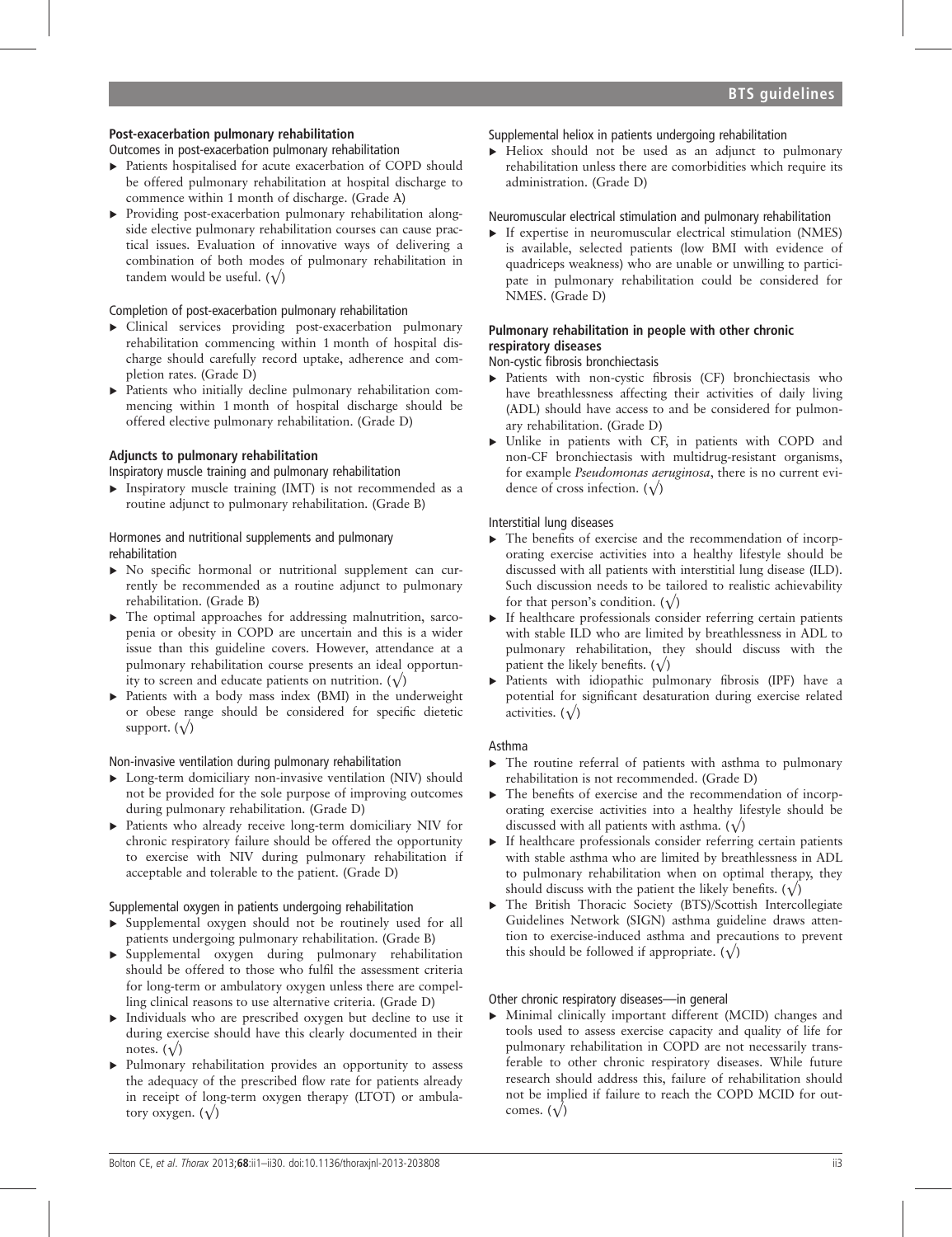### Post-exacerbation pulmonary rehabilitation

#### Outcomes in post-exacerbation pulmonary rehabilitation

- Patients hospitalised for acute exacerbation of COPD should be offered pulmonary rehabilitation at hospital discharge to commence within 1 month of discharge. (Grade A)
- Providing post-exacerbation pulmonary rehabilitation alongside elective pulmonary rehabilitation courses can cause practical issues. Evaluation of innovative ways of delivering a combination of both modes of pulmonary rehabilitation in tandem would be useful. (√)

#### Completion of post-exacerbation pulmonary rehabilitation

- Clinical services providing post-exacerbation pulmonary rehabilitation commencing within 1 month of hospital discharge should carefully record uptake, adherence and completion rates. (Grade D)
- Patients who initially decline pulmonary rehabilitation commencing within 1 month of hospital discharge should be offered elective pulmonary rehabilitation. (Grade D)

### Adjuncts to pulmonary rehabilitation

#### Inspiratory muscle training and pulmonary rehabilitation

- Inspiratory muscle training (IMT) is not recommended as a routine adjunct to pulmonary rehabilitation. (Grade B)

#### Hormones and nutritional supplements and pulmonary rehabilitation

- No specific hormonal or nutritional supplement can currently be recommended as a routine adjunct to pulmonary rehabilitation. (Grade B)
- The optimal approaches for addressing malnutrition, sarcopenia or obesity in COPD are uncertain and this is a wider issue than this guideline covers. However, attendance at a pulmonary rehabilitation course presents an ideal opportunity to screen and educate patients on nutrition. (√)
- Patients with a body mass index (BMI) in the underweight or obese range should be considered for specific dietetic support. (√)

#### Non-invasive ventilation during pulmonary rehabilitation

- Long-term domiciliary non-invasive ventilation (NIV) should not be provided for the sole purpose of improving outcomes during pulmonary rehabilitation. (Grade D)
- Patients who already receive long-term domiciliary NIV for chronic respiratory failure should be offered the opportunity to exercise with NIV during pulmonary rehabilitation if acceptable and tolerable to the patient. (Grade D)

#### Supplemental oxygen in patients undergoing rehabilitation

- Supplemental oxygen should not be routinely used for all patients undergoing pulmonary rehabilitation. (Grade B)
- Supplemental oxygen during pulmonary rehabilitation should be offered to those who fulfil the assessment criteria for long-term or ambulatory oxygen unless there are compelling clinical reasons to use alternative criteria. (Grade D)
- Individuals who are prescribed oxygen but decline to use it during exercise should have this clearly documented in their notes. (√)
- Pulmonary rehabilitation provides an opportunity to assess the adequacy of the prescribed flow rate for patients already in receipt of long-term oxygen therapy (LTOT) or ambulatory oxygen. (√)

#### Supplemental heliox in patients undergoing rehabilitation

- Heliox should not be used as an adjunct to pulmonary rehabilitation unless there are comorbidities which require its administration. (Grade D)

#### Neuromuscular electrical stimulation and pulmonary rehabilitation

- If expertise in neuromuscular electrical stimulation (NMES) is available, selected patients (low BMI with evidence of quadriceps weakness) who are unable or unwilling to participate in pulmonary rehabilitation could be considered for NMES. (Grade D)

### Pulmonary rehabilitation in people with other chronic respiratory diseases

#### Non-cystic fibrosis bronchiectasis

- Patients with non-cystic fibrosis (CF) bronchiectasis who have breathlessness affecting their activities of daily living (ADL) should have access to and be considered for pulmonary rehabilitation. (Grade D)
- Unlike in patients with CF, in patients with COPD and non-CF bronchiectasis with multidrug-resistant organisms, for example *Pseudomonas aeruginosa*, there is no current evidence of cross infection. (√)

#### Interstitial lung diseases

- The benefits of exercise and the recommendation of incorporating exercise activities into a healthy lifestyle should be discussed with all patients with interstitial lung disease (ILD). Such discussion needs to be tailored to realistic achievability for that person's condition. (√)
- If healthcare professionals consider referring certain patients with stable ILD who are limited by breathlessness in ADL to pulmonary rehabilitation, they should discuss with the patient the likely benefits. (√)
- Patients with idiopathic pulmonary fibrosis (IPF) have a potential for significant desaturation during exercise related activities. (√)

#### Asthma

- The routine referral of patients with asthma to pulmonary rehabilitation is not recommended. (Grade D)
- The benefits of exercise and the recommendation of incorporating exercise activities into a healthy lifestyle should be discussed with all patients with asthma. (√)
- If healthcare professionals consider referring certain patients with stable asthma who are limited by breathlessness in ADL to pulmonary rehabilitation when on optimal therapy, they should discuss with the patient the likely benefits. (√)
- The British Thoracic Society (BTS)/Scottish Intercollegiate Guidelines Network (SIGN) asthma guideline draws attention to exercise-induced asthma and precautions to prevent this should be followed if appropriate. (√)

#### Other chronic respiratory diseases—in general

- Minimal clinically important different (MCID) changes and tools used to assess exercise capacity and quality of life for pulmonary rehabilitation in COPD are not necessarily transferable to other chronic respiratory diseases. While future research should address this, failure of rehabilitation should not be implied if failure to reach the COPD MCID for outcomes. (√)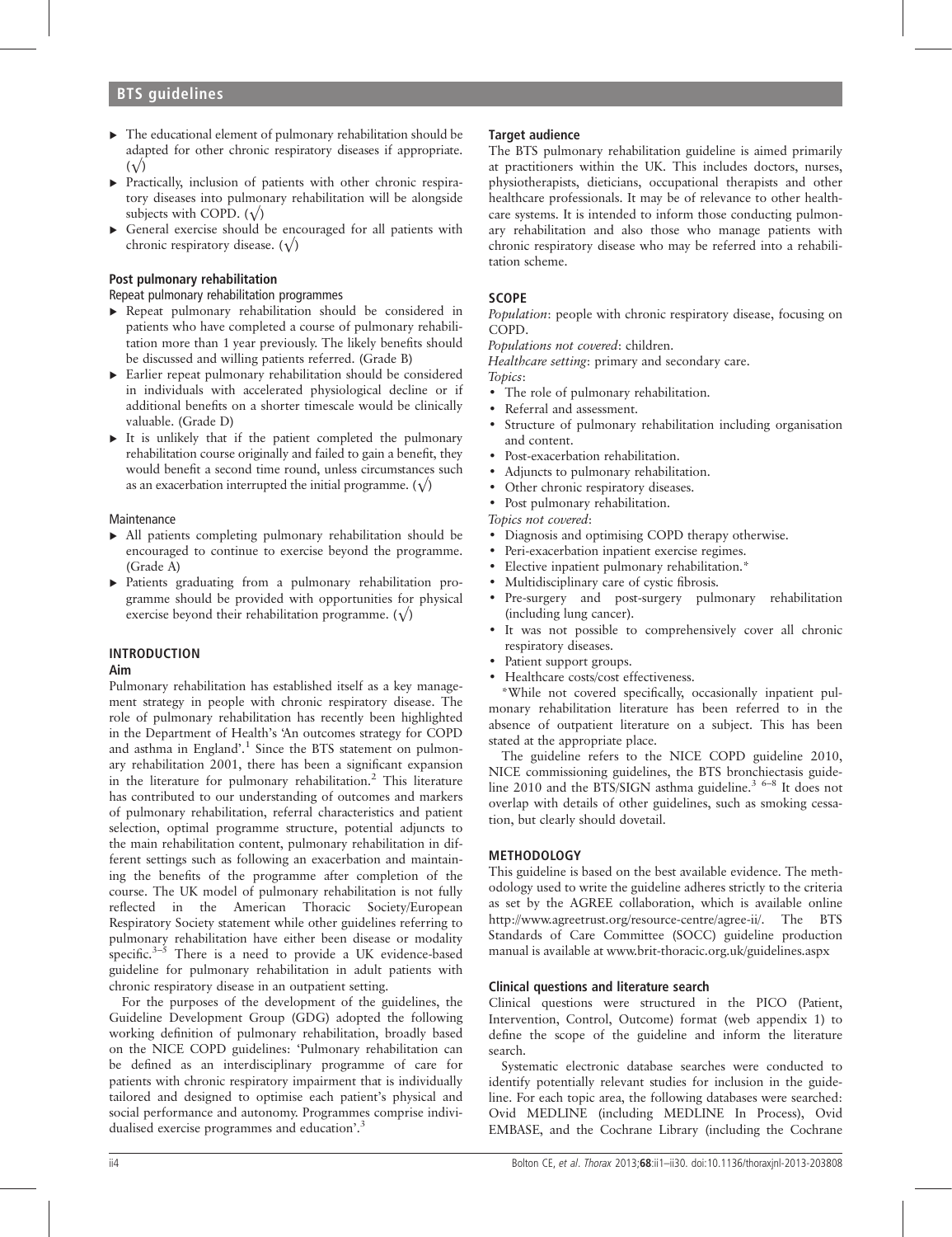- The educational element of pulmonary rehabilitation should be adapted for other chronic respiratory diseases if appropriate. (√)
- Practically, inclusion of patients with other chronic respiratory diseases into pulmonary rehabilitation will be alongside subjects with COPD. (√)
- General exercise should be encouraged for all patients with chronic respiratory disease. (√)

### Post pulmonary rehabilitation

#### Repeat pulmonary rehabilitation programmes

- Repeat pulmonary rehabilitation should be considered in patients who have completed a course of pulmonary rehabilitation more than 1 year previously. The likely benefits should be discussed and willing patients referred. (Grade B)
- Earlier repeat pulmonary rehabilitation should be considered in individuals with accelerated physiological decline or if additional benefits on a shorter timescale would be clinically valuable. (Grade D)
- It is unlikely that if the patient completed the pulmonary rehabilitation course originally and failed to gain a benefit, they would benefit a second time round, unless circumstances such as an exacerbation interrupted the initial programme. (√)

#### Maintenance

- All patients completing pulmonary rehabilitation should be encouraged to continue to exercise beyond the programme. (Grade A)
- Patients graduating from a pulmonary rehabilitation programme should be provided with opportunities for physical exercise beyond their rehabilitation programme. (√)

## INTRODUCTION

### Aim

Pulmonary rehabilitation has established itself as a key management strategy in people with chronic respiratory disease. The role of pulmonary rehabilitation has recently been highlighted in the Department of Health's 'An outcomes strategy for COPD and asthma in England'.[1] Since the BTS statement on pulmonary rehabilitation 2001, there has been a significant expansion in the literature for pulmonary rehabilitation.[2] This literature has contributed to our understanding of outcomes and markers of pulmonary rehabilitation, referral characteristics and patient selection, optimal programme structure, potential adjuncts to the main rehabilitation content, pulmonary rehabilitation in different settings such as following an exacerbation and maintaining the benefits of the programme after completion of the course. The UK model of pulmonary rehabilitation is not fully reflected in the American Thoracic Society/European Respiratory Society statement while other guidelines referring to pulmonary rehabilitation have either been disease or modality specific.[3–5] There is a need to provide a UK evidence-based guideline for pulmonary rehabilitation in adult patients with chronic respiratory disease in an outpatient setting.

For the purposes of the development of the guidelines, the Guideline Development Group (GDG) adopted the following working definition of pulmonary rehabilitation, broadly based on the NICE COPD guidelines: 'Pulmonary rehabilitation can be defined as an interdisciplinary programme of care for patients with chronic respiratory impairment that is individually tailored and designed to optimise each patient's physical and social performance and autonomy. Programmes comprise individualised exercise programmes and education'.[3]

### Target audience

The BTS pulmonary rehabilitation guideline is aimed primarily at practitioners within the UK. This includes doctors, nurses, physiotherapists, dieticians, occupational therapists and other healthcare professionals. It may be of relevance to other healthcare systems. It is intended to inform those conducting pulmonary rehabilitation and also those who manage patients with chronic respiratory disease who may be referred into a rehabilitation scheme.

## SCOPE

*Population*: people with chronic respiratory disease, focusing on COPD.

*Populations not covered*: children.

*Healthcare setting*: primary and secondary care.

*Topics*:

- The role of pulmonary rehabilitation.
- Referral and assessment.
- Structure of pulmonary rehabilitation including organisation and content.
- Post-exacerbation rehabilitation.
- Adjuncts to pulmonary rehabilitation.
- Other chronic respiratory diseases.
- Post pulmonary rehabilitation.

*Topics not covered*:

- Diagnosis and optimising COPD therapy otherwise.
- Peri-exacerbation inpatient exercise regimes.
- Elective inpatient pulmonary rehabilitation.*
- Multidisciplinary care of cystic fibrosis.
- Pre-surgery and post-surgery pulmonary rehabilitation (including lung cancer).
- It was not possible to comprehensively cover all chronic respiratory diseases.
- Patient support groups.
- Healthcare costs/cost effectiveness.

*While not covered specifically, occasionally inpatient pulmonary rehabilitation literature has been referred to in the absence of outpatient literature on a subject. This has been stated at the appropriate place.

The guideline refers to the NICE COPD guideline 2010, NICE commissioning guidelines, the BTS bronchiectasis guideline 2010 and the BTS/SIGN asthma guideline.[3 6–8] It does not overlap with details of other guidelines, such as smoking cessation, but clearly should dovetail.

## METHODOLOGY

This guideline is based on the best available evidence. The methodology used to write the guideline adheres strictly to the criteria as set by the AGREE collaboration, which is available online http://www.agreetrust.org/resource-centre/agree-ii/. The BTS Standards of Care Committee (SOCC) guideline production manual is available at www.brit-thoracic.org.uk/guidelines.aspx

### Clinical questions and literature search

Clinical questions were structured in the PICO (Patient, Intervention, Control, Outcome) format (web appendix 1) to define the scope of the guideline and inform the literature search.

Systematic electronic database searches were conducted to identify potentially relevant studies for inclusion in the guideline. For each topic area, the following databases were searched: Ovid MEDLINE (including MEDLINE In Process), Ovid EMBASE, and the Cochrane Library (including the Cochrane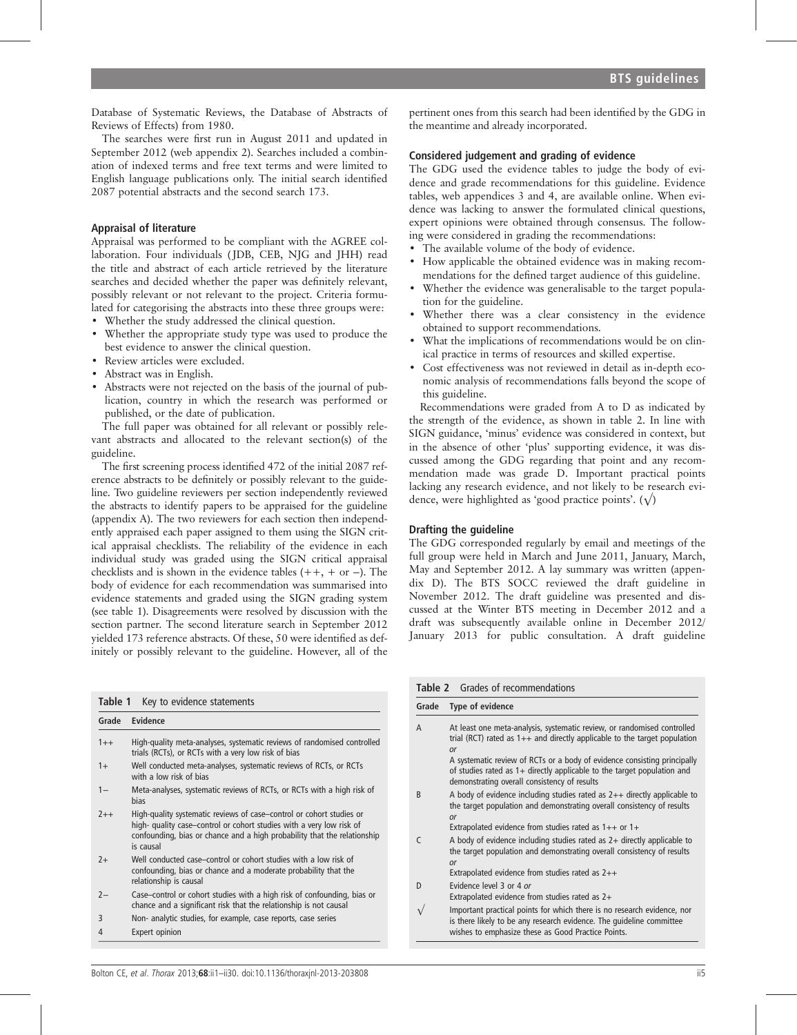Database of Systematic Reviews, the Database of Abstracts of Reviews of Effects) from 1980.

The searches were first run in August 2011 and updated in September 2012 (web appendix 2). Searches included a combination of indexed terms and free text terms and were limited to English language publications only. The initial search identified 2087 potential abstracts and the second search 173.

### Appraisal of literature

Appraisal was performed to be compliant with the AGREE collaboration. Four individuals (JDB, CEB, NJG and JHH) read the title and abstract of each article retrieved by the literature searches and decided whether the paper was definitely relevant, possibly relevant or not relevant to the project. Criteria formulated for categorising the abstracts into these three groups were:

- Whether the study addressed the clinical question.
- Whether the appropriate study type was used to produce the best evidence to answer the clinical question.
- Review articles were excluded.
- Abstract was in English.
- Abstracts were not rejected on the basis of the journal of publication, country in which the research was performed or published, or the date of publication.

The full paper was obtained for all relevant or possibly relevant abstracts and allocated to the relevant section(s) of the guideline.

The first screening process identified 472 of the initial 2087 reference abstracts to be definitely or possibly relevant to the guideline. Two guideline reviewers per section independently reviewed the abstracts to identify papers to be appraised for the guideline (appendix A). The two reviewers for each section then independently appraised each paper assigned to them using the SIGN critical appraisal checklists. The reliability of the evidence in each individual study was graded using the SIGN critical appraisal checklists and is shown in the evidence tables (++, + or −). The body of evidence for each recommendation was summarised into evidence statements and graded using the SIGN grading system (see table 1). Disagreements were resolved by discussion with the section partner. The second literature search in September 2012 yielded 173 reference abstracts. Of these, 50 were identified as definitely or possibly relevant to the guideline. However, all of the pertinent ones from this search had been identified by the GDG in the meantime and already incorporated.

### Considered judgement and grading of evidence

The GDG used the evidence tables to judge the body of evidence and grade recommendations for this guideline. Evidence tables, web appendices 3 and 4, are available online. When evidence was lacking to answer the formulated clinical questions, expert opinions were obtained through consensus. The following were considered in grading the recommendations:

- The available volume of the body of evidence.
- How applicable the obtained evidence was in making recommendations for the defined target audience of this guideline.
- Whether the evidence was generalisable to the target population for the guideline.
- Whether there was a clear consistency in the evidence obtained to support recommendations.
- What the implications of recommendations would be on clinical practice in terms of resources and skilled expertise.
- Cost effectiveness was not reviewed in detail as in-depth economic analysis of recommendations falls beyond the scope of this guideline.

Recommendations were graded from A to D as indicated by the strength of the evidence, as shown in table 2. In line with SIGN guidance, 'minus' evidence was considered in context, but in the absence of other 'plus' supporting evidence, it was discussed among the GDG regarding that point and any recommendation made was grade D. Important practical points lacking any research evidence, and not likely to be research evidence, were highlighted as 'good practice points'. (√)

### Drafting the guideline

The GDG corresponded regularly by email and meetings of the full group were held in March and June 2011, January, March, May and September 2012. A lay summary was written (appendix D). The BTS SOCC reviewed the draft guideline in November 2012. The draft guideline was presented and discussed at the Winter BTS meeting in December 2012 and a draft was subsequently available online in December 2012/ January 2013 for public consultation. A draft guideline

**Table 1** Key to evidence statements

| Grade | Evidence |
|---|---|
| 1++ | High-quality meta-analyses, systematic reviews of randomised controlled trials (RCTs), or RCTs with a very low risk of bias |
| 1+ | Well conducted meta-analyses, systematic reviews of RCTs, or RCTs with a low risk of bias |
| 1− | Meta-analyses, systematic reviews of RCTs, or RCTs with a high risk of bias |
| 2++ | High-quality systematic reviews of case–control or cohort studies or high- quality case–control or cohort studies with a very low risk of confounding, bias or chance and a high probability that the relationship is causal |
| 2+ | Well conducted case–control or cohort studies with a low risk of confounding, bias or chance and a moderate probability that the relationship is causal |
| 2− | Case–control or cohort studies with a high risk of confounding, bias or chance and a significant risk that the relationship is not causal |
| 3 | Non- analytic studies, for example, case reports, case series |
| 4 | Expert opinion |

**Table 2** Grades of recommendations

| Grade | Type of evidence |
|---|---|
| A | At least one meta-analysis, systematic review, or randomised controlled trial (RCT) rated as 1++ and directly applicable to the target population *or* A systematic review of RCTs or a body of evidence consisting principally of studies rated as 1+ directly applicable to the target population and demonstrating overall consistency of results |
| B | A body of evidence including studies rated as 2++ directly applicable to the target population and demonstrating overall consistency of results *or* Extrapolated evidence from studies rated as 1++ or 1+ |
| C | A body of evidence including studies rated as 2+ directly applicable to the target population and demonstrating overall consistency of results *or* Extrapolated evidence from studies rated as 2++ |
| D | Evidence level 3 or 4 *or* Extrapolated evidence from studies rated as 2+ |
| √ | Important practical points for which there is no research evidence, nor is there likely to be any research evidence. The guideline committee wishes to emphasize these as Good Practice Points. |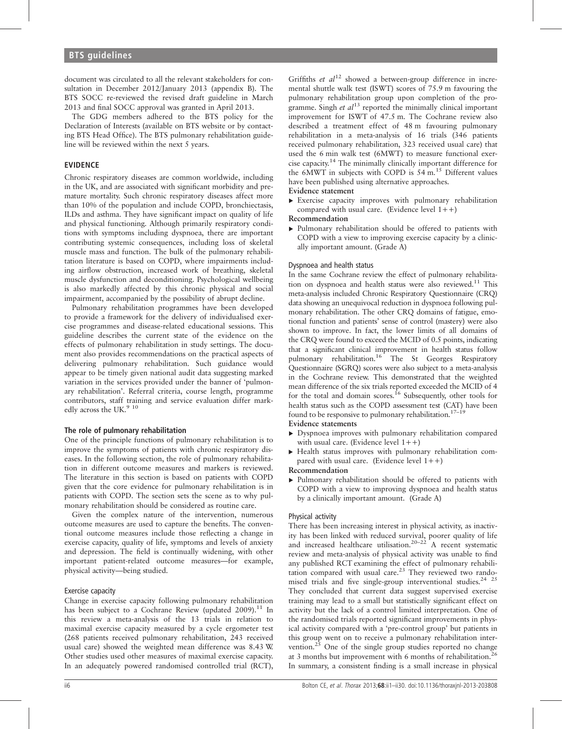document was circulated to all the relevant stakeholders for consultation in December 2012/January 2013 (appendix B). The BTS SOCC re-reviewed the revised draft guideline in March 2013 and final SOCC approval was granted in April 2013.

The GDG members adhered to the BTS policy for the Declaration of Interests (available on BTS website or by contacting BTS Head Office). The BTS pulmonary rehabilitation guideline will be reviewed within the next 5 years.

## EVIDENCE

Chronic respiratory diseases are common worldwide, including in the UK, and are associated with significant morbidity and premature mortality. Such chronic respiratory diseases affect more than 10% of the population and include COPD, bronchiectasis, ILDs and asthma. They have significant impact on quality of life and physical functioning. Although primarily respiratory conditions with symptoms including dyspnoea, there are important contributing systemic consequences, including loss of skeletal muscle mass and function. The bulk of the pulmonary rehabilitation literature is based on COPD, where impairments including airflow obstruction, increased work of breathing, skeletal muscle dysfunction and deconditioning. Psychological wellbeing is also markedly affected by this chronic physical and social impairment, accompanied by the possibility of abrupt decline.

Pulmonary rehabilitation programmes have been developed to provide a framework for the delivery of individualised exercise programmes and disease-related educational sessions. This guideline describes the current state of the evidence on the effects of pulmonary rehabilitation in study settings. The document also provides recommendations on the practical aspects of delivering pulmonary rehabilitation. Such guidance would appear to be timely given national audit data suggesting marked variation in the services provided under the banner of 'pulmonary rehabilitation'. Referral criteria, course length, programme contributors, staff training and service evaluation differ markedly across the UK.[9 10]

### The role of pulmonary rehabilitation

One of the principle functions of pulmonary rehabilitation is to improve the symptoms of patients with chronic respiratory diseases. In the following section, the role of pulmonary rehabilitation in different outcome measures and markers is reviewed. The literature in this section is based on patients with COPD given that the core evidence for pulmonary rehabilitation is in patients with COPD. The section sets the scene as to why pulmonary rehabilitation should be considered as routine care.

Given the complex nature of the intervention, numerous outcome measures are used to capture the benefits. The conventional outcome measures include those reflecting a change in exercise capacity, quality of life, symptoms and levels of anxiety and depression. The field is continually widening, with other important patient-related outcome measures—for example, physical activity—being studied.

#### Exercise capacity

Change in exercise capacity following pulmonary rehabilitation has been subject to a Cochrane Review (updated 2009).[11] In this review a meta-analysis of the 13 trials in relation to maximal exercise capacity measured by a cycle ergometer test (268 patients received pulmonary rehabilitation, 243 received usual care) showed the weighted mean difference was 8.43 W. Other studies used other measures of maximal exercise capacity. In an adequately powered randomised controlled trial (RCT), Griffiths *et al*[12] showed a between-group difference in incremental shuttle walk test (ISWT) scores of 75.9 m favouring the pulmonary rehabilitation group upon completion of the programme. Singh *et al*[13] reported the minimally clinical important improvement for ISWT of 47.5 m. The Cochrane review also described a treatment effect of 48 m favouring pulmonary rehabilitation in a meta-analysis of 16 trials (346 patients received pulmonary rehabilitation, 323 received usual care) that used the 6 min walk test (6MWT) to measure functional exercise capacity.[14] The minimally clinically important difference for the 6MWT in subjects with COPD is 54 m.[15] Different values have been published using alternative approaches.

**Evidence statement**

- Exercise capacity improves with pulmonary rehabilitation compared with usual care. (Evidence level 1++)

**Recommendation**

- Pulmonary rehabilitation should be offered to patients with COPD with a view to improving exercise capacity by a clinically important amount. (Grade A)

#### Dyspnoea and health status

In the same Cochrane review the effect of pulmonary rehabilitation on dyspnoea and health status were also reviewed.[11] This meta-analysis included Chronic Respiratory Questionnaire (CRQ) data showing an unequivocal reduction in dyspnoea following pulmonary rehabilitation. The other CRQ domains of fatigue, emotional function and patients' sense of control (mastery) were also shown to improve. In fact, the lower limits of all domains of the CRQ were found to exceed the MCID of 0.5 points, indicating that a significant clinical improvement in health status follow pulmonary rehabilitation.[16] The St Georges Respiratory Questionnaire (SGRQ) scores were also subject to a meta-analysis in the Cochrane review. This demonstrated that the weighted mean difference of the six trials reported exceeded the MCID of 4 for the total and domain scores.[16] Subsequently, other tools for health status such as the COPD assessment test (CAT) have been found to be responsive to pulmonary rehabilitation.[17–19]

**Evidence statements**

- Dyspnoea improves with pulmonary rehabilitation compared with usual care. (Evidence level 1++)
- Health status improves with pulmonary rehabilitation compared with usual care. (Evidence level 1++)

**Recommendation**

- Pulmonary rehabilitation should be offered to patients with COPD with a view to improving dyspnoea and health status by a clinically important amount. (Grade A)

#### Physical activity

There has been increasing interest in physical activity, as inactivity has been linked with reduced survival, poorer quality of life and increased healthcare utilisation.[20–22] A recent systematic review and meta-analysis of physical activity was unable to find any published RCT examining the effect of pulmonary rehabilitation compared with usual care.[23] They reviewed two randomised trials and five single-group interventional studies.[24 25] They concluded that current data suggest supervised exercise training may lead to a small but statistically significant effect on activity but the lack of a control limited interpretation. One of the randomised trials reported significant improvements in physical activity compared with a 'pre-control group' but patients in this group went on to receive a pulmonary rehabilitation intervention.[25] One of the single group studies reported no change at 3 months but improvement with 6 months of rehabilitation.[26] In summary, a consistent finding is a small increase in physical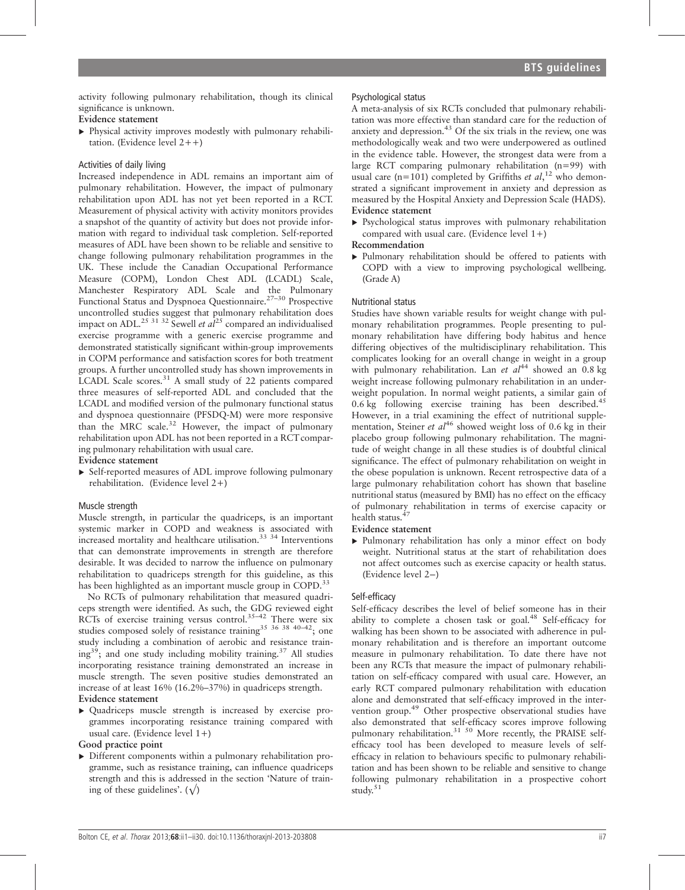activity following pulmonary rehabilitation, though its clinical significance is unknown.

**Evidence statement**

- Physical activity improves modestly with pulmonary rehabilitation. (Evidence level 2++)

### Activities of daily living

Increased independence in ADL remains an important aim of pulmonary rehabilitation. However, the impact of pulmonary rehabilitation upon ADL has not yet been reported in a RCT. Measurement of physical activity with activity monitors provides a snapshot of the quantity of activity but does not provide information with regard to individual task completion. Self-reported measures of ADL have been shown to be reliable and sensitive to change following pulmonary rehabilitation programmes in the UK. These include the Canadian Occupational Performance Measure (COPM), London Chest ADL (LCADL) Scale, Manchester Respiratory ADL Scale and the Pulmonary Functional Status and Dyspnoea Questionnaire.[27–30] Prospective uncontrolled studies suggest that pulmonary rehabilitation does impact on ADL.[25 31 32] Sewell *et al*[25] compared an individualised exercise programme with a generic exercise programme and demonstrated statistically significant within-group improvements in COPM performance and satisfaction scores for both treatment groups. A further uncontrolled study has shown improvements in LCADL Scale scores.[31] A small study of 22 patients compared three measures of self-reported ADL and concluded that the LCADL and modified version of the pulmonary functional status and dyspnoea questionnaire (PFSDQ-M) were more responsive than the MRC scale.[32] However, the impact of pulmonary rehabilitation upon ADL has not been reported in a RCT comparing pulmonary rehabilitation with usual care.

**Evidence statement**

- Self-reported measures of ADL improve following pulmonary rehabilitation. (Evidence level 2+)

### Muscle strength

Muscle strength, in particular the quadriceps, is an important systemic marker in COPD and weakness is associated with increased mortality and healthcare utilisation.[33 34] Interventions that can demonstrate improvements in strength are therefore desirable. It was decided to narrow the influence on pulmonary rehabilitation to quadriceps strength for this guideline, as this has been highlighted as an important muscle group in COPD.[33]

No RCTs of pulmonary rehabilitation that measured quadriceps strength were identified. As such, the GDG reviewed eight RCTs of exercise training versus control.[35–42] There were six studies composed solely of resistance training[35 36 38 40–42]; one study including a combination of aerobic and resistance training[39]; and one study including mobility training.[37] All studies incorporating resistance training demonstrated an increase in muscle strength. The seven positive studies demonstrated an increase of at least 16% (16.2%–37%) in quadriceps strength.

**Evidence statement**

- Quadriceps muscle strength is increased by exercise programmes incorporating resistance training compared with usual care. (Evidence level 1+)

**Good practice point**

- Different components within a pulmonary rehabilitation programme, such as resistance training, can influence quadriceps strength and this is addressed in the section 'Nature of training of these guidelines'. ($\surd$)

### Psychological status

A meta-analysis of six RCTs concluded that pulmonary rehabilitation was more effective than standard care for the reduction of anxiety and depression.[43] Of the six trials in the review, one was methodologically weak and two were underpowered as outlined in the evidence table. However, the strongest data were from a large RCT comparing pulmonary rehabilitation (n=99) with usual care (n=101) completed by Griffiths *et al*,[12] who demonstrated a significant improvement in anxiety and depression as measured by the Hospital Anxiety and Depression Scale (HADS).

**Evidence statement**

- Psychological status improves with pulmonary rehabilitation compared with usual care. (Evidence level 1+)

**Recommendation**

- Pulmonary rehabilitation should be offered to patients with COPD with a view to improving psychological wellbeing. (Grade A)

### Nutritional status

Studies have shown variable results for weight change with pulmonary rehabilitation programmes. People presenting to pulmonary rehabilitation have differing body habitus and hence differing objectives of the multidisciplinary rehabilitation. This complicates looking for an overall change in weight in a group with pulmonary rehabilitation. Lan *et al*[44] showed an 0.8 kg weight increase following pulmonary rehabilitation in an underweight population. In normal weight patients, a similar gain of 0.6 kg following exercise training has been described.[45] However, in a trial examining the effect of nutritional supplementation, Steiner *et al*[46] showed weight loss of 0.6 kg in their placebo group following pulmonary rehabilitation. The magnitude of weight change in all these studies is of doubtful clinical significance. The effect of pulmonary rehabilitation on weight in the obese population is unknown. Recent retrospective data of a large pulmonary rehabilitation cohort has shown that baseline nutritional status (measured by BMI) has no effect on the efficacy of pulmonary rehabilitation in terms of exercise capacity or health status.[47]

**Evidence statement**

- Pulmonary rehabilitation has only a minor effect on body weight. Nutritional status at the start of rehabilitation does not affect outcomes such as exercise capacity or health status. (Evidence level 2−)

### Self-efficacy

Self-efficacy describes the level of belief someone has in their ability to complete a chosen task or goal.[48] Self-efficacy for walking has been shown to be associated with adherence in pulmonary rehabilitation and is therefore an important outcome measure in pulmonary rehabilitation. To date there have not been any RCTs that measure the impact of pulmonary rehabilitation on self-efficacy compared with usual care. However, an early RCT compared pulmonary rehabilitation with education alone and demonstrated that self-efficacy improved in the intervention group.[49] Other prospective observational studies have also demonstrated that self-efficacy scores improve following pulmonary rehabilitation.[31 50] More recently, the PRAISE self-efficacy tool has been developed to measure levels of self-efficacy in relation to behaviours specific to pulmonary rehabilitation and has been shown to be reliable and sensitive to change following pulmonary rehabilitation in a prospective cohort study.[51]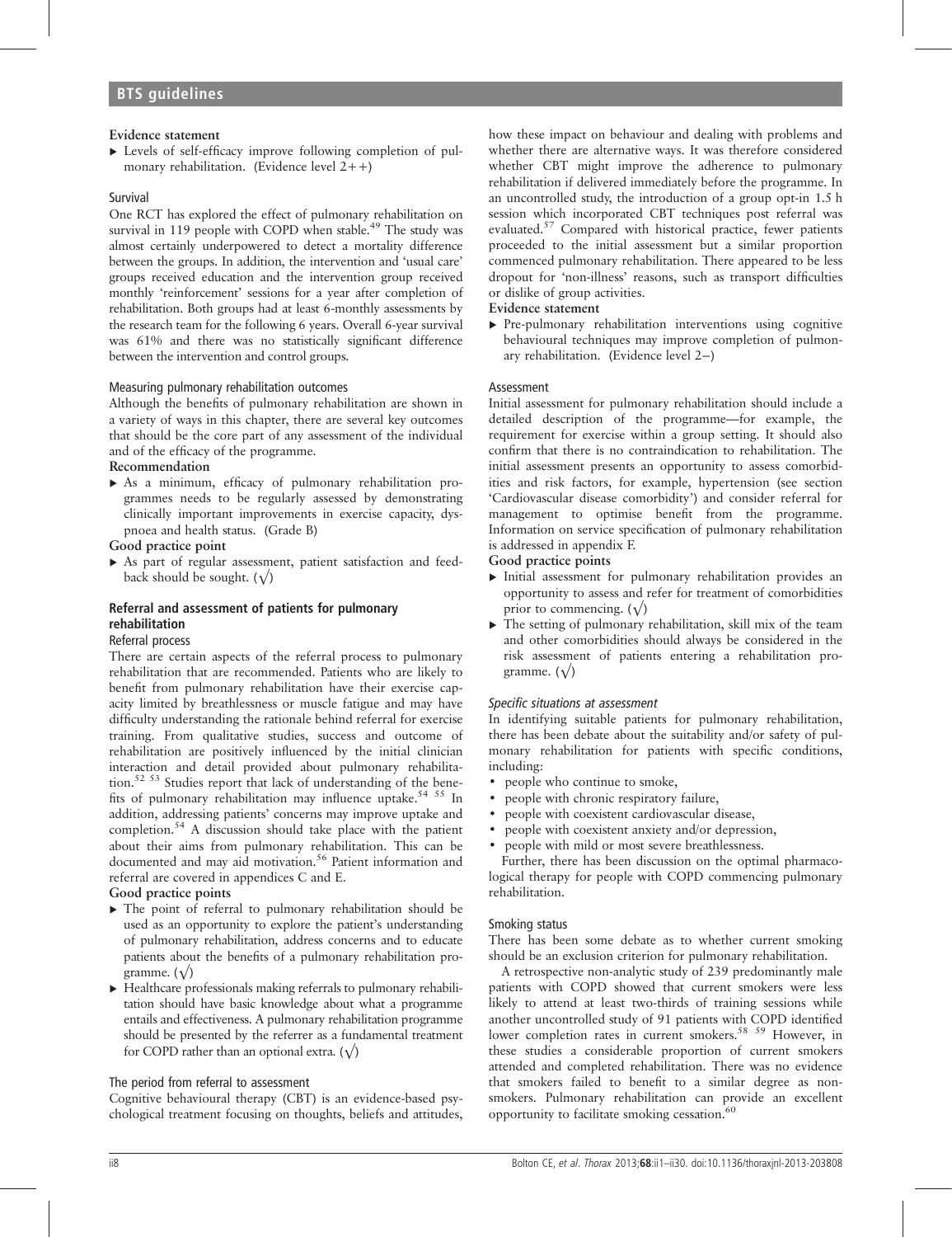**Evidence statement**

- Levels of self-efficacy improve following completion of pulmonary rehabilitation. (Evidence level 2++)

### Survival

One RCT has explored the effect of pulmonary rehabilitation on survival in 119 people with COPD when stable.[49] The study was almost certainly underpowered to detect a mortality difference between the groups. In addition, the intervention and 'usual care' groups received education and the intervention group received monthly 'reinforcement' sessions for a year after completion of rehabilitation. Both groups had at least 6-monthly assessments by the research team for the following 6 years. Overall 6-year survival was 61% and there was no statistically significant difference between the intervention and control groups.

### Measuring pulmonary rehabilitation outcomes

Although the benefits of pulmonary rehabilitation are shown in a variety of ways in this chapter, there are several key outcomes that should be the core part of any assessment of the individual and of the efficacy of the programme.

**Recommendation**

- As a minimum, efficacy of pulmonary rehabilitation programmes needs to be regularly assessed by demonstrating clinically important improvements in exercise capacity, dyspnoea and health status. (Grade B)

**Good practice point**

- As part of regular assessment, patient satisfaction and feedback should be sought. (√)

## Referral and assessment of patients for pulmonary rehabilitation

### Referral process

There are certain aspects of the referral process to pulmonary rehabilitation that are recommended. Patients who are likely to benefit from pulmonary rehabilitation have their exercise capacity limited by breathlessness or muscle fatigue and may have difficulty understanding the rationale behind referral for exercise training. From qualitative studies, success and outcome of rehabilitation are positively influenced by the initial clinician interaction and detail provided about pulmonary rehabilitation.[52,53] Studies report that lack of understanding of the benefits of pulmonary rehabilitation may influence uptake.[54,55] In addition, addressing patients' concerns may improve uptake and completion.[54] A discussion should take place with the patient about their aims from pulmonary rehabilitation. This can be documented and may aid motivation.[56] Patient information and referral are covered in appendices C and E.

**Good practice points**

- The point of referral to pulmonary rehabilitation should be used as an opportunity to explore the patient's understanding of pulmonary rehabilitation, address concerns and to educate patients about the benefits of a pulmonary rehabilitation programme. (√)
- Healthcare professionals making referrals to pulmonary rehabilitation should have basic knowledge about what a programme entails and effectiveness. A pulmonary rehabilitation programme should be presented by the referrer as a fundamental treatment for COPD rather than an optional extra. (√)

### The period from referral to assessment

Cognitive behavioural therapy (CBT) is an evidence-based psychological treatment focusing on thoughts, beliefs and attitudes, how these impact on behaviour and dealing with problems and whether there are alternative ways. It was therefore considered whether CBT might improve the adherence to pulmonary rehabilitation if delivered immediately before the programme. In an uncontrolled study, the introduction of a group opt-in 1.5 h session which incorporated CBT techniques post referral was evaluated.[57] Compared with historical practice, fewer patients proceeded to the initial assessment but a similar proportion commenced pulmonary rehabilitation. There appeared to be less dropout for 'non-illness' reasons, such as transport difficulties or dislike of group activities.

**Evidence statement**

- Pre-pulmonary rehabilitation interventions using cognitive behavioural techniques may improve completion of pulmonary rehabilitation. (Evidence level 2−)

### Assessment

Initial assessment for pulmonary rehabilitation should include a detailed description of the programme—for example, the requirement for exercise within a group setting. It should also confirm that there is no contraindication to rehabilitation. The initial assessment presents an opportunity to assess comorbidities and risk factors, for example, hypertension (see section 'Cardiovascular disease comorbidity') and consider referral for management to optimise benefit from the programme. Information on service specification of pulmonary rehabilitation is addressed in appendix F.

**Good practice points**

- Initial assessment for pulmonary rehabilitation provides an opportunity to assess and refer for treatment of comorbidities prior to commencing. (√)
- The setting of pulmonary rehabilitation, skill mix of the team and other comorbidities should always be considered in the risk assessment of patients entering a rehabilitation programme. (√)

#### *Specific situations at assessment*

In identifying suitable patients for pulmonary rehabilitation, there has been debate about the suitability and/or safety of pulmonary rehabilitation for patients with specific conditions, including:

- people who continue to smoke,
- people with chronic respiratory failure,
- people with coexistent cardiovascular disease,
- people with coexistent anxiety and/or depression,
- people with mild or most severe breathlessness.

Further, there has been discussion on the optimal pharmacological therapy for people with COPD commencing pulmonary rehabilitation.

### Smoking status

There has been some debate as to whether current smoking should be an exclusion criterion for pulmonary rehabilitation.

A retrospective non-analytic study of 239 predominantly male patients with COPD showed that current smokers were less likely to attend at least two-thirds of training sessions while another uncontrolled study of 91 patients with COPD identified lower completion rates in current smokers.[58,59] However, in these studies a considerable proportion of current smokers attended and completed rehabilitation. There was no evidence that smokers failed to benefit to a similar degree as non-smokers. Pulmonary rehabilitation can provide an excellent opportunity to facilitate smoking cessation.[60]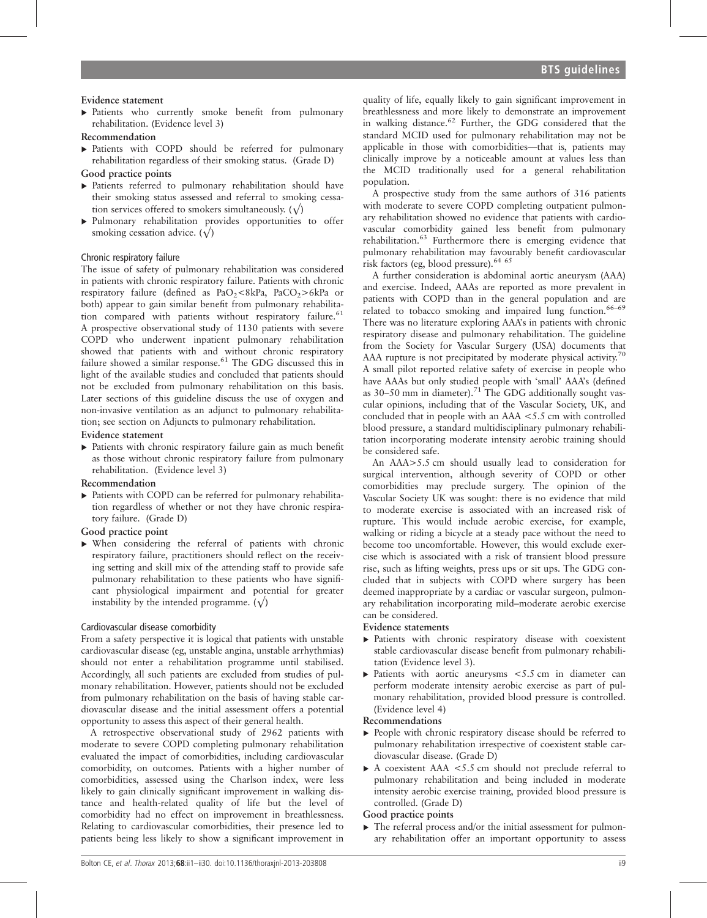**Evidence statement**

- Patients who currently smoke benefit from pulmonary rehabilitation. (Evidence level 3)

**Recommendation**

- Patients with COPD should be referred for pulmonary rehabilitation regardless of their smoking status. (Grade D)

**Good practice points**

- Patients referred to pulmonary rehabilitation should have their smoking status assessed and referral to smoking cessation services offered to smokers simultaneously. (√)
- Pulmonary rehabilitation provides opportunities to offer smoking cessation advice. (√)

### Chronic respiratory failure

The issue of safety of pulmonary rehabilitation was considered in patients with chronic respiratory failure. Patients with chronic respiratory failure (defined as $PaO_2$<8kPa, $PaCO_2$>6kPa or both) appear to gain similar benefit from pulmonary rehabilitation compared with patients without respiratory failure.[61] A prospective observational study of 1130 patients with severe COPD who underwent inpatient pulmonary rehabilitation showed that patients with and without chronic respiratory failure showed a similar response.[61] The GDG discussed this in light of the available studies and concluded that patients should not be excluded from pulmonary rehabilitation on this basis. Later sections of this guideline discuss the use of oxygen and non-invasive ventilation as an adjunct to pulmonary rehabilitation; see section on Adjuncts to pulmonary rehabilitation.

**Evidence statement**

- Patients with chronic respiratory failure gain as much benefit as those without chronic respiratory failure from pulmonary rehabilitation. (Evidence level 3)

**Recommendation**

- Patients with COPD can be referred for pulmonary rehabilitation regardless of whether or not they have chronic respiratory failure. (Grade D)

**Good practice point**

- When considering the referral of patients with chronic respiratory failure, practitioners should reflect on the receiving setting and skill mix of the attending staff to provide safe pulmonary rehabilitation to these patients who have significant physiological impairment and potential for greater instability by the intended programme. (√)

### Cardiovascular disease comorbidity

From a safety perspective it is logical that patients with unstable cardiovascular disease (eg, unstable angina, unstable arrhythmias) should not enter a rehabilitation programme until stabilised. Accordingly, all such patients are excluded from studies of pulmonary rehabilitation. However, patients should not be excluded from pulmonary rehabilitation on the basis of having stable cardiovascular disease and the initial assessment offers a potential opportunity to assess this aspect of their general health.

A retrospective observational study of 2962 patients with moderate to severe COPD completing pulmonary rehabilitation evaluated the impact of comorbidities, including cardiovascular comorbidity, on outcomes. Patients with a higher number of comorbidities, assessed using the Charlson index, were less likely to gain clinically significant improvement in walking distance and health-related quality of life but the level of comorbidity had no effect on improvement in breathlessness. Relating to cardiovascular comorbidities, their presence led to patients being less likely to show a significant improvement in quality of life, equally likely to gain significant improvement in breathlessness and more likely to demonstrate an improvement in walking distance.[62] Further, the GDG considered that the standard MCID used for pulmonary rehabilitation may not be applicable in those with comorbidities—that is, patients may clinically improve by a noticeable amount at values less than the MCID traditionally used for a general rehabilitation population.

A prospective study from the same authors of 316 patients with moderate to severe COPD completing outpatient pulmonary rehabilitation showed no evidence that patients with cardiovascular comorbidity gained less benefit from pulmonary rehabilitation.[63] Furthermore there is emerging evidence that pulmonary rehabilitation may favourably benefit cardiovascular risk factors (eg, blood pressure).[64 65]

A further consideration is abdominal aortic aneurysm (AAA) and exercise. Indeed, AAAs are reported as more prevalent in patients with COPD than in the general population and are related to tobacco smoking and impaired lung function.[66–69] There was no literature exploring AAA's in patients with chronic respiratory disease and pulmonary rehabilitation. The guideline from the Society for Vascular Surgery (USA) documents that AAA rupture is not precipitated by moderate physical activity.[70] A small pilot reported relative safety of exercise in people who have AAAs but only studied people with 'small' AAA's (defined as 30–50 mm in diameter).[71] The GDG additionally sought vascular opinions, including that of the Vascular Society, UK, and concluded that in people with an AAA <5.5 cm with controlled blood pressure, a standard multidisciplinary pulmonary rehabilitation incorporating moderate intensity aerobic training should be considered safe.

An AAA>5.5 cm should usually lead to consideration for surgical intervention, although severity of COPD or other comorbidities may preclude surgery. The opinion of the Vascular Society UK was sought: there is no evidence that mild to moderate exercise is associated with an increased risk of rupture. This would include aerobic exercise, for example, walking or riding a bicycle at a steady pace without the need to become too uncomfortable. However, this would exclude exercise which is associated with a risk of transient blood pressure rise, such as lifting weights, press ups or sit ups. The GDG concluded that in subjects with COPD where surgery has been deemed inappropriate by a cardiac or vascular surgeon, pulmonary rehabilitation incorporating mild–moderate aerobic exercise can be considered.

**Evidence statements**

- Patients with chronic respiratory disease with coexistent stable cardiovascular disease benefit from pulmonary rehabilitation (Evidence level 3).
- Patients with aortic aneurysms <5.5 cm in diameter can perform moderate intensity aerobic exercise as part of pulmonary rehabilitation, provided blood pressure is controlled. (Evidence level 4)

**Recommendations**

- People with chronic respiratory disease should be referred to pulmonary rehabilitation irrespective of coexistent stable cardiovascular disease. (Grade D)
- A coexistent AAA <5.5 cm should not preclude referral to pulmonary rehabilitation and being included in moderate intensity aerobic exercise training, provided blood pressure is controlled. (Grade D)

**Good practice points**

- The referral process and/or the initial assessment for pulmonary rehabilitation offer an important opportunity to assess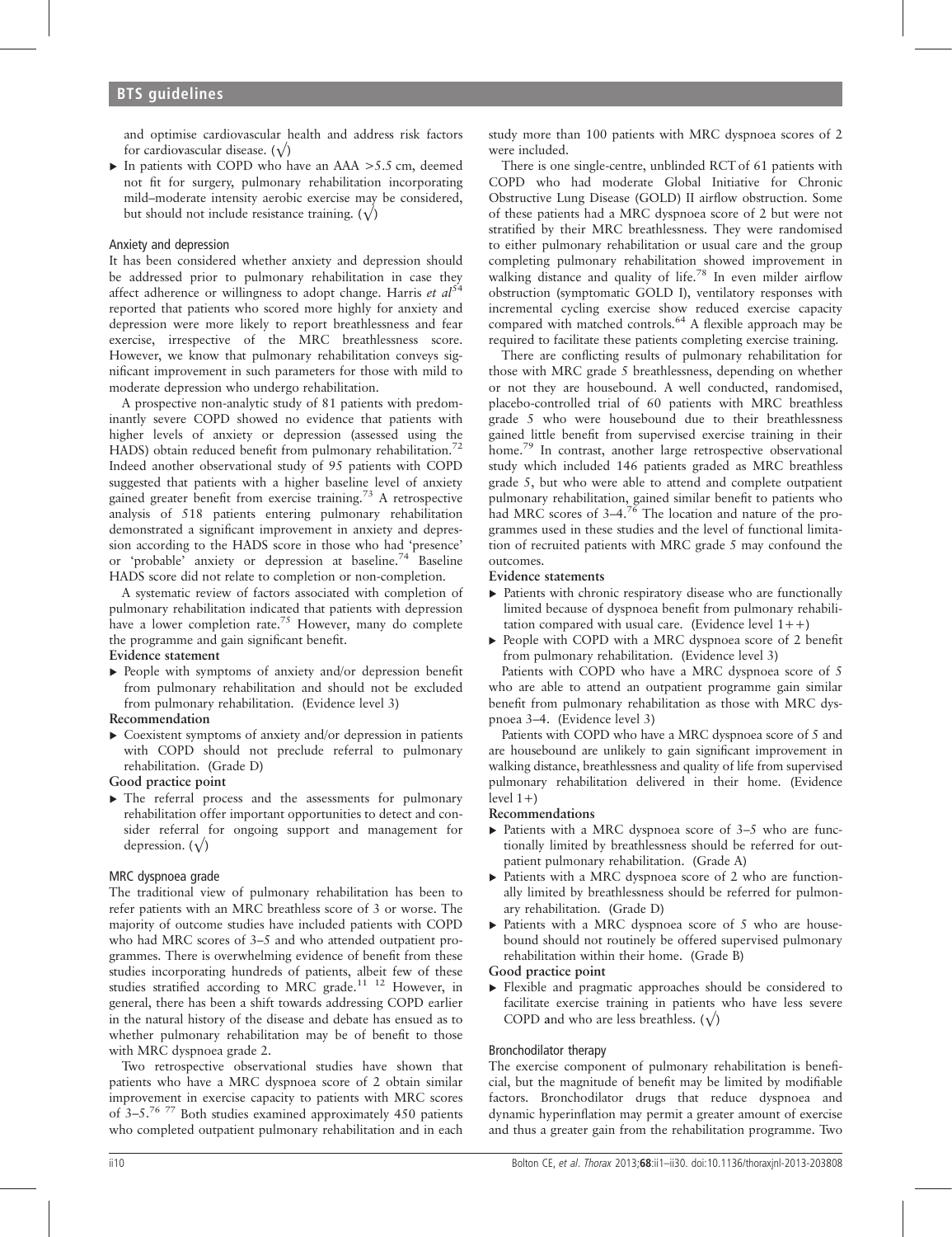and optimise cardiovascular health and address risk factors for cardiovascular disease. (√)

- In patients with COPD who have an AAA >5.5 cm, deemed not fit for surgery, pulmonary rehabilitation incorporating mild–moderate intensity aerobic exercise may be considered, but should not include resistance training. (√)

### Anxiety and depression

It has been considered whether anxiety and depression should be addressed prior to pulmonary rehabilitation in case they affect adherence or willingness to adopt change. Harris *et al*[54] reported that patients who scored more highly for anxiety and depression were more likely to report breathlessness and fear exercise, irrespective of the MRC breathlessness score. However, we know that pulmonary rehabilitation conveys significant improvement in such parameters for those with mild to moderate depression who undergo rehabilitation.

A prospective non-analytic study of 81 patients with predominantly severe COPD showed no evidence that patients with higher levels of anxiety or depression (assessed using the HADS) obtain reduced benefit from pulmonary rehabilitation.[72] Indeed another observational study of 95 patients with COPD suggested that patients with a higher baseline level of anxiety gained greater benefit from exercise training.[73] A retrospective analysis of 518 patients entering pulmonary rehabilitation demonstrated a significant improvement in anxiety and depression according to the HADS score in those who had 'presence' or 'probable' anxiety or depression at baseline.[74] Baseline HADS score did not relate to completion or non-completion.

A systematic review of factors associated with completion of pulmonary rehabilitation indicated that patients with depression have a lower completion rate.[75] However, many do complete the programme and gain significant benefit.

**Evidence statement**

- People with symptoms of anxiety and/or depression benefit from pulmonary rehabilitation and should not be excluded from pulmonary rehabilitation. (Evidence level 3)

**Recommendation**

- Coexistent symptoms of anxiety and/or depression in patients with COPD should not preclude referral to pulmonary rehabilitation. (Grade D)

**Good practice point**

- The referral process and the assessments for pulmonary rehabilitation offer important opportunities to detect and consider referral for ongoing support and management for depression. (√)

### MRC dyspnoea grade

The traditional view of pulmonary rehabilitation has been to refer patients with an MRC breathless score of 3 or worse. The majority of outcome studies have included patients with COPD who had MRC scores of 3–5 and who attended outpatient programmes. There is overwhelming evidence of benefit from these studies incorporating hundreds of patients, albeit few of these studies stratified according to MRC grade.[11 12] However, in general, there has been a shift towards addressing COPD earlier in the natural history of the disease and debate has ensued as to whether pulmonary rehabilitation may be of benefit to those with MRC dyspnoea grade 2.

Two retrospective observational studies have shown that patients who have a MRC dyspnoea score of 2 obtain similar improvement in exercise capacity to patients with MRC scores of 3–5.[76 77] Both studies examined approximately 450 patients who completed outpatient pulmonary rehabilitation and in each study more than 100 patients with MRC dyspnoea scores of 2 were included.

There is one single-centre, unblinded RCT of 61 patients with COPD who had moderate Global Initiative for Chronic Obstructive Lung Disease (GOLD) II airflow obstruction. Some of these patients had a MRC dyspnoea score of 2 but were not stratified by their MRC breathlessness. They were randomised to either pulmonary rehabilitation or usual care and the group completing pulmonary rehabilitation showed improvement in walking distance and quality of life.[78] In even milder airflow obstruction (symptomatic GOLD I), ventilatory responses with incremental cycling exercise show reduced exercise capacity compared with matched controls.[64] A flexible approach may be required to facilitate these patients completing exercise training.

There are conflicting results of pulmonary rehabilitation for those with MRC grade 5 breathlessness, depending on whether or not they are housebound. A well conducted, randomised, placebo-controlled trial of 60 patients with MRC breathless grade 5 who were housebound due to their breathlessness gained little benefit from supervised exercise training in their home.[79] In contrast, another large retrospective observational study which included 146 patients graded as MRC breathless grade 5, but who were able to attend and complete outpatient pulmonary rehabilitation, gained similar benefit to patients who had MRC scores of 3–4.[76] The location and nature of the programmes used in these studies and the level of functional limitation of recruited patients with MRC grade 5 may confound the outcomes.

**Evidence statements**

- Patients with chronic respiratory disease who are functionally limited because of dyspnoea benefit from pulmonary rehabilitation compared with usual care. (Evidence level 1++)
- People with COPD with a MRC dyspnoea score of 2 benefit from pulmonary rehabilitation. (Evidence level 3)

Patients with COPD who have a MRC dyspnoea score of 5 who are able to attend an outpatient programme gain similar benefit from pulmonary rehabilitation as those with MRC dyspnoea 3–4. (Evidence level 3)

Patients with COPD who have a MRC dyspnoea score of 5 and are housebound are unlikely to gain significant improvement in walking distance, breathlessness and quality of life from supervised pulmonary rehabilitation delivered in their home. (Evidence level 1+)

**Recommendations**

- Patients with a MRC dyspnoea score of 3–5 who are functionally limited by breathlessness should be referred for outpatient pulmonary rehabilitation. (Grade A)
- Patients with a MRC dyspnoea score of 2 who are functionally limited by breathlessness should be referred for pulmonary rehabilitation. (Grade D)
- Patients with a MRC dyspnoea score of 5 who are housebound should not routinely be offered supervised pulmonary rehabilitation within their home. (Grade B)

**Good practice point**

- Flexible and pragmatic approaches should be considered to facilitate exercise training in patients who have less severe COPD and who are less breathless. (√)

### Bronchodilator therapy

The exercise component of pulmonary rehabilitation is beneficial, but the magnitude of benefit may be limited by modifiable factors. Bronchodilator drugs that reduce dyspnoea and dynamic hyperinflation may permit a greater amount of exercise and thus a greater gain from the rehabilitation programme. Two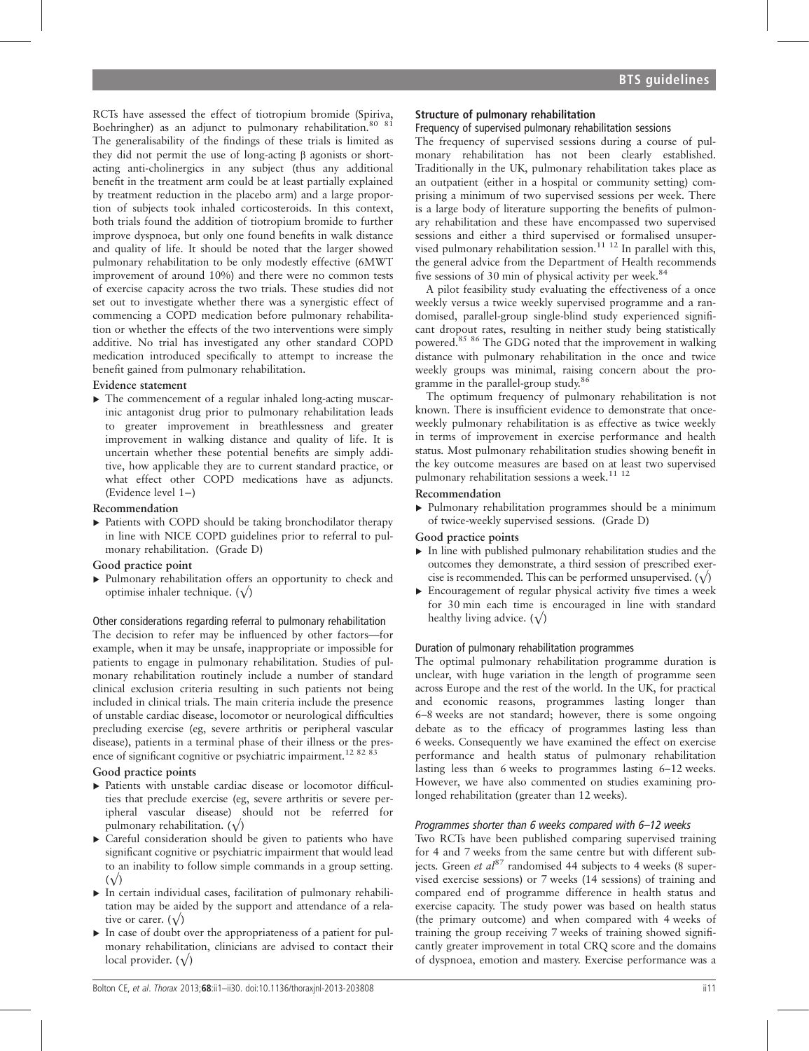RCTs have assessed the effect of tiotropium bromide (Spiriva, Boehringher) as an adjunct to pulmonary rehabilitation.[80 81] The generalisability of the findings of these trials is limited as they did not permit the use of long-acting β agonists or short-acting anti-cholinergics in any subject (thus any additional benefit in the treatment arm could be at least partially explained by treatment reduction in the placebo arm) and a large proportion of subjects took inhaled corticosteroids. In this context, both trials found the addition of tiotropium bromide to further improve dyspnoea, but only one found benefits in walk distance and quality of life. It should be noted that the larger showed pulmonary rehabilitation to be only modestly effective (6MWT improvement of around 10%) and there were no common tests of exercise capacity across the two trials. These studies did not set out to investigate whether there was a synergistic effect of commencing a COPD medication before pulmonary rehabilitation or whether the effects of the two interventions were simply additive. No trial has investigated any other standard COPD medication introduced specifically to attempt to increase the benefit gained from pulmonary rehabilitation.

**Evidence statement**

- The commencement of a regular inhaled long-acting muscarinic antagonist drug prior to pulmonary rehabilitation leads to greater improvement in breathlessness and greater improvement in walking distance and quality of life. It is uncertain whether these potential benefits are simply additive, how applicable they are to current standard practice, or what effect other COPD medications have as adjuncts. (Evidence level 1−)

**Recommendation**

- Patients with COPD should be taking bronchodilator therapy in line with NICE COPD guidelines prior to referral to pulmonary rehabilitation. (Grade D)

**Good practice point**

- Pulmonary rehabilitation offers an opportunity to check and optimise inhaler technique. (√)

### Other considerations regarding referral to pulmonary rehabilitation

The decision to refer may be influenced by other factors—for example, when it may be unsafe, inappropriate or impossible for patients to engage in pulmonary rehabilitation. Studies of pulmonary rehabilitation routinely include a number of standard clinical exclusion criteria resulting in such patients not being included in clinical trials. The main criteria include the presence of unstable cardiac disease, locomotor or neurological difficulties precluding exercise (eg, severe arthritis or peripheral vascular disease), patients in a terminal phase of their illness or the presence of significant cognitive or psychiatric impairment.[12 82 83]

**Good practice points**

- Patients with unstable cardiac disease or locomotor difficulties that preclude exercise (eg, severe arthritis or severe peripheral vascular disease) should not be referred for pulmonary rehabilitation. (√)
- Careful consideration should be given to patients who have significant cognitive or psychiatric impairment that would lead to an inability to follow simple commands in a group setting. (√)
- In certain individual cases, facilitation of pulmonary rehabilitation may be aided by the support and attendance of a relative or carer. (√)
- In case of doubt over the appropriateness of a patient for pulmonary rehabilitation, clinicians are advised to contact their local provider. (√)

## Structure of pulmonary rehabilitation

### Frequency of supervised pulmonary rehabilitation sessions

The frequency of supervised sessions during a course of pulmonary rehabilitation has not been clearly established. Traditionally in the UK, pulmonary rehabilitation takes place as an outpatient (either in a hospital or community setting) comprising a minimum of two supervised sessions per week. There is a large body of literature supporting the benefits of pulmonary rehabilitation and these have encompassed two supervised sessions and either a third supervised or formalised unsupervised pulmonary rehabilitation session.[11 12] In parallel with this, the general advice from the Department of Health recommends five sessions of 30 min of physical activity per week.[84]

A pilot feasibility study evaluating the effectiveness of a once weekly versus a twice weekly supervised programme and a randomised, parallel-group single-blind study experienced significant dropout rates, resulting in neither study being statistically powered.[85 86] The GDG noted that the improvement in walking distance with pulmonary rehabilitation in the once and twice weekly groups was minimal, raising concern about the programme in the parallel-group study.[86]

The optimum frequency of pulmonary rehabilitation is not known. There is insufficient evidence to demonstrate that once-weekly pulmonary rehabilitation is as effective as twice weekly in terms of improvement in exercise performance and health status. Most pulmonary rehabilitation studies showing benefit in the key outcome measures are based on at least two supervised pulmonary rehabilitation sessions a week.[11 12]

**Recommendation**

- Pulmonary rehabilitation programmes should be a minimum of twice-weekly supervised sessions. (Grade D)

**Good practice points**

- In line with published pulmonary rehabilitation studies and the outcomes they demonstrate, a third session of prescribed exercise is recommended. This can be performed unsupervised. (√)
- Encouragement of regular physical activity five times a week for 30 min each time is encouraged in line with standard healthy living advice. (√)

### Duration of pulmonary rehabilitation programmes

The optimal pulmonary rehabilitation programme duration is unclear, with huge variation in the length of programme seen across Europe and the rest of the world. In the UK, for practical and economic reasons, programmes lasting longer than 6–8 weeks are not standard; however, there is some ongoing debate as to the efficacy of programmes lasting less than 6 weeks. Consequently we have examined the effect on exercise performance and health status of pulmonary rehabilitation lasting less than 6 weeks to programmes lasting 6–12 weeks. However, we have also commented on studies examining prolonged rehabilitation (greater than 12 weeks).

#### *Programmes shorter than 6 weeks compared with 6–12 weeks*

Two RCTs have been published comparing supervised training for 4 and 7 weeks from the same centre but with different subjects. Green *et al*[87] randomised 44 subjects to 4 weeks (8 supervised exercise sessions) or 7 weeks (14 sessions) of training and compared end of programme difference in health status and exercise capacity. The study power was based on health status (the primary outcome) and when compared with 4 weeks of training the group receiving 7 weeks of training showed significantly greater improvement in total CRQ score and the domains of dyspnoea, emotion and mastery. Exercise performance was a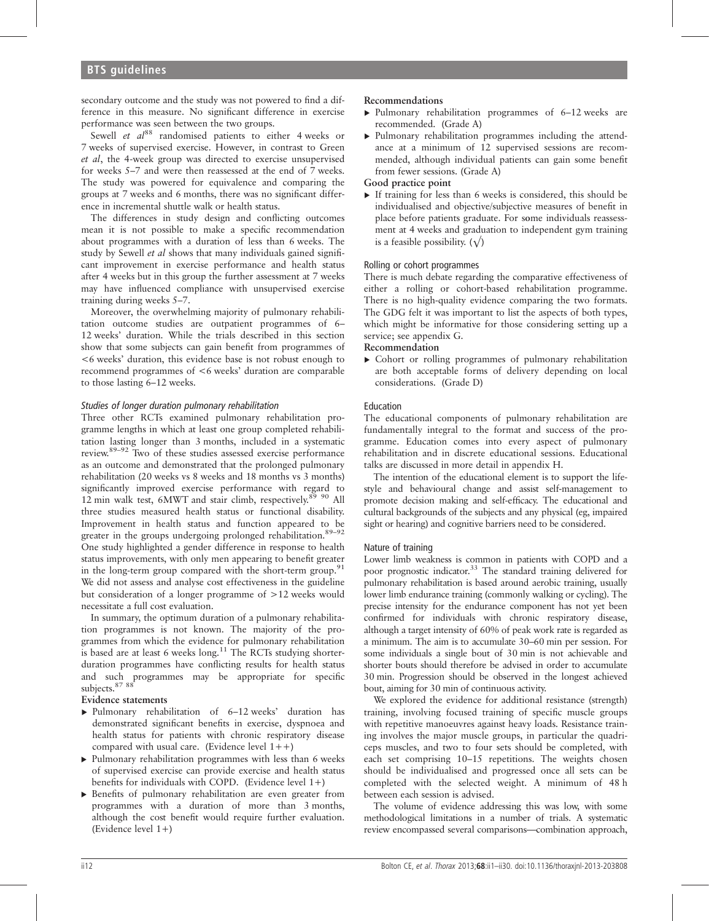secondary outcome and the study was not powered to find a difference in this measure. No significant difference in exercise performance was seen between the two groups.

Sewell *et al*[88] randomised patients to either 4 weeks or 7 weeks of supervised exercise. However, in contrast to Green *et al*, the 4-week group was directed to exercise unsupervised for weeks 5–7 and were then reassessed at the end of 7 weeks. The study was powered for equivalence and comparing the groups at 7 weeks and 6 months, there was no significant difference in incremental shuttle walk or health status.

The differences in study design and conflicting outcomes mean it is not possible to make a specific recommendation about programmes with a duration of less than 6 weeks. The study by Sewell *et al* shows that many individuals gained significant improvement in exercise performance and health status after 4 weeks but in this group the further assessment at 7 weeks may have influenced compliance with unsupervised exercise training during weeks 5–7.

Moreover, the overwhelming majority of pulmonary rehabilitation outcome studies are outpatient programmes of 6–12 weeks' duration. While the trials described in this section show that some subjects can gain benefit from programmes of <6 weeks' duration, this evidence base is not robust enough to recommend programmes of <6 weeks' duration are comparable to those lasting 6–12 weeks.

#### *Studies of longer duration pulmonary rehabilitation*

Three other RCTs examined pulmonary rehabilitation programme lengths in which at least one group completed rehabilitation lasting longer than 3 months, included in a systematic review.[89–92] Two of these studies assessed exercise performance as an outcome and demonstrated that the prolonged pulmonary rehabilitation (20 weeks vs 8 weeks and 18 months vs 3 months) significantly improved exercise performance with regard to 12 min walk test, 6MWT and stair climb, respectively.[89 90] All three studies measured health status or functional disability. Improvement in health status and function appeared to be greater in the groups undergoing prolonged rehabilitation.[89–92] One study highlighted a gender difference in response to health status improvements, with only men appearing to benefit greater in the long-term group compared with the short-term group.[91] We did not assess and analyse cost effectiveness in the guideline but consideration of a longer programme of >12 weeks would necessitate a full cost evaluation.

In summary, the optimum duration of a pulmonary rehabilitation programmes is not known. The majority of the programmes from which the evidence for pulmonary rehabilitation is based are at least 6 weeks long.[11] The RCTs studying shorter-duration programmes have conflicting results for health status and such programmes may be appropriate for specific subjects.[87 88]

**Evidence statements**

- Pulmonary rehabilitation of 6–12 weeks' duration has demonstrated significant benefits in exercise, dyspnoea and health status for patients with chronic respiratory disease compared with usual care. (Evidence level 1++)
- Pulmonary rehabilitation programmes with less than 6 weeks of supervised exercise can provide exercise and health status benefits for individuals with COPD. (Evidence level 1+)
- Benefits of pulmonary rehabilitation are even greater from programmes with a duration of more than 3 months, although the cost benefit would require further evaluation. (Evidence level 1+)

**Recommendations**

- Pulmonary rehabilitation programmes of 6–12 weeks are recommended. (Grade A)
- Pulmonary rehabilitation programmes including the attendance at a minimum of 12 supervised sessions are recommended, although individual patients can gain some benefit from fewer sessions. (Grade A)

**Good practice point**

- If training for less than 6 weeks is considered, this should be individualised and objective/subjective measures of benefit in place before patients graduate. For some individuals reassessment at 4 weeks and graduation to independent gym training is a feasible possibility. (√)

#### Rolling or cohort programmes

There is much debate regarding the comparative effectiveness of either a rolling or cohort-based rehabilitation programme. There is no high-quality evidence comparing the two formats. The GDG felt it was important to list the aspects of both types, which might be informative for those considering setting up a service; see appendix G.

**Recommendation**

- Cohort or rolling programmes of pulmonary rehabilitation are both acceptable forms of delivery depending on local considerations. (Grade D)

#### Education

The educational components of pulmonary rehabilitation are fundamentally integral to the format and success of the programme. Education comes into every aspect of pulmonary rehabilitation and in discrete educational sessions. Educational talks are discussed in more detail in appendix H.

The intention of the educational element is to support the lifestyle and behavioural change and assist self-management to promote decision making and self-efficacy. The educational and cultural backgrounds of the subjects and any physical (eg, impaired sight or hearing) and cognitive barriers need to be considered.

#### Nature of training

Lower limb weakness is common in patients with COPD and a poor prognostic indicator.[33] The standard training delivered for pulmonary rehabilitation is based around aerobic training, usually lower limb endurance training (commonly walking or cycling). The precise intensity for the endurance component has not yet been confirmed for individuals with chronic respiratory disease, although a target intensity of 60% of peak work rate is regarded as a minimum. The aim is to accumulate 30–60 min per session. For some individuals a single bout of 30 min is not achievable and shorter bouts should therefore be advised in order to accumulate 30 min. Progression should be observed in the longest achieved bout, aiming for 30 min of continuous activity.

We explored the evidence for additional resistance (strength) training, involving focused training of specific muscle groups with repetitive manoeuvres against heavy loads. Resistance training involves the major muscle groups, in particular the quadriceps muscles, and two to four sets should be completed, with each set comprising 10–15 repetitions. The weights chosen should be individualised and progressed once all sets can be completed with the selected weight. A minimum of 48 h between each session is advised.

The volume of evidence addressing this was low, with some methodological limitations in a number of trials. A systematic review encompassed several comparisons—combination approach,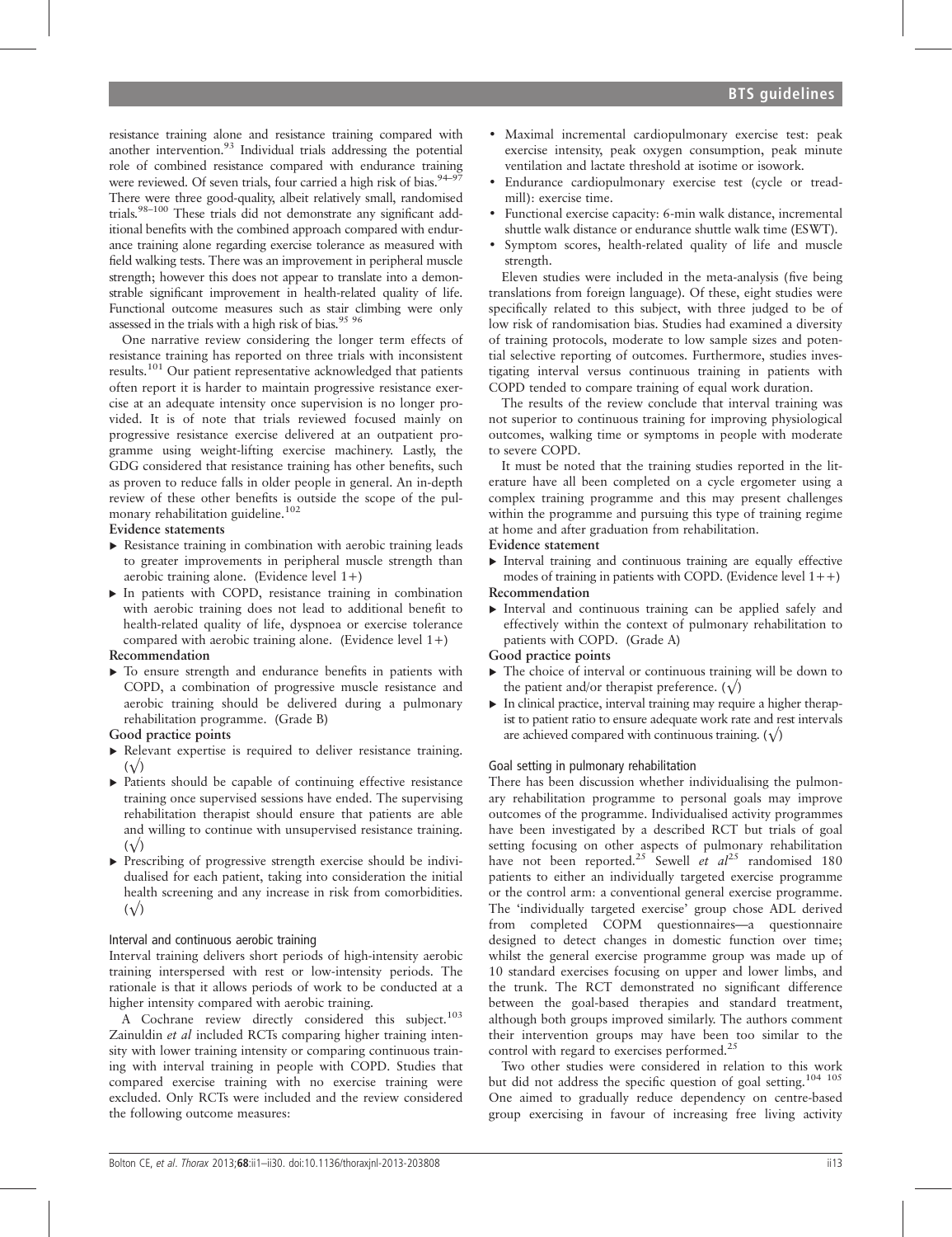resistance training alone and resistance training compared with another intervention.[93] Individual trials addressing the potential role of combined resistance compared with endurance training were reviewed. Of seven trials, four carried a high risk of bias.[94–97] There were three good-quality, albeit relatively small, randomised trials.[98–100] These trials did not demonstrate any significant additional benefits with the combined approach compared with endurance training alone regarding exercise tolerance as measured with field walking tests. There was an improvement in peripheral muscle strength; however this does not appear to translate into a demonstrable significant improvement in health-related quality of life. Functional outcome measures such as stair climbing were only assessed in the trials with a high risk of bias.[95 96]

One narrative review considering the longer term effects of resistance training has reported on three trials with inconsistent results.[101] Our patient representative acknowledged that patients often report it is harder to maintain progressive resistance exercise at an adequate intensity once supervision is no longer provided. It is of note that trials reviewed focused mainly on progressive resistance exercise delivered at an outpatient programme using weight-lifting exercise machinery. Lastly, the GDG considered that resistance training has other benefits, such as proven to reduce falls in older people in general. An in-depth review of these other benefits is outside the scope of the pulmonary rehabilitation guideline.[102]

**Evidence statements**

- Resistance training in combination with aerobic training leads to greater improvements in peripheral muscle strength than aerobic training alone. (Evidence level 1+)
- In patients with COPD, resistance training in combination with aerobic training does not lead to additional benefit to health-related quality of life, dyspnoea or exercise tolerance compared with aerobic training alone. (Evidence level 1+)

**Recommendation**

- To ensure strength and endurance benefits in patients with COPD, a combination of progressive muscle resistance and aerobic training should be delivered during a pulmonary rehabilitation programme. (Grade B)

**Good practice points**

- Relevant expertise is required to deliver resistance training. (√)
- Patients should be capable of continuing effective resistance training once supervised sessions have ended. The supervising rehabilitation therapist should ensure that patients are able and willing to continue with unsupervised resistance training. (√)
- Prescribing of progressive strength exercise should be individualised for each patient, taking into consideration the initial health screening and any increase in risk from comorbidities. (√)

### Interval and continuous aerobic training

Interval training delivers short periods of high-intensity aerobic training interspersed with rest or low-intensity periods. The rationale is that it allows periods of work to be conducted at a higher intensity compared with aerobic training.

A Cochrane review directly considered this subject.[103] Zainuldin *et al* included RCTs comparing higher training intensity with lower training intensity or comparing continuous training with interval training in people with COPD. Studies that compared exercise training with no exercise training were excluded. Only RCTs were included and the review considered the following outcome measures:

- Maximal incremental cardiopulmonary exercise test: peak exercise intensity, peak oxygen consumption, peak minute ventilation and lactate threshold at isotime or isowork.
- Endurance cardiopulmonary exercise test (cycle or treadmill): exercise time.
- Functional exercise capacity: 6-min walk distance, incremental shuttle walk distance or endurance shuttle walk time (ESWT).
- Symptom scores, health-related quality of life and muscle strength.

Eleven studies were included in the meta-analysis (five being translations from foreign language). Of these, eight studies were specifically related to this subject, with three judged to be of low risk of randomisation bias. Studies had examined a diversity of training protocols, moderate to low sample sizes and potential selective reporting of outcomes. Furthermore, studies investigating interval versus continuous training in patients with COPD tended to compare training of equal work duration.

The results of the review conclude that interval training was not superior to continuous training for improving physiological outcomes, walking time or symptoms in people with moderate to severe COPD.

It must be noted that the training studies reported in the literature have all been completed on a cycle ergometer using a complex training programme and this may present challenges within the programme and pursuing this type of training regime at home and after graduation from rehabilitation.

**Evidence statement**

- Interval training and continuous training are equally effective modes of training in patients with COPD. (Evidence level 1++)

**Recommendation**

- Interval and continuous training can be applied safely and effectively within the context of pulmonary rehabilitation to patients with COPD. (Grade A)

**Good practice points**

- The choice of interval or continuous training will be down to the patient and/or therapist preference. (√)
- In clinical practice, interval training may require a higher therapist to patient ratio to ensure adequate work rate and rest intervals are achieved compared with continuous training. (√)

### Goal setting in pulmonary rehabilitation

There has been discussion whether individualising the pulmonary rehabilitation programme to personal goals may improve outcomes of the programme. Individualised activity programmes have been investigated by a described RCT but trials of goal setting focusing on other aspects of pulmonary rehabilitation have not been reported.[25] Sewell *et al*[25] randomised 180 patients to either an individually targeted exercise programme or the control arm: a conventional general exercise programme. The 'individually targeted exercise' group chose ADL derived from completed COPM questionnaires—a questionnaire designed to detect changes in domestic function over time; whilst the general exercise programme group was made up of 10 standard exercises focusing on upper and lower limbs, and the trunk. The RCT demonstrated no significant difference between the goal-based therapies and standard treatment, although both groups improved similarly. The authors comment their intervention groups may have been too similar to the control with regard to exercises performed.[25]

Two other studies were considered in relation to this work but did not address the specific question of goal setting.[104 105] One aimed to gradually reduce dependency on centre-based group exercising in favour of increasing free living activity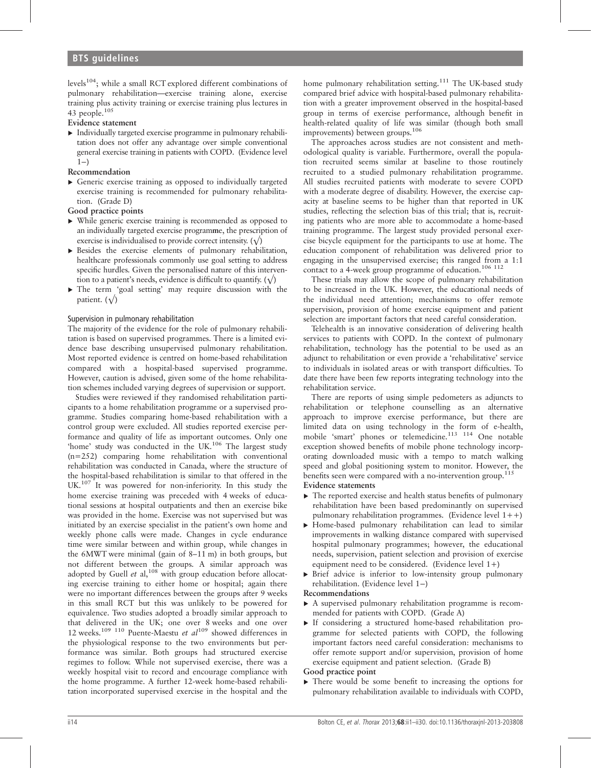levels[104]; while a small RCT explored different combinations of pulmonary rehabilitation—exercise training alone, exercise training plus activity training or exercise training plus lectures in 43 people.[105]

**Evidence statement**

- Individually targeted exercise programme in pulmonary rehabilitation does not offer any advantage over simple conventional general exercise training in patients with COPD. (Evidence level 1−)

**Recommendation**

- Generic exercise training as opposed to individually targeted exercise training is recommended for pulmonary rehabilitation. (Grade D)

**Good practice points**

- While generic exercise training is recommended as opposed to an individually targeted exercise programme, the prescription of exercise is individualised to provide correct intensity. (√)
- Besides the exercise elements of pulmonary rehabilitation, healthcare professionals commonly use goal setting to address specific hurdles. Given the personalised nature of this intervention to a patient's needs, evidence is difficult to quantify. (√)
- The term 'goal setting' may require discussion with the patient. (√)

### Supervision in pulmonary rehabilitation

The majority of the evidence for the role of pulmonary rehabilitation is based on supervised programmes. There is a limited evidence base describing unsupervised pulmonary rehabilitation. Most reported evidence is centred on home-based rehabilitation compared with a hospital-based supervised programme. However, caution is advised, given some of the home rehabilitation schemes included varying degrees of supervision or support.

Studies were reviewed if they randomised rehabilitation participants to a home rehabilitation programme or a supervised programme. Studies comparing home-based rehabilitation with a control group were excluded. All studies reported exercise performance and quality of life as important outcomes. Only one 'home' study was conducted in the UK.[106] The largest study (n=252) comparing home rehabilitation with conventional rehabilitation was conducted in Canada, where the structure of the hospital-based rehabilitation is similar to that offered in the UK.[107] It was powered for non-inferiority. In this study the home exercise training was preceded with 4 weeks of educational sessions at hospital outpatients and then an exercise bike was provided in the home. Exercise was not supervised but was initiated by an exercise specialist in the patient's own home and weekly phone calls were made. Changes in cycle endurance time were similar between and within group, while changes in the 6MWT were minimal (gain of 8–11 m) in both groups, but not different between the groups. A similar approach was adopted by Guell *et al*,[108] with group education before allocating exercise training to either home or hospital; again there were no important differences between the groups after 9 weeks in this small RCT but this was unlikely to be powered for equivalence. Two studies adopted a broadly similar approach to that delivered in the UK; one over 8 weeks and one over 12 weeks.[109 110] Puente-Maestu *et al*[109] showed differences in the physiological response to the two environments but performance was similar. Both groups had structured exercise regimes to follow. While not supervised exercise, there was a weekly hospital visit to record and encourage compliance with the home programme. A further 12-week home-based rehabilitation incorporated supervised exercise in the hospital and the home pulmonary rehabilitation setting.[111] The UK-based study compared brief advice with hospital-based pulmonary rehabilitation with a greater improvement observed in the hospital-based group in terms of exercise performance, although benefit in health-related quality of life was similar (though both small improvements) between groups.[106]

The approaches across studies are not consistent and methodological quality is variable. Furthermore, overall the population recruited seems similar at baseline to those routinely recruited to a studied pulmonary rehabilitation programme. All studies recruited patients with moderate to severe COPD with a moderate degree of disability. However, the exercise capacity at baseline seems to be higher than that reported in UK studies, reflecting the selection bias of this trial; that is, recruiting patients who are more able to accommodate a home-based training programme. The largest study provided personal exercise bicycle equipment for the participants to use at home. The education component of rehabilitation was delivered prior to engaging in the unsupervised exercise; this ranged from a 1:1 contact to a 4-week group programme of education.[106 112]

These trials may allow the scope of pulmonary rehabilitation to be increased in the UK. However, the educational needs of the individual need attention; mechanisms to offer remote supervision, provision of home exercise equipment and patient selection are important factors that need careful consideration.

Telehealth is an innovative consideration of delivering health services to patients with COPD. In the context of pulmonary rehabilitation, technology has the potential to be used as an adjunct to rehabilitation or even provide a 'rehabilitative' service to individuals in isolated areas or with transport difficulties. To date there have been few reports integrating technology into the rehabilitation service.

There are reports of using simple pedometers as adjuncts to rehabilitation or telephone counselling as an alternative approach to improve exercise performance, but there are limited data on using technology in the form of e-health, mobile 'smart' phones or telemedicine.[113 114] One notable exception showed benefits of mobile phone technology incorporating downloaded music with a tempo to match walking speed and global positioning system to monitor. However, the benefits seen were compared with a no-intervention group.[115]

**Evidence statements**

- The reported exercise and health status benefits of pulmonary rehabilitation have been based predominantly on supervised pulmonary rehabilitation programmes. (Evidence level 1++)
- Home-based pulmonary rehabilitation can lead to similar improvements in walking distance compared with supervised hospital pulmonary programmes; however, the educational needs, supervision, patient selection and provision of exercise equipment need to be considered. (Evidence level 1+)
- Brief advice is inferior to low-intensity group pulmonary rehabilitation. (Evidence level 1−)

**Recommendations**

- A supervised pulmonary rehabilitation programme is recommended for patients with COPD. (Grade A)
- If considering a structured home-based rehabilitation programme for selected patients with COPD, the following important factors need careful consideration: mechanisms to offer remote support and/or supervision, provision of home exercise equipment and patient selection. (Grade B)

**Good practice point**

- There would be some benefit to increasing the options for pulmonary rehabilitation available to individuals with COPD,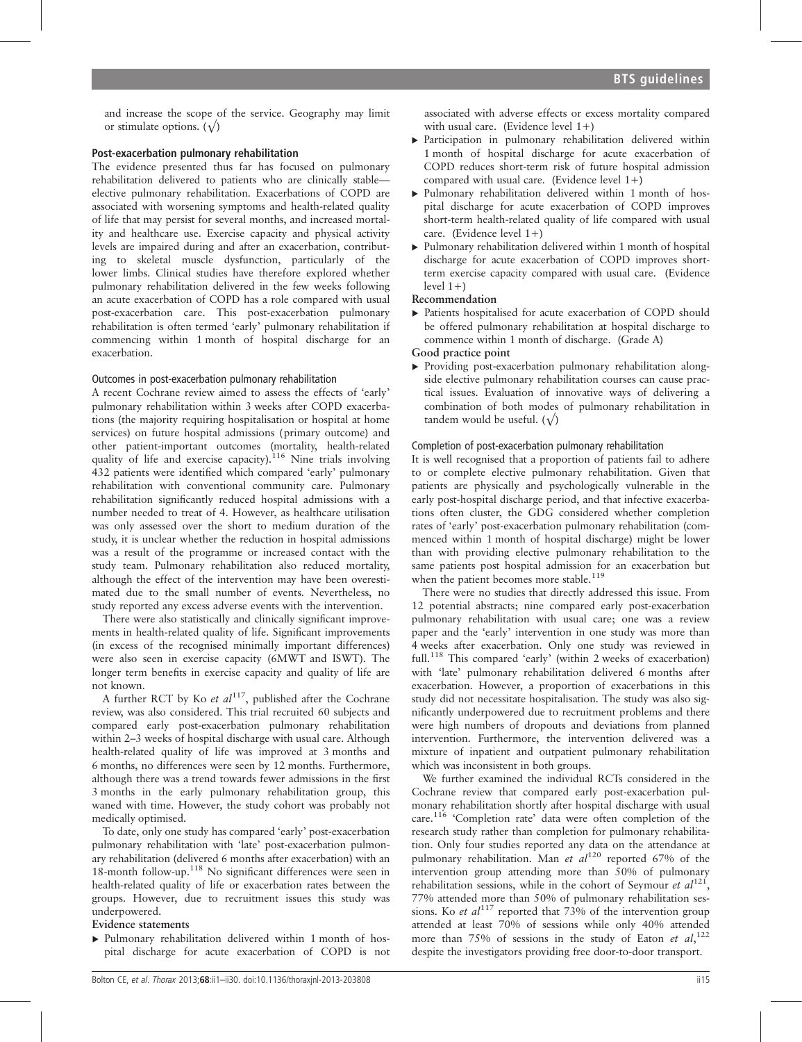and increase the scope of the service. Geography may limit or stimulate options. (√)

### Post-exacerbation pulmonary rehabilitation

The evidence presented thus far has focused on pulmonary rehabilitation delivered to patients who are clinically stable—elective pulmonary rehabilitation. Exacerbations of COPD are associated with worsening symptoms and health-related quality of life that may persist for several months, and increased mortality and healthcare use. Exercise capacity and physical activity levels are impaired during and after an exacerbation, contributing to skeletal muscle dysfunction, particularly of the lower limbs. Clinical studies have therefore explored whether pulmonary rehabilitation delivered in the few weeks following an acute exacerbation of COPD has a role compared with usual post-exacerbation care. This post-exacerbation pulmonary rehabilitation is often termed 'early' pulmonary rehabilitation if commencing within 1 month of hospital discharge for an exacerbation.

#### Outcomes in post-exacerbation pulmonary rehabilitation

A recent Cochrane review aimed to assess the effects of 'early' pulmonary rehabilitation within 3 weeks after COPD exacerbations (the majority requiring hospitalisation or hospital at home services) on future hospital admissions (primary outcome) and other patient-important outcomes (mortality, health-related quality of life and exercise capacity).[116] Nine trials involving 432 patients were identified which compared 'early' pulmonary rehabilitation with conventional community care. Pulmonary rehabilitation significantly reduced hospital admissions with a number needed to treat of 4. However, as healthcare utilisation was only assessed over the short to medium duration of the study, it is unclear whether the reduction in hospital admissions was a result of the programme or increased contact with the study team. Pulmonary rehabilitation also reduced mortality, although the effect of the intervention may have been overestimated due to the small number of events. Nevertheless, no study reported any excess adverse events with the intervention.

There were also statistically and clinically significant improvements in health-related quality of life. Significant improvements (in excess of the recognised minimally important differences) were also seen in exercise capacity (6MWT and ISWT). The longer term benefits in exercise capacity and quality of life are not known.

A further RCT by Ko *et al*[117], published after the Cochrane review, was also considered. This trial recruited 60 subjects and compared early post-exacerbation pulmonary rehabilitation within 2–3 weeks of hospital discharge with usual care. Although health-related quality of life was improved at 3 months and 6 months, no differences were seen by 12 months. Furthermore, although there was a trend towards fewer admissions in the first 3 months in the early pulmonary rehabilitation group, this waned with time. However, the study cohort was probably not medically optimised.

To date, only one study has compared 'early' post-exacerbation pulmonary rehabilitation with 'late' post-exacerbation pulmonary rehabilitation (delivered 6 months after exacerbation) with an 18-month follow-up.[118] No significant differences were seen in health-related quality of life or exacerbation rates between the groups. However, due to recruitment issues this study was underpowered.

**Evidence statements**

- Pulmonary rehabilitation delivered within 1 month of hospital discharge for acute exacerbation of COPD is not associated with adverse effects or excess mortality compared with usual care. (Evidence level 1+)
- Participation in pulmonary rehabilitation delivered within 1 month of hospital discharge for acute exacerbation of COPD reduces short-term risk of future hospital admission compared with usual care. (Evidence level 1+)
- Pulmonary rehabilitation delivered within 1 month of hospital discharge for acute exacerbation of COPD improves short-term health-related quality of life compared with usual care. (Evidence level 1+)
- Pulmonary rehabilitation delivered within 1 month of hospital discharge for acute exacerbation of COPD improves short-term exercise capacity compared with usual care. (Evidence level 1+)

**Recommendation**

- Patients hospitalised for acute exacerbation of COPD should be offered pulmonary rehabilitation at hospital discharge to commence within 1 month of discharge. (Grade A)

**Good practice point**

- Providing post-exacerbation pulmonary rehabilitation alongside elective pulmonary rehabilitation courses can cause practical issues. Evaluation of innovative ways of delivering a combination of both modes of pulmonary rehabilitation in tandem would be useful. (√)

#### Completion of post-exacerbation pulmonary rehabilitation

It is well recognised that a proportion of patients fail to adhere to or complete elective pulmonary rehabilitation. Given that patients are physically and psychologically vulnerable in the early post-hospital discharge period, and that infective exacerbations often cluster, the GDG considered whether completion rates of 'early' post-exacerbation pulmonary rehabilitation (commenced within 1 month of hospital discharge) might be lower than with providing elective pulmonary rehabilitation to the same patients post hospital admission for an exacerbation but when the patient becomes more stable.[119]

There were no studies that directly addressed this issue. From 12 potential abstracts; nine compared early post-exacerbation pulmonary rehabilitation with usual care; one was a review paper and the 'early' intervention in one study was more than 4 weeks after exacerbation. Only one study was reviewed in full.[118] This compared 'early' (within 2 weeks of exacerbation) with 'late' pulmonary rehabilitation delivered 6 months after exacerbation. However, a proportion of exacerbations in this study did not necessitate hospitalisation. The study was also significantly underpowered due to recruitment problems and there were high numbers of dropouts and deviations from planned intervention. Furthermore, the intervention delivered was a mixture of inpatient and outpatient pulmonary rehabilitation which was inconsistent in both groups.

We further examined the individual RCTs considered in the Cochrane review that compared early post-exacerbation pulmonary rehabilitation shortly after hospital discharge with usual care.[116] 'Completion rate' data were often completion of the research study rather than completion for pulmonary rehabilitation. Only four studies reported any data on the attendance at pulmonary rehabilitation. Man *et al*[120] reported 67% of the intervention group attending more than 50% of pulmonary rehabilitation sessions, while in the cohort of Seymour *et al*[121], 77% attended more than 50% of pulmonary rehabilitation sessions. Ko *et al*[117] reported that 73% of the intervention group attended at least 70% of sessions while only 40% attended more than 75% of sessions in the study of Eaton *et al*,[122] despite the investigators providing free door-to-door transport.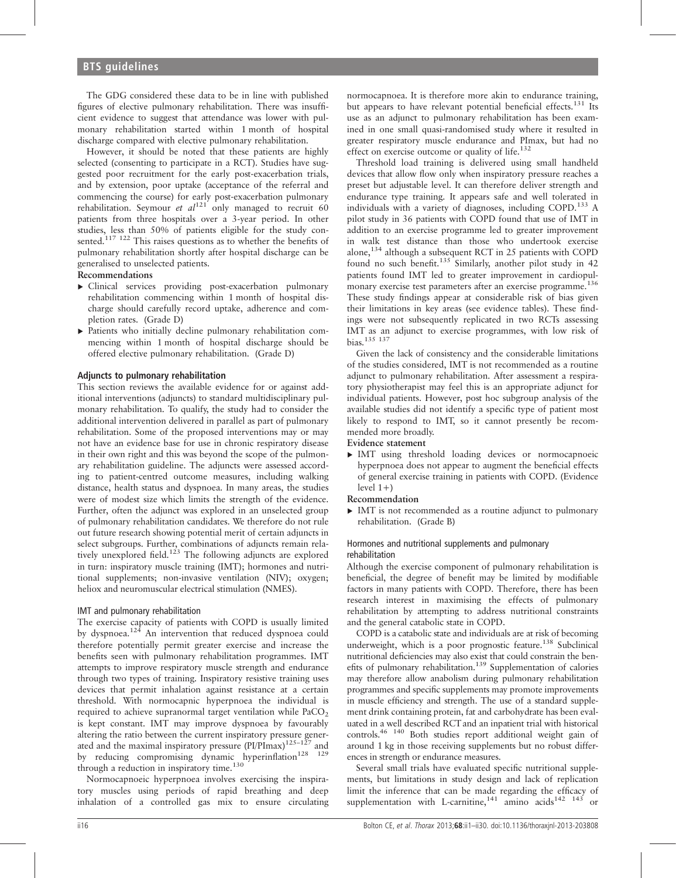The GDG considered these data to be in line with published figures of elective pulmonary rehabilitation. There was insufficient evidence to suggest that attendance was lower with pulmonary rehabilitation started within 1 month of hospital discharge compared with elective pulmonary rehabilitation.

However, it should be noted that these patients are highly selected (consenting to participate in a RCT). Studies have suggested poor recruitment for the early post-exacerbation trials, and by extension, poor uptake (acceptance of the referral and commencing the course) for early post-exacerbation pulmonary rehabilitation. Seymour *et al*[121] only managed to recruit 60 patients from three hospitals over a 3-year period. In other studies, less than 50% of patients eligible for the study consented.[117 122] This raises questions as to whether the benefits of pulmonary rehabilitation shortly after hospital discharge can be generalised to unselected patients.

**Recommendations**

- Clinical services providing post-exacerbation pulmonary rehabilitation commencing within 1 month of hospital discharge should carefully record uptake, adherence and completion rates. (Grade D)
- Patients who initially decline pulmonary rehabilitation commencing within 1 month of hospital discharge should be offered elective pulmonary rehabilitation. (Grade D)

## Adjuncts to pulmonary rehabilitation

This section reviews the available evidence for or against additional interventions (adjuncts) to standard multidisciplinary pulmonary rehabilitation. To qualify, the study had to consider the additional intervention delivered in parallel as part of pulmonary rehabilitation. Some of the proposed interventions may or may not have an evidence base for use in chronic respiratory disease in their own right and this was beyond the scope of the pulmonary rehabilitation guideline. The adjuncts were assessed according to patient-centred outcome measures, including walking distance, health status and dyspnoea. In many areas, the studies were of modest size which limits the strength of the evidence. Further, often the adjunct was explored in an unselected group of pulmonary rehabilitation candidates. We therefore do not rule out future research showing potential merit of certain adjuncts in select subgroups. Further, combinations of adjuncts remain relatively unexplored field.[123] The following adjuncts are explored in turn: inspiratory muscle training (IMT); hormones and nutritional supplements; non-invasive ventilation (NIV); oxygen; heliox and neuromuscular electrical stimulation (NMES).

### IMT and pulmonary rehabilitation

The exercise capacity of patients with COPD is usually limited by dyspnoea.[124] An intervention that reduced dyspnoea could therefore potentially permit greater exercise and increase the benefits seen with pulmonary rehabilitation programmes. IMT attempts to improve respiratory muscle strength and endurance through two types of training. Inspiratory resistive training uses devices that permit inhalation against resistance at a certain threshold. With normocapnic hyperpnoea the individual is required to achieve supranormal target ventilation while $PaCO_2$ is kept constant. IMT may improve dyspnoea by favourably altering the ratio between the current inspiratory pressure generated and the maximal inspiratory pressure (PI/PImax)[125–127] and by reducing compromising dynamic hyperinflation[128 129] through a reduction in inspiratory time.[130]

Normocapnoeic hyperpnoea involves exercising the inspiratory muscles using periods of rapid breathing and deep inhalation of a controlled gas mix to ensure circulating normocapnoea. It is therefore more akin to endurance training, but appears to have relevant potential beneficial effects.[131] Its use as an adjunct to pulmonary rehabilitation has been examined in one small quasi-randomised study where it resulted in greater respiratory muscle endurance and PImax, but had no effect on exercise outcome or quality of life.[132]

Threshold load training is delivered using small handheld devices that allow flow only when inspiratory pressure reaches a preset but adjustable level. It can therefore deliver strength and endurance type training. It appears safe and well tolerated in individuals with a variety of diagnoses, including COPD.[133] A pilot study in 36 patients with COPD found that use of IMT in addition to an exercise programme led to greater improvement in walk test distance than those who undertook exercise alone,[134] although a subsequent RCT in 25 patients with COPD found no such benefit.[135] Similarly, another pilot study in 42 patients found IMT led to greater improvement in cardiopulmonary exercise test parameters after an exercise programme.[136] These study findings appear at considerable risk of bias given their limitations in key areas (see evidence tables). These findings were not subsequently replicated in two RCTs assessing IMT as an adjunct to exercise programmes, with low risk of bias.[135 137]

Given the lack of consistency and the considerable limitations of the studies considered, IMT is not recommended as a routine adjunct to pulmonary rehabilitation. After assessment a respiratory physiotherapist may feel this is an appropriate adjunct for individual patients. However, post hoc subgroup analysis of the available studies did not identify a specific type of patient most likely to respond to IMT, so it cannot presently be recommended more broadly.

**Evidence statement**

- IMT using threshold loading devices or normocapnoeic hyperpnoea does not appear to augment the beneficial effects of general exercise training in patients with COPD. (Evidence level 1+)

**Recommendation**

- IMT is not recommended as a routine adjunct to pulmonary rehabilitation. (Grade B)

### Hormones and nutritional supplements and pulmonary rehabilitation

Although the exercise component of pulmonary rehabilitation is beneficial, the degree of benefit may be limited by modifiable factors in many patients with COPD. Therefore, there has been research interest in maximising the effects of pulmonary rehabilitation by attempting to address nutritional constraints and the general catabolic state in COPD.

COPD is a catabolic state and individuals are at risk of becoming underweight, which is a poor prognostic feature.[138] Subclinical nutritional deficiencies may also exist that could constrain the benefits of pulmonary rehabilitation.[139] Supplementation of calories may therefore allow anabolism during pulmonary rehabilitation programmes and specific supplements may promote improvements in muscle efficiency and strength. The use of a standard supplement drink containing protein, fat and carbohydrate has been evaluated in a well described RCT and an inpatient trial with historical controls.[46 140] Both studies report additional weight gain of around 1 kg in those receiving supplements but no robust differences in strength or endurance measures.

Several small trials have evaluated specific nutritional supplements, but limitations in study design and lack of replication limit the inference that can be made regarding the efficacy of supplementation with L-carnitine,[141] amino acids[142 143] or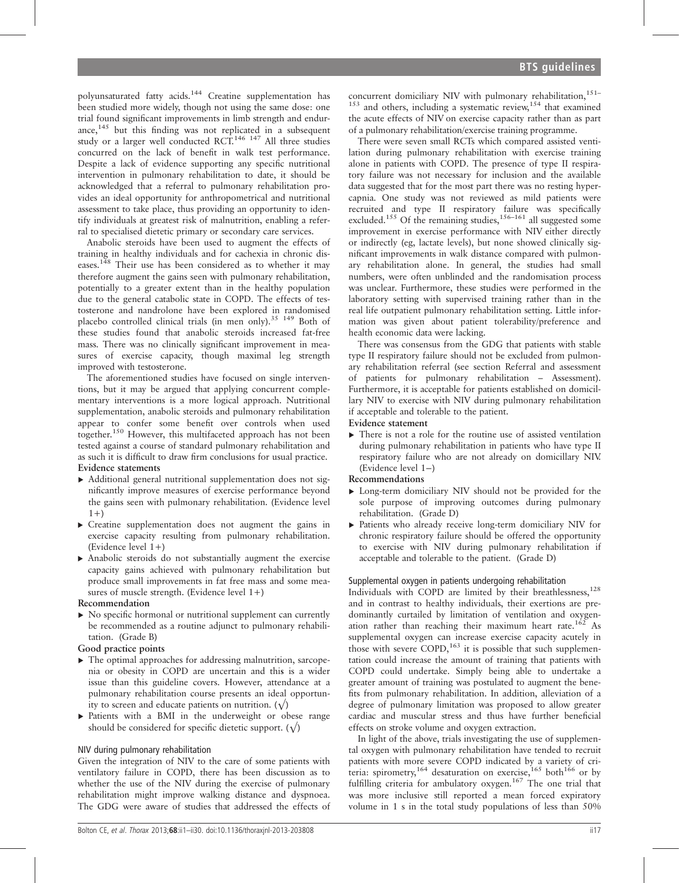polyunsaturated fatty acids.[144] Creatine supplementation has been studied more widely, though not using the same dose: one trial found significant improvements in limb strength and endurance,[145] but this finding was not replicated in a subsequent study or a larger well conducted RCT.[146 147] All three studies concurred on the lack of benefit in walk test performance. Despite a lack of evidence supporting any specific nutritional intervention in pulmonary rehabilitation to date, it should be acknowledged that a referral to pulmonary rehabilitation provides an ideal opportunity for anthropometrical and nutritional assessment to take place, thus providing an opportunity to identify individuals at greatest risk of malnutrition, enabling a referral to specialised dietetic primary or secondary care services.

Anabolic steroids have been used to augment the effects of training in healthy individuals and for cachexia in chronic diseases.[148] Their use has been considered as to whether it may therefore augment the gains seen with pulmonary rehabilitation, potentially to a greater extent than in the healthy population due to the general catabolic state in COPD. The effects of testosterone and nandrolone have been explored in randomised placebo controlled clinical trials (in men only).[35 149] Both of these studies found that anabolic steroids increased fat-free mass. There was no clinically significant improvement in measures of exercise capacity, though maximal leg strength improved with testosterone.

The aforementioned studies have focused on single interventions, but it may be argued that applying concurrent complementary interventions is a more logical approach. Nutritional supplementation, anabolic steroids and pulmonary rehabilitation appear to confer some benefit over controls when used together.[150] However, this multifaceted approach has not been tested against a course of standard pulmonary rehabilitation and as such it is difficult to draw firm conclusions for usual practice.

**Evidence statements**

- Additional general nutritional supplementation does not significantly improve measures of exercise performance beyond the gains seen with pulmonary rehabilitation. (Evidence level 1+)
- Creatine supplementation does not augment the gains in exercise capacity resulting from pulmonary rehabilitation. (Evidence level 1+)
- Anabolic steroids do not substantially augment the exercise capacity gains achieved with pulmonary rehabilitation but produce small improvements in fat free mass and some measures of muscle strength. (Evidence level 1+)

**Recommendation**

- No specific hormonal or nutritional supplement can currently be recommended as a routine adjunct to pulmonary rehabilitation. (Grade B)

**Good practice points**

- The optimal approaches for addressing malnutrition, sarcopenia or obesity in COPD are uncertain and this is a wider issue than this guideline covers. However, attendance at a pulmonary rehabilitation course presents an ideal opportunity to screen and educate patients on nutrition. (√)
- Patients with a BMI in the underweight or obese range should be considered for specific dietetic support. (√)

### NIV during pulmonary rehabilitation

Given the integration of NIV to the care of some patients with ventilatory failure in COPD, there has been discussion as to whether the use of the NIV during the exercise of pulmonary rehabilitation might improve walking distance and dyspnoea. The GDG were aware of studies that addressed the effects of concurrent domiciliary NIV with pulmonary rehabilitation,[151–153] and others, including a systematic review,[154] that examined the acute effects of NIV on exercise capacity rather than as part of a pulmonary rehabilitation/exercise training programme.

There were seven small RCTs which compared assisted ventilation during pulmonary rehabilitation with exercise training alone in patients with COPD. The presence of type II respiratory failure was not necessary for inclusion and the available data suggested that for the most part there was no resting hypercapnia. One study was not reviewed as mild patients were recruited and type II respiratory failure was specifically excluded.[155] Of the remaining studies,[156–161] all suggested some improvement in exercise performance with NIV either directly or indirectly (eg, lactate levels), but none showed clinically significant improvements in walk distance compared with pulmonary rehabilitation alone. In general, the studies had small numbers, were often unblinded and the randomisation process was unclear. Furthermore, these studies were performed in the laboratory setting with supervised training rather than in the real life outpatient pulmonary rehabilitation setting. Little information was given about patient tolerability/preference and health economic data were lacking.

There was consensus from the GDG that patients with stable type II respiratory failure should not be excluded from pulmonary rehabilitation referral (see section Referral and assessment of patients for pulmonary rehabilitation – Assessment). Furthermore, it is acceptable for patients established on domiciliary NIV to exercise with NIV during pulmonary rehabilitation if acceptable and tolerable to the patient.

**Evidence statement**

- There is not a role for the routine use of assisted ventilation during pulmonary rehabilitation in patients who have type II respiratory failure who are not already on domicillary NIV. (Evidence level 1−)

**Recommendations**

- Long-term domiciliary NIV should not be provided for the sole purpose of improving outcomes during pulmonary rehabilitation. (Grade D)
- Patients who already receive long-term domiciliary NIV for chronic respiratory failure should be offered the opportunity to exercise with NIV during pulmonary rehabilitation if acceptable and tolerable to the patient. (Grade D)

### Supplemental oxygen in patients undergoing rehabilitation

Individuals with COPD are limited by their breathlessness,[128] and in contrast to healthy individuals, their exertions are predominantly curtailed by limitation of ventilation and oxygenation rather than reaching their maximum heart rate.[162] As supplemental oxygen can increase exercise capacity acutely in those with severe COPD,[163] it is possible that such supplementation could increase the amount of training that patients with COPD could undertake. Simply being able to undertake a greater amount of training was postulated to augment the benefits from pulmonary rehabilitation. In addition, alleviation of a degree of pulmonary limitation was proposed to allow greater cardiac and muscular stress and thus have further beneficial effects on stroke volume and oxygen extraction.

In light of the above, trials investigating the use of supplemental oxygen with pulmonary rehabilitation have tended to recruit patients with more severe COPD indicated by a variety of criteria: spirometry,[164] desaturation on exercise,[165] both[166] or by fulfilling criteria for ambulatory oxygen.[167] The one trial that was more inclusive still reported a mean forced expiratory volume in 1 s in the total study populations of less than 50%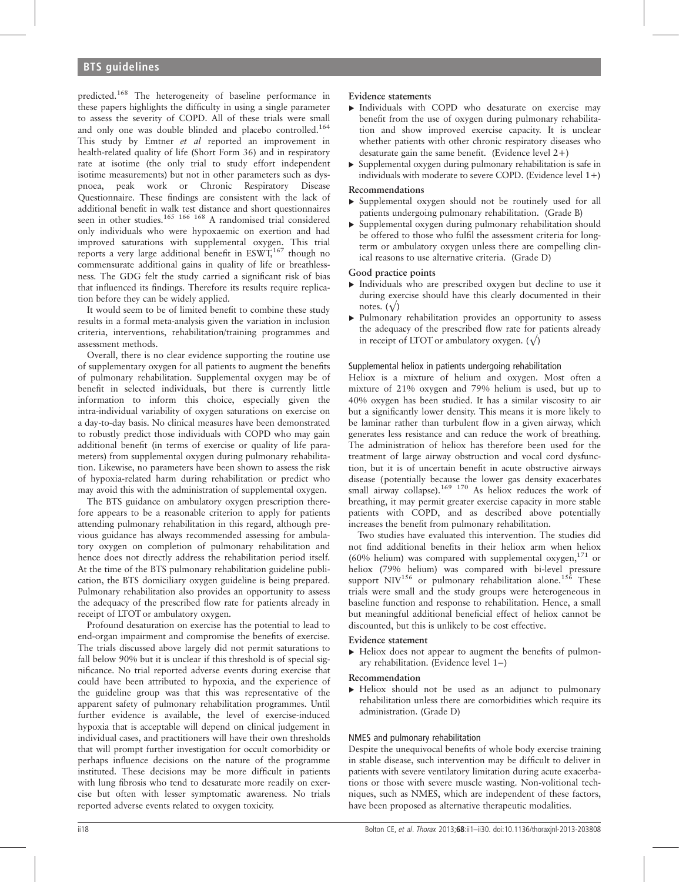predicted.[168] The heterogeneity of baseline performance in these papers highlights the difficulty in using a single parameter to assess the severity of COPD. All of these trials were small and only one was double blinded and placebo controlled.[164] This study by Emtner *et al* reported an improvement in health-related quality of life (Short Form 36) and in respiratory rate at isotime (the only trial to study effort independent isotime measurements) but not in other parameters such as dyspnoea, peak work or Chronic Respiratory Disease Questionnaire. These findings are consistent with the lack of additional benefit in walk test distance and short questionnaires seen in other studies.[165 166 168] A randomised trial considered only individuals who were hypoxaemic on exertion and had improved saturations with supplemental oxygen. This trial reports a very large additional benefit in ESWT,[167] though no commensurate additional gains in quality of life or breathlessness. The GDG felt the study carried a significant risk of bias that influenced its findings. Therefore its results require replication before they can be widely applied.

It would seem to be of limited benefit to combine these study results in a formal meta-analysis given the variation in inclusion criteria, interventions, rehabilitation/training programmes and assessment methods.

Overall, there is no clear evidence supporting the routine use of supplementary oxygen for all patients to augment the benefits of pulmonary rehabilitation. Supplemental oxygen may be of benefit in selected individuals, but there is currently little information to inform this choice, especially given the intra-individual variability of oxygen saturations on exercise on a day-to-day basis. No clinical measures have been demonstrated to robustly predict those individuals with COPD who may gain additional benefit (in terms of exercise or quality of life parameters) from supplemental oxygen during pulmonary rehabilitation. Likewise, no parameters have been shown to assess the risk of hypoxia-related harm during rehabilitation or predict who may avoid this with the administration of supplemental oxygen.

The BTS guidance on ambulatory oxygen prescription therefore appears to be a reasonable criterion to apply for patients attending pulmonary rehabilitation in this regard, although previous guidance has always recommended assessing for ambulatory oxygen on completion of pulmonary rehabilitation and hence does not directly address the rehabilitation period itself. At the time of the BTS pulmonary rehabilitation guideline publication, the BTS domiciliary oxygen guideline is being prepared. Pulmonary rehabilitation also provides an opportunity to assess the adequacy of the prescribed flow rate for patients already in receipt of LTOT or ambulatory oxygen.

Profound desaturation on exercise has the potential to lead to end-organ impairment and compromise the benefits of exercise. The trials discussed above largely did not permit saturations to fall below 90% but it is unclear if this threshold is of special significance. No trial reported adverse events during exercise that could have been attributed to hypoxia, and the experience of the guideline group was that this was representative of the apparent safety of pulmonary rehabilitation programmes. Until further evidence is available, the level of exercise-induced hypoxia that is acceptable will depend on clinical judgement in individual cases, and practitioners will have their own thresholds that will prompt further investigation for occult comorbidity or perhaps influence decisions on the nature of the programme instituted. These decisions may be more difficult in patients with lung fibrosis who tend to desaturate more readily on exercise but often with lesser symptomatic awareness. No trials reported adverse events related to oxygen toxicity.

**Evidence statements**

- Individuals with COPD who desaturate on exercise may benefit from the use of oxygen during pulmonary rehabilitation and show improved exercise capacity. It is unclear whether patients with other chronic respiratory diseases who desaturate gain the same benefit. (Evidence level 2+)
- Supplemental oxygen during pulmonary rehabilitation is safe in individuals with moderate to severe COPD. (Evidence level 1+)

**Recommendations**

- Supplemental oxygen should not be routinely used for all patients undergoing pulmonary rehabilitation. (Grade B)
- Supplemental oxygen during pulmonary rehabilitation should be offered to those who fulfil the assessment criteria for long-term or ambulatory oxygen unless there are compelling clinical reasons to use alternative criteria. (Grade D)

**Good practice points**

- Individuals who are prescribed oxygen but decline to use it during exercise should have this clearly documented in their notes. (√)
- Pulmonary rehabilitation provides an opportunity to assess the adequacy of the prescribed flow rate for patients already in receipt of LTOT or ambulatory oxygen. (√)

### Supplemental heliox in patients undergoing rehabilitation

Heliox is a mixture of helium and oxygen. Most often a mixture of 21% oxygen and 79% helium is used, but up to 40% oxygen has been studied. It has a similar viscosity to air but a significantly lower density. This means it is more likely to be laminar rather than turbulent flow in a given airway, which generates less resistance and can reduce the work of breathing. The administration of heliox has therefore been used for the treatment of large airway obstruction and vocal cord dysfunction, but it is of uncertain benefit in acute obstructive airways disease (potentially because the lower gas density exacerbates small airway collapse).[169 170] As heliox reduces the work of breathing, it may permit greater exercise capacity in more stable patients with COPD, and as described above potentially increases the benefit from pulmonary rehabilitation.

Two studies have evaluated this intervention. The studies did not find additional benefits in their heliox arm when heliox (60% helium) was compared with supplemental oxygen,[171] or heliox (79% helium) was compared with bi-level pressure support NIV[156] or pulmonary rehabilitation alone.[156] These trials were small and the study groups were heterogeneous in baseline function and response to rehabilitation. Hence, a small but meaningful additional beneficial effect of heliox cannot be discounted, but this is unlikely to be cost effective.

**Evidence statement**

- Heliox does not appear to augment the benefits of pulmonary rehabilitation. (Evidence level 1−)

**Recommendation**

- Heliox should not be used as an adjunct to pulmonary rehabilitation unless there are comorbidities which require its administration. (Grade D)

### NMES and pulmonary rehabilitation

Despite the unequivocal benefits of whole body exercise training in stable disease, such intervention may be difficult to deliver in patients with severe ventilatory limitation during acute exacerbations or those with severe muscle wasting. Non-volitional techniques, such as NMES, which are independent of these factors, have been proposed as alternative therapeutic modalities.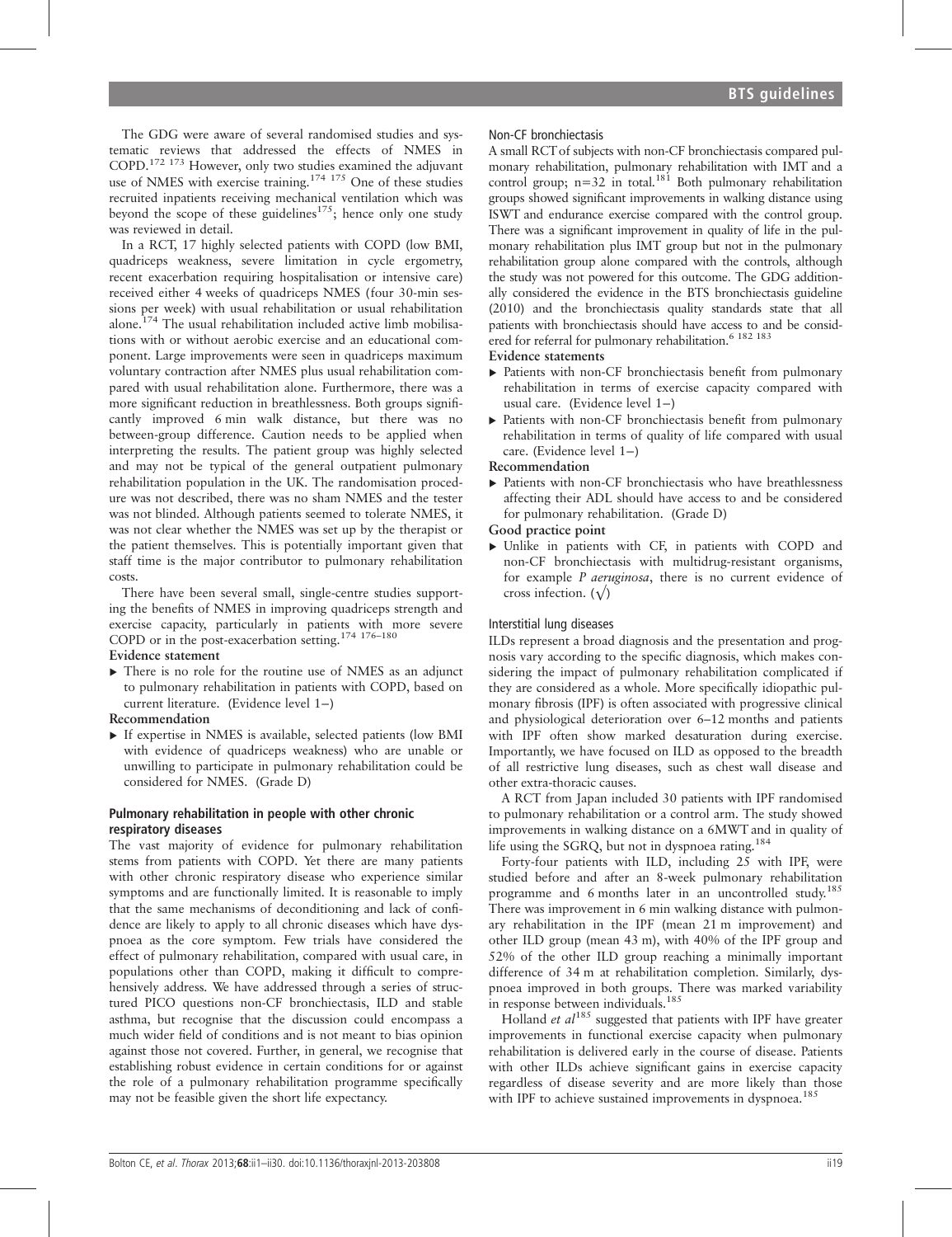The GDG were aware of several randomised studies and systematic reviews that addressed the effects of NMES in COPD.[172 173] However, only two studies examined the adjuvant use of NMES with exercise training.[174 175] One of these studies recruited inpatients receiving mechanical ventilation which was beyond the scope of these guidelines[175]; hence only one study was reviewed in detail.

In a RCT, 17 highly selected patients with COPD (low BMI, quadriceps weakness, severe limitation in cycle ergometry, recent exacerbation requiring hospitalisation or intensive care) received either 4 weeks of quadriceps NMES (four 30-min sessions per week) with usual rehabilitation or usual rehabilitation alone.[174] The usual rehabilitation included active limb mobilisations with or without aerobic exercise and an educational component. Large improvements were seen in quadriceps maximum voluntary contraction after NMES plus usual rehabilitation compared with usual rehabilitation alone. Furthermore, there was a more significant reduction in breathlessness. Both groups significantly improved 6 min walk distance, but there was no between-group difference. Caution needs to be applied when interpreting the results. The patient group was highly selected and may not be typical of the general outpatient pulmonary rehabilitation population in the UK. The randomisation procedure was not described, there was no sham NMES and the tester was not blinded. Although patients seemed to tolerate NMES, it was not clear whether the NMES was set up by the therapist or the patient themselves. This is potentially important given that staff time is the major contributor to pulmonary rehabilitation costs.

There have been several small, single-centre studies supporting the benefits of NMES in improving quadriceps strength and exercise capacity, particularly in patients with more severe COPD or in the post-exacerbation setting.[174 176–180]

**Evidence statement**

- There is no role for the routine use of NMES as an adjunct to pulmonary rehabilitation in patients with COPD, based on current literature. (Evidence level 1−)

**Recommendation**

- If expertise in NMES is available, selected patients (low BMI with evidence of quadriceps weakness) who are unable or unwilling to participate in pulmonary rehabilitation could be considered for NMES. (Grade D)

## Pulmonary rehabilitation in people with other chronic respiratory diseases

The vast majority of evidence for pulmonary rehabilitation stems from patients with COPD. Yet there are many patients with other chronic respiratory disease who experience similar symptoms and are functionally limited. It is reasonable to imply that the same mechanisms of deconditioning and lack of confidence are likely to apply to all chronic diseases which have dyspnoea as the core symptom. Few trials have considered the effect of pulmonary rehabilitation, compared with usual care, in populations other than COPD, making it difficult to comprehensively address. We have addressed through a series of structured PICO questions non-CF bronchiectasis, ILD and stable asthma, but recognise that the discussion could encompass a much wider field of conditions and is not meant to bias opinion against those not covered. Further, in general, we recognise that establishing robust evidence in certain conditions for or against the role of a pulmonary rehabilitation programme specifically may not be feasible given the short life expectancy.

### Non-CF bronchiectasis

A small RCT of subjects with non-CF bronchiectasis compared pulmonary rehabilitation, pulmonary rehabilitation with IMT and a control group; n=32 in total.[181] Both pulmonary rehabilitation groups showed significant improvements in walking distance using ISWT and endurance exercise compared with the control group. There was a significant improvement in quality of life in the pulmonary rehabilitation plus IMT group but not in the pulmonary rehabilitation group alone compared with the controls, although the study was not powered for this outcome. The GDG additionally considered the evidence in the BTS bronchiectasis guideline (2010) and the bronchiectasis quality standards state that all patients with bronchiectasis should have access to and be considered for referral for pulmonary rehabilitation.[6 182 183]

**Evidence statements**

- Patients with non-CF bronchiectasis benefit from pulmonary rehabilitation in terms of exercise capacity compared with usual care. (Evidence level 1−)
- Patients with non-CF bronchiectasis benefit from pulmonary rehabilitation in terms of quality of life compared with usual care. (Evidence level 1−)

**Recommendation**

- Patients with non-CF bronchiectasis who have breathlessness affecting their ADL should have access to and be considered for pulmonary rehabilitation. (Grade D)

**Good practice point**

- Unlike in patients with CF, in patients with COPD and non-CF bronchiectasis with multidrug-resistant organisms, for example *P aeruginosa*, there is no current evidence of cross infection. (√)

### Interstitial lung diseases

ILDs represent a broad diagnosis and the presentation and prognosis vary according to the specific diagnosis, which makes considering the impact of pulmonary rehabilitation complicated if they are considered as a whole. More specifically idiopathic pulmonary fibrosis (IPF) is often associated with progressive clinical and physiological deterioration over 6–12 months and patients with IPF often show marked desaturation during exercise. Importantly, we have focused on ILD as opposed to the breadth of all restrictive lung diseases, such as chest wall disease and other extra-thoracic causes.

A RCT from Japan included 30 patients with IPF randomised to pulmonary rehabilitation or a control arm. The study showed improvements in walking distance on a 6MWT and in quality of life using the SGRQ, but not in dyspnoea rating.[184]

Forty-four patients with ILD, including 25 with IPF, were studied before and after an 8-week pulmonary rehabilitation programme and 6 months later in an uncontrolled study.[185] There was improvement in 6 min walking distance with pulmonary rehabilitation in the IPF (mean 21 m improvement) and other ILD group (mean 43 m), with 40% of the IPF group and 52% of the other ILD group reaching a minimally important difference of 34 m at rehabilitation completion. Similarly, dyspnoea improved in both groups. There was marked variability in response between individuals.[185]

Holland *et al*[185] suggested that patients with IPF have greater improvements in functional exercise capacity when pulmonary rehabilitation is delivered early in the course of disease. Patients with other ILDs achieve significant gains in exercise capacity regardless of disease severity and are more likely than those with IPF to achieve sustained improvements in dyspnoea.[185]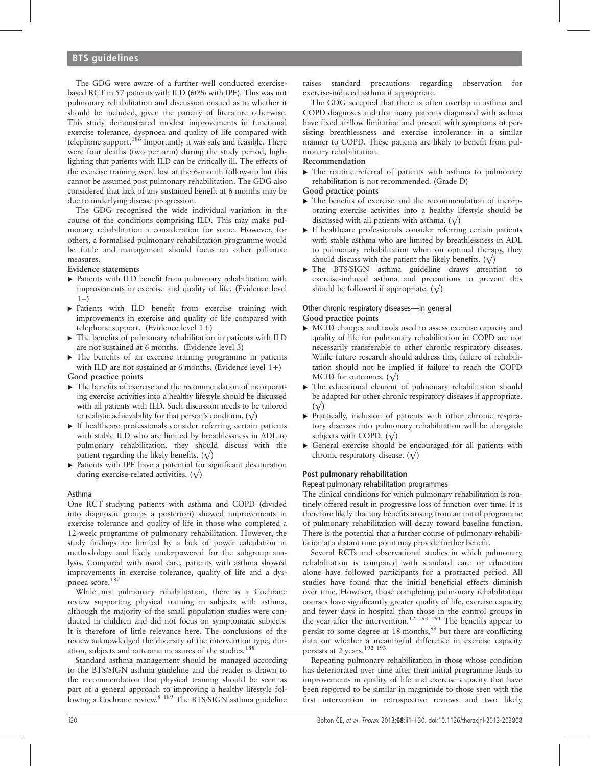The GDG were aware of a further well conducted exercise-based RCT in 57 patients with ILD (60% with IPF). This was not pulmonary rehabilitation and discussion ensued as to whether it should be included, given the paucity of literature otherwise. This study demonstrated modest improvements in functional exercise tolerance, dyspnoea and quality of life compared with telephone support.[186] Importantly it was safe and feasible. There were four deaths (two per arm) during the study period, highlighting that patients with ILD can be critically ill. The effects of the exercise training were lost at the 6-month follow-up but this cannot be assumed post pulmonary rehabilitation. The GDG also considered that lack of any sustained benefit at 6 months may be due to underlying disease progression.

The GDG recognised the wide individual variation in the course of the conditions comprising ILD. This may make pulmonary rehabilitation a consideration for some. However, for others, a formalised pulmonary rehabilitation programme would be futile and management should focus on other palliative measures.

**Evidence statements**

- Patients with ILD benefit from pulmonary rehabilitation with improvements in exercise and quality of life. (Evidence level 1−)
- Patients with ILD benefit from exercise training with improvements in exercise and quality of life compared with telephone support. (Evidence level 1+)
- The benefits of pulmonary rehabilitation in patients with ILD are not sustained at 6 months. (Evidence level 3)
- The benefits of an exercise training programme in patients with ILD are not sustained at 6 months. (Evidence level 1+)

**Good practice points**

- The benefits of exercise and the recommendation of incorporating exercise activities into a healthy lifestyle should be discussed with all patients with ILD. Such discussion needs to be tailored to realistic achievability for that person's condition. (√)
- If healthcare professionals consider referring certain patients with stable ILD who are limited by breathlessness in ADL to pulmonary rehabilitation, they should discuss with the patient regarding the likely benefits. (√)
- Patients with IPF have a potential for significant desaturation during exercise-related activities. (√)

### Asthma

One RCT studying patients with asthma and COPD (divided into diagnostic groups a posteriori) showed improvements in exercise tolerance and quality of life in those who completed a 12-week programme of pulmonary rehabilitation. However, the study findings are limited by a lack of power calculation in methodology and likely underpowered for the subgroup analysis. Compared with usual care, patients with asthma showed improvements in exercise tolerance, quality of life and a dyspnoea score.[187]

While not pulmonary rehabilitation, there is a Cochrane review supporting physical training in subjects with asthma, although the majority of the small population studies were conducted in children and did not focus on symptomatic subjects. It is therefore of little relevance here. The conclusions of the review acknowledged the diversity of the intervention type, duration, subjects and outcome measures of the studies.[188]

Standard asthma management should be managed according to the BTS/SIGN asthma guideline and the reader is drawn to the recommendation that physical training should be seen as part of a general approach to improving a healthy lifestyle following a Cochrane review.[8,189] The BTS/SIGN asthma guideline raises standard precautions regarding observation for exercise-induced asthma if appropriate.

The GDG accepted that there is often overlap in asthma and COPD diagnoses and that many patients diagnosed with asthma have fixed airflow limitation and present with symptoms of persisting breathlessness and exercise intolerance in a similar manner to COPD. These patients are likely to benefit from pulmonary rehabilitation.

**Recommendation**

- The routine referral of patients with asthma to pulmonary rehabilitation is not recommended. (Grade D)

**Good practice points**

- The benefits of exercise and the recommendation of incorporating exercise activities into a healthy lifestyle should be discussed with all patients with asthma. (√)
- If healthcare professionals consider referring certain patients with stable asthma who are limited by breathlessness in ADL to pulmonary rehabilitation when on optimal therapy, they should discuss with the patient the likely benefits. (√)
- The BTS/SIGN asthma guideline draws attention to exercise-induced asthma and precautions to prevent this should be followed if appropriate. (√)

### Other chronic respiratory diseases—in general

**Good practice points**

- MCID changes and tools used to assess exercise capacity and quality of life for pulmonary rehabilitation in COPD are not necessarily transferable to other chronic respiratory diseases. While future research should address this, failure of rehabilitation should not be implied if failure to reach the COPD MCID for outcomes. (√)
- The educational element of pulmonary rehabilitation should be adapted for other chronic respiratory diseases if appropriate. (√)
- Practically, inclusion of patients with other chronic respiratory diseases into pulmonary rehabilitation will be alongside subjects with COPD. (√)
- General exercise should be encouraged for all patients with chronic respiratory disease. (√)

## Post pulmonary rehabilitation

### Repeat pulmonary rehabilitation programmes

The clinical conditions for which pulmonary rehabilitation is routinely offered result in progressive loss of function over time. It is therefore likely that any benefits arising from an initial programme of pulmonary rehabilitation will decay toward baseline function. There is the potential that a further course of pulmonary rehabilitation at a distant time point may provide further benefit.

Several RCTs and observational studies in which pulmonary rehabilitation is compared with standard care or education alone have followed participants for a protracted period. All studies have found that the initial beneficial effects diminish over time. However, those completing pulmonary rehabilitation courses have significantly greater quality of life, exercise capacity and fewer days in hospital than those in the control groups in the year after the intervention.[12,190,191] The benefits appear to persist to some degree at 18 months,[39] but there are conflicting data on whether a meaningful difference in exercise capacity persists at 2 years.[192,193]

Repeating pulmonary rehabilitation in those whose condition has deteriorated over time after their initial programme leads to improvements in quality of life and exercise capacity that have been reported to be similar in magnitude to those seen with the first intervention in retrospective reviews and two likely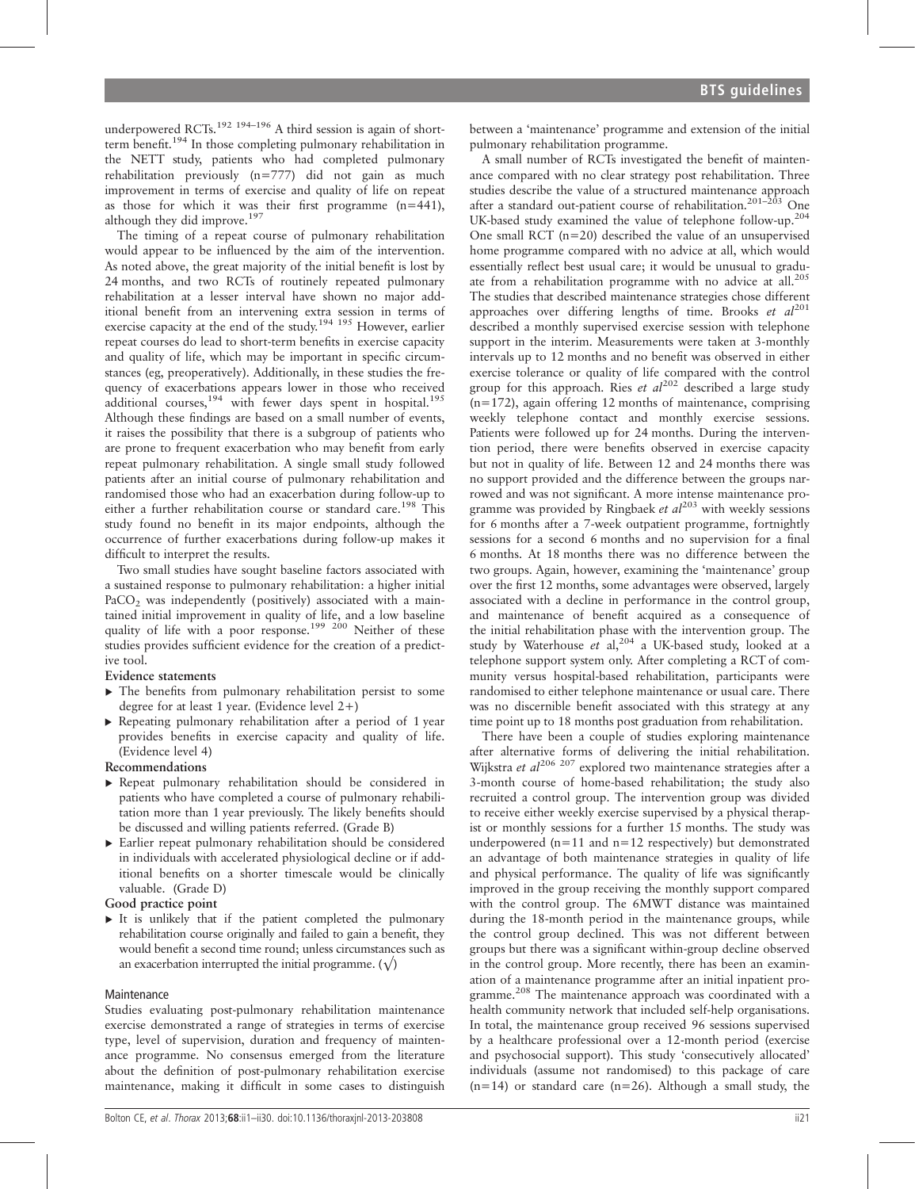underpowered RCTs.[192 194–196] A third session is again of short-term benefit.[194] In those completing pulmonary rehabilitation in the NETT study, patients who had completed pulmonary rehabilitation previously (n=777) did not gain as much improvement in terms of exercise and quality of life on repeat as those for which it was their first programme (n=441), although they did improve.[197]

The timing of a repeat course of pulmonary rehabilitation would appear to be influenced by the aim of the intervention. As noted above, the great majority of the initial benefit is lost by 24 months, and two RCTs of routinely repeated pulmonary rehabilitation at a lesser interval have shown no major additional benefit from an intervening extra session in terms of exercise capacity at the end of the study.[194 195] However, earlier repeat courses do lead to short-term benefits in exercise capacity and quality of life, which may be important in specific circumstances (eg, preoperatively). Additionally, in these studies the frequency of exacerbations appears lower in those who received additional courses,[194] with fewer days spent in hospital.[195] Although these findings are based on a small number of events, it raises the possibility that there is a subgroup of patients who are prone to frequent exacerbation who may benefit from early repeat pulmonary rehabilitation. A single small study followed patients after an initial course of pulmonary rehabilitation and randomised those who had an exacerbation during follow-up to either a further rehabilitation course or standard care.[198] This study found no benefit in its major endpoints, although the occurrence of further exacerbations during follow-up makes it difficult to interpret the results.

Two small studies have sought baseline factors associated with a sustained response to pulmonary rehabilitation: a higher initial $PaCO_2$ was independently (positively) associated with a maintained initial improvement in quality of life, and a low baseline quality of life with a poor response.[199 200] Neither of these studies provides sufficient evidence for the creation of a predictive tool.

**Evidence statements**

- The benefits from pulmonary rehabilitation persist to some degree for at least 1 year. (Evidence level 2+)
- Repeating pulmonary rehabilitation after a period of 1 year provides benefits in exercise capacity and quality of life. (Evidence level 4)

**Recommendations**

- Repeat pulmonary rehabilitation should be considered in patients who have completed a course of pulmonary rehabilitation more than 1 year previously. The likely benefits should be discussed and willing patients referred. (Grade B)
- Earlier repeat pulmonary rehabilitation should be considered in individuals with accelerated physiological decline or if additional benefits on a shorter timescale would be clinically valuable. (Grade D)

**Good practice point**

- It is unlikely that if the patient completed the pulmonary rehabilitation course originally and failed to gain a benefit, they would benefit a second time round; unless circumstances such as an exacerbation interrupted the initial programme. (√)

### Maintenance

Studies evaluating post-pulmonary rehabilitation maintenance exercise demonstrated a range of strategies in terms of exercise type, level of supervision, duration and frequency of maintenance programme. No consensus emerged from the literature about the definition of post-pulmonary rehabilitation exercise maintenance, making it difficult in some cases to distinguish between a 'maintenance' programme and extension of the initial pulmonary rehabilitation programme.

A small number of RCTs investigated the benefit of maintenance compared with no clear strategy post rehabilitation. Three studies describe the value of a structured maintenance approach after a standard out-patient course of rehabilitation.[201–203] One UK-based study examined the value of telephone follow-up.[204] One small RCT (n=20) described the value of an unsupervised home programme compared with no advice at all, which would essentially reflect best usual care; it would be unusual to graduate from a rehabilitation programme with no advice at all.[205] The studies that described maintenance strategies chose different approaches over differing lengths of time. Brooks *et al*[201] described a monthly supervised exercise session with telephone support in the interim. Measurements were taken at 3-monthly intervals up to 12 months and no benefit was observed in either exercise tolerance or quality of life compared with the control group for this approach. Ries *et al*[202] described a large study (n=172), again offering 12 months of maintenance, comprising weekly telephone contact and monthly exercise sessions. Patients were followed up for 24 months. During the intervention period, there were benefits observed in exercise capacity but not in quality of life. Between 12 and 24 months there was no support provided and the difference between the groups narrowed and was not significant. A more intense maintenance programme was provided by Ringbaek *et al*[203] with weekly sessions for 6 months after a 7-week outpatient programme, fortnightly sessions for a second 6 months and no supervision for a final 6 months. At 18 months there was no difference between the two groups. Again, however, examining the 'maintenance' group over the first 12 months, some advantages were observed, largely associated with a decline in performance in the control group, and maintenance of benefit acquired as a consequence of the initial rehabilitation phase with the intervention group. The study by Waterhouse *et al*,[204] a UK-based study, looked at a telephone support system only. After completing a RCT of community versus hospital-based rehabilitation, participants were randomised to either telephone maintenance or usual care. There was no discernible benefit associated with this strategy at any time point up to 18 months post graduation from rehabilitation.

There have been a couple of studies exploring maintenance after alternative forms of delivering the initial rehabilitation. Wijkstra *et al*[206 207] explored two maintenance strategies after a 3-month course of home-based rehabilitation; the study also recruited a control group. The intervention group was divided to receive either weekly exercise supervised by a physical therapist or monthly sessions for a further 15 months. The study was underpowered (n=11 and n=12 respectively) but demonstrated an advantage of both maintenance strategies in quality of life and physical performance. The quality of life was significantly improved in the group receiving the monthly support compared with the control group. The 6MWT distance was maintained during the 18-month period in the maintenance groups, while the control group declined. This was not different between groups but there was a significant within-group decline observed in the control group. More recently, there has been an examination of a maintenance programme after an initial inpatient programme.[208] The maintenance approach was coordinated with a health community network that included self-help organisations. In total, the maintenance group received 96 sessions supervised by a healthcare professional over a 12-month period (exercise and psychosocial support). This study 'consecutively allocated' individuals (assume not randomised) to this package of care (n=14) or standard care (n=26). Although a small study, the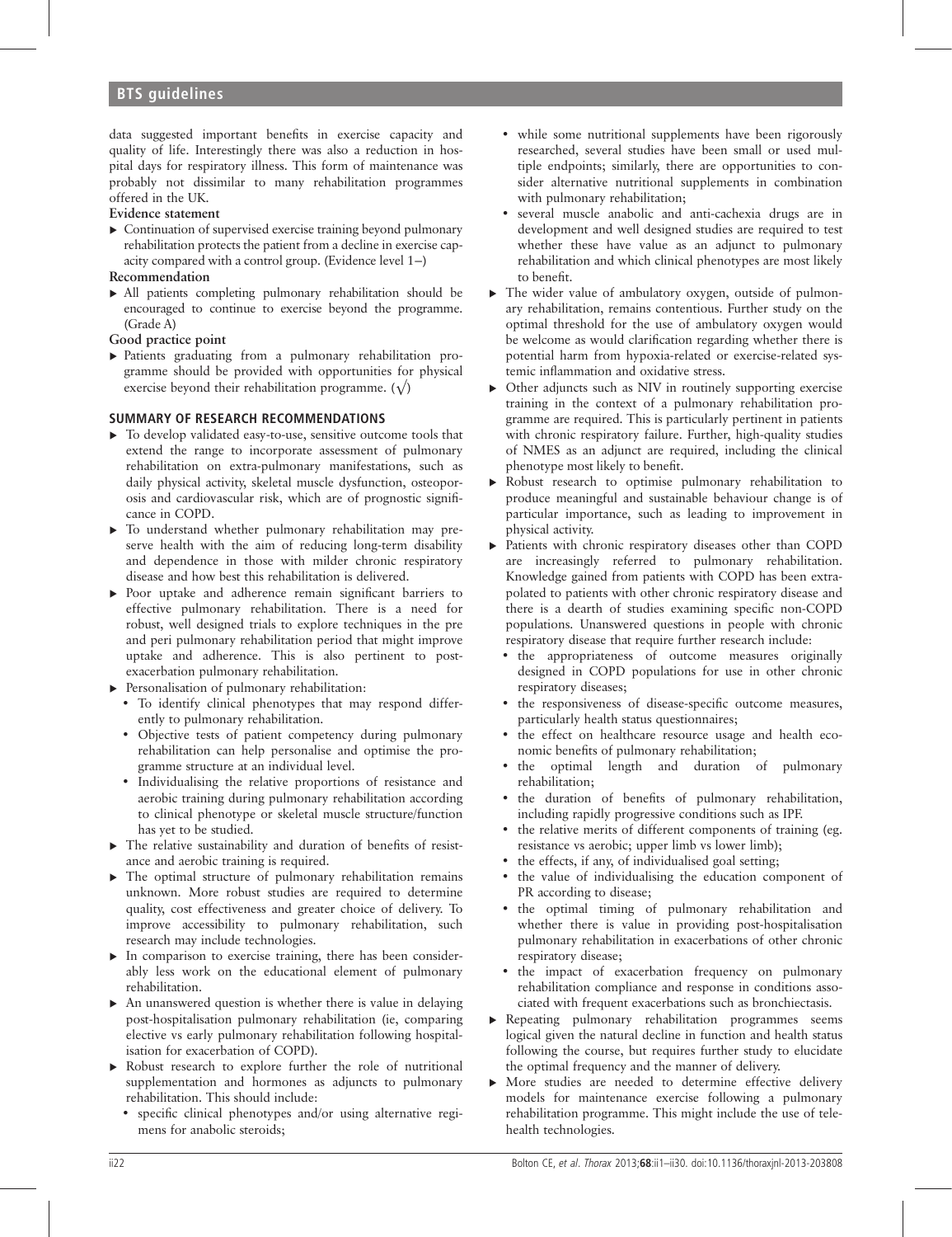data suggested important benefits in exercise capacity and quality of life. Interestingly there was also a reduction in hospital days for respiratory illness. This form of maintenance was probably not dissimilar to many rehabilitation programmes offered in the UK.

**Evidence statement**

- Continuation of supervised exercise training beyond pulmonary rehabilitation protects the patient from a decline in exercise capacity compared with a control group. (Evidence level 1−)

**Recommendation**

- All patients completing pulmonary rehabilitation should be encouraged to continue to exercise beyond the programme. (Grade A)

**Good practice point**

- Patients graduating from a pulmonary rehabilitation programme should be provided with opportunities for physical exercise beyond their rehabilitation programme. (√)

## SUMMARY OF RESEARCH RECOMMENDATIONS

- To develop validated easy-to-use, sensitive outcome tools that extend the range to incorporate assessment of pulmonary rehabilitation on extra-pulmonary manifestations, such as daily physical activity, skeletal muscle dysfunction, osteoporosis and cardiovascular risk, which are of prognostic significance in COPD.
- To understand whether pulmonary rehabilitation may preserve health with the aim of reducing long-term disability and dependence in those with milder chronic respiratory disease and how best this rehabilitation is delivered.
- Poor uptake and adherence remain significant barriers to effective pulmonary rehabilitation. There is a need for robust, well designed trials to explore techniques in the pre and peri pulmonary rehabilitation period that might improve uptake and adherence. This is also pertinent to post-exacerbation pulmonary rehabilitation.
- Personalisation of pulmonary rehabilitation:
  - To identify clinical phenotypes that may respond differently to pulmonary rehabilitation.
  - Objective tests of patient competency during pulmonary rehabilitation can help personalise and optimise the programme structure at an individual level.
  - Individualising the relative proportions of resistance and aerobic training during pulmonary rehabilitation according to clinical phenotype or skeletal muscle structure/function has yet to be studied.
- The relative sustainability and duration of benefits of resistance and aerobic training is required.
- The optimal structure of pulmonary rehabilitation remains unknown. More robust studies are required to determine quality, cost effectiveness and greater choice of delivery. To improve accessibility to pulmonary rehabilitation, such research may include technologies.
- In comparison to exercise training, there has been considerably less work on the educational element of pulmonary rehabilitation.
- An unanswered question is whether there is value in delaying post-hospitalisation pulmonary rehabilitation (ie, comparing elective vs early pulmonary rehabilitation following hospitalisation for exacerbation of COPD).
- Robust research to explore further the role of nutritional supplementation and hormones as adjuncts to pulmonary rehabilitation. This should include:
  - specific clinical phenotypes and/or using alternative regimens for anabolic steroids;
  - while some nutritional supplements have been rigorously researched, several studies have been small or used multiple endpoints; similarly, there are opportunities to consider alternative nutritional supplements in combination with pulmonary rehabilitation;
  - several muscle anabolic and anti-cachexia drugs are in development and well designed studies are required to test whether these have value as an adjunct to pulmonary rehabilitation and which clinical phenotypes are most likely to benefit.
- The wider value of ambulatory oxygen, outside of pulmonary rehabilitation, remains contentious. Further study on the optimal threshold for the use of ambulatory oxygen would be welcome as would clarification regarding whether there is potential harm from hypoxia-related or exercise-related systemic inflammation and oxidative stress.
- Other adjuncts such as NIV in routinely supporting exercise training in the context of a pulmonary rehabilitation programme are required. This is particularly pertinent in patients with chronic respiratory failure. Further, high-quality studies of NMES as an adjunct are required, including the clinical phenotype most likely to benefit.
- Robust research to optimise pulmonary rehabilitation to produce meaningful and sustainable behaviour change is of particular importance, such as leading to improvement in physical activity.
- Patients with chronic respiratory diseases other than COPD are increasingly referred to pulmonary rehabilitation. Knowledge gained from patients with COPD has been extrapolated to patients with other chronic respiratory disease and there is a dearth of studies examining specific non-COPD populations. Unanswered questions in people with chronic respiratory disease that require further research include:
  - the appropriateness of outcome measures originally designed in COPD populations for use in other chronic respiratory diseases;
  - the responsiveness of disease-specific outcome measures, particularly health status questionnaires;
  - the effect on healthcare resource usage and health economic benefits of pulmonary rehabilitation;
  - the optimal length and duration of pulmonary rehabilitation;
  - the duration of benefits of pulmonary rehabilitation, including rapidly progressive conditions such as IPF.
  - the relative merits of different components of training (eg. resistance vs aerobic; upper limb vs lower limb);
  - the effects, if any, of individualised goal setting;
  - the value of individualising the education component of PR according to disease;
  - the optimal timing of pulmonary rehabilitation and whether there is value in providing post-hospitalisation pulmonary rehabilitation in exacerbations of other chronic respiratory disease;
  - the impact of exacerbation frequency on pulmonary rehabilitation compliance and response in conditions associated with frequent exacerbations such as bronchiectasis.
- Repeating pulmonary rehabilitation programmes seems logical given the natural decline in function and health status following the course, but requires further study to elucidate the optimal frequency and the manner of delivery.
- More studies are needed to determine effective delivery models for maintenance exercise following a pulmonary rehabilitation programme. This might include the use of telehealth technologies.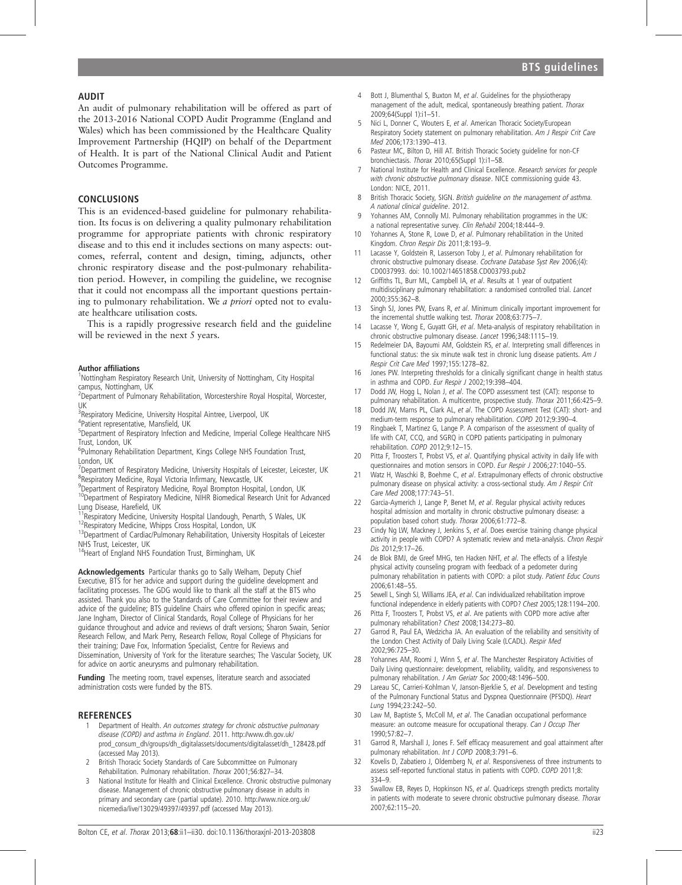## AUDIT

An audit of pulmonary rehabilitation will be offered as part of the 2013-2016 National COPD Audit Programme (England and Wales) which has been commissioned by the Healthcare Quality Improvement Partnership (HQIP) on behalf of the Department of Health. It is part of the National Clinical Audit and Patient Outcomes Programme.

## CONCLUSIONS

This is an evidenced-based guideline for pulmonary rehabilitation. Its focus is on delivering a quality pulmonary rehabilitation programme for appropriate patients with chronic respiratory disease and to this end it includes sections on many aspects: outcomes, referral, content and design, timing, adjuncts, other chronic respiratory disease and the post-pulmonary rehabilitation period. However, in compiling the guideline, we recognise that it could not encompass all the important questions pertaining to pulmonary rehabilitation. We *a priori* opted not to evaluate healthcare utilisation costs.

This is a rapidly progressive research field and the guideline will be reviewed in the next 5 years.

**Author affiliations**
[1]Nottingham Respiratory Research Unit, University of Nottingham, City Hospital campus, Nottingham, UK
[2]Department of Pulmonary Rehabilitation, Worcestershire Royal Hospital, Worcester, UK
[3]Respiratory Medicine, University Hospital Aintree, Liverpool, UK
[4]Patient representative, Mansfield, UK
[5]Department of Respiratory Infection and Medicine, Imperial College Healthcare NHS Trust, London, UK
[6]Pulmonary Rehabilitation Department, Kings College NHS Foundation Trust, London, UK
[7]Department of Respiratory Medicine, University Hospitals of Leicester, Leicester, UK
[8]Respiratory Medicine, Royal Victoria Infirmary, Newcastle, UK
[9]Department of Respiratory Medicine, Royal Brompton Hospital, London, UK
[10]Department of Respiratory Medicine, NIHR Biomedical Research Unit for Advanced Lung Disease, Harefield, UK
[11]Respiratory Medicine, University Hospital Llandough, Penarth, S Wales, UK
[12]Respiratory Medicine, Whipps Cross Hospital, London, UK
[13]Department of Cardiac/Pulmonary Rehabilitation, University Hospitals of Leicester NHS Trust, Leicester, UK
[14]Heart of England NHS Foundation Trust, Birmingham, UK

**Acknowledgements** Particular thanks go to Sally Welham, Deputy Chief Executive, BTS for her advice and support during the guideline development and facilitating processes. The GDG would like to thank all the staff at the BTS who assisted. Thank you also to the Standards of Care Committee for their review and advice of the guideline; BTS guideline Chairs who offered opinion in specific areas; Jane Ingham, Director of Clinical Standards, Royal College of Physicians for her guidance throughout and advice and reviews of draft versions; Sharon Swain, Senior Research Fellow, and Mark Perry, Research Fellow, Royal College of Physicians for their training; Dave Fox, Information Specialist, Centre for Reviews and Dissemination, University of York for the literature searches; The Vascular Society, UK for advice on aortic aneurysms and pulmonary rehabilitation.

**Funding** The meeting room, travel expenses, literature search and associated administration costs were funded by the BTS.

## REFERENCES

1. Department of Health. *An outcomes strategy for chronic obstructive pulmonary disease (COPD) and asthma in England*. 2011. http://www.dh.gov.uk/prod_consum_dh/groups/dh_digitalassets/documents/digitalasset/dh_128428.pdf (accessed May 2013).
2. British Thoracic Society Standards of Care Subcommittee on Pulmonary Rehabilitation. Pulmonary rehabilitation. *Thorax* 2001;56:827–34.
3. National Institute for Health and Clinical Excellence. Chronic obstructive pulmonary disease. Management of chronic obstructive pulmonary disease in adults in primary and secondary care (partial update). 2010. http://www.nice.org.uk/nicemedia/live/13029/49397/49397.pdf (accessed May 2013).
4. Bott J, Blumenthal S, Buxton M, *et al*. Guidelines for the physiotherapy management of the adult, medical, spontaneously breathing patient. *Thorax* 2009;64(Suppl 1):i1–51.
5. Nici L, Donner C, Wouters E, *et al*. American Thoracic Society/European Respiratory Society statement on pulmonary rehabilitation. *Am J Respir Crit Care Med* 2006;173:1390–413.
6. Pasteur MC, Bilton D, Hill AT. British Thoracic Society guideline for non-CF bronchiectasis. *Thorax* 2010;65(Suppl 1):i1–58.
7. National Institute for Health and Clinical Excellence. *Research services for people with chronic obstructive pulmonary disease*. NICE commissioning guide 43. London: NICE, 2011.
8. British Thoracic Society, SIGN. *British guideline on the management of asthma. A national clinical guideline*. 2012.
9. Yohannes AM, Connolly MJ. Pulmonary rehabilitation programmes in the UK: a national representative survey. *Clin Rehabil* 2004;18:444–9.
10. Yohannes A, Stone R, Lowe D, *et al*. Pulmonary rehabilitation in the United Kingdom. *Chron Respir Dis* 2011;8:193–9.
11. Lacasse Y, Goldstein R, Lasserson Toby J, *et al*. Pulmonary rehabilitation for chronic obstructive pulmonary disease. *Cochrane Database Syst Rev* 2006;(4): CD0037993. doi: 10.1002/14651858.CD003793.pub2
12. Griffiths TL, Burr ML, Campbell IA, *et al*. Results at 1 year of outpatient multidisciplinary pulmonary rehabilitation: a randomised controlled trial. *Lancet* 2000;355:362–8.
13. Singh SJ, Jones PW, Evans R, *et al*. Minimum clinically important improvement for the incremental shuttle walking test. *Thorax* 2008;63:775–7.
14. Lacasse Y, Wong E, Guyatt GH, *et al*. Meta-analysis of respiratory rehabilitation in chronic obstructive pulmonary disease. *Lancet* 1996;348:1115–19.
15. Redelmeier DA, Bayoumi AM, Goldstein RS, *et al*. Interpreting small differences in functional status: the six minute walk test in chronic lung disease patients. *Am J Respir Crit Care Med* 1997;155:1278–82.
16. Jones PW. Interpreting thresholds for a clinically significant change in health status in asthma and COPD. *Eur Respir J* 2002;19:398–404.
17. Dodd JW, Hogg L, Nolan J, *et al*. The COPD assessment test (CAT): response to pulmonary rehabilitation. A multicentre, prospective study. *Thorax* 2011;66:425–9.
18. Dodd JW, Marns PL, Clark AL, *et al*. The COPD Assessment Test (CAT): short- and medium-term response to pulmonary rehabilitation. *COPD* 2012;9:390–4.
19. Ringbaek T, Martinez G, Lange P. A comparison of the assessment of quality of life with CAT, CCQ, and SGRQ in COPD patients participating in pulmonary rehabilitation. *COPD* 2012;9:12–15.
20. Pitta F, Troosters T, Probst VS, *et al*. Quantifying physical activity in daily life with questionnaires and motion sensors in COPD. *Eur Respir J* 2006;27:1040–55.
21. Watz H, Waschki B, Boehme C, *et al*. Extrapulmonary effects of chronic obstructive pulmonary disease on physical activity: a cross-sectional study. *Am J Respir Crit Care Med* 2008;177:743–51.
22. Garcia-Aymerich J, Lange P, Benet M, *et al*. Regular physical activity reduces hospital admission and mortality in chronic obstructive pulmonary disease: a population based cohort study. *Thorax* 2006;61:772–8.
23. Cindy Ng LW, Mackney J, Jenkins S, *et al*. Does exercise training change physical activity in people with COPD? A systematic review and meta-analysis. *Chron Respir Dis* 2012;9:17–26.
24. de Blok BMJ, de Greef MHG, ten Hacken NHT, *et al*. The effects of a lifestyle physical activity counseling program with feedback of a pedometer during pulmonary rehabilitation in patients with COPD: a pilot study. *Patient Educ Couns* 2006;61:48–55.
25. Sewell L, Singh SJ, Williams JEA, *et al*. Can individualized rehabilitation improve functional independence in elderly patients with COPD? *Chest* 2005;128:1194–200.
26. Pitta F, Troosters T, Probst VS, *et al*. Are patients with COPD more active after pulmonary rehabilitation? *Chest* 2008;134:273–80.
27. Garrod R, Paul EA, Wedzicha JA. An evaluation of the reliability and sensitivity of the London Chest Activity of Daily Living Scale (LCADL). *Respir Med* 2002;96:725–30.
28. Yohannes AM, Roomi J, Winn S, *et al*. The Manchester Respiratory Activities of Daily Living questionnaire: development, reliability, validity, and responsiveness to pulmonary rehabilitation. *J Am Geriatr Soc* 2000;48:1496–500.
29. Lareau SC, Carrieri-Kohlman V, Janson-Bjerklie S, *et al*. Development and testing of the Pulmonary Functional Status and Dyspnea Questionnaire (PFSDQ). *Heart Lung* 1994;23:242–50.
30. Law M, Baptiste S, McColl M, *et al*. The Canadian occupational performance measure: an outcome measure for occupational therapy. *Can J Occup Ther* 1990;57:82–7.
31. Garrod R, Marshall J, Jones F. Self efficacy measurement and goal attainment after pulmonary rehabilitation. *Int J COPD* 2008;3:791–6.
32. Kovelis D, Zabatiero J, Oldemberg N, *et al*. Responsiveness of three instruments to assess self-reported functional status in patients with COPD. *COPD* 2011;8: 334–9.
33. Swallow EB, Reyes D, Hopkinson NS, *et al*. Quadriceps strength predicts mortality in patients with moderate to severe chronic obstructive pulmonary disease. *Thorax* 2007;62:115–20.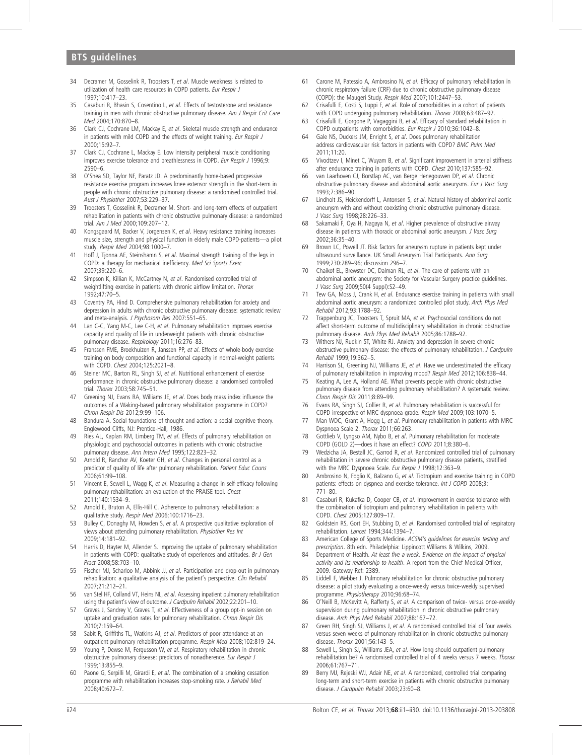34 Decramer M, Gosselink R, Troosters T, *et al*. Muscle weakness is related to utilization of health care resources in COPD patients. *Eur Respir J* 1997;10:417–23.

35 Casaburi R, Bhasin S, Cosentino L, *et al*. Effects of testosterone and resistance training in men with chronic obstructive pulmonary disease. *Am J Respir Crit Care Med* 2004;170:870–8.

36 Clark CJ, Cochrane LM, Mackay E, *et al*. Skeletal muscle strength and endurance in patients with mild COPD and the effects of weight training. *Eur Respir J* 2000;15:92–7.

37 Clark CJ, Cochrane L, Mackay E. Low intensity peripheral muscle conditioning improves exercise tolerance and breathlessness in COPD. *Eur Respir J* 1996;9:2590–6.

38 O'Shea SD, Taylor NF, Paratz JD. A predominantly home-based progressive resistance exercise program increases knee extensor strength in the short-term in people with chronic obstructive pulmonary disease: a randomised controlled trial. *Aust J Physiother* 2007;53:229–37.

39 Troosters T, Gosselink R, Decramer M. Short- and long-term effects of outpatient rehabilitation in patients with chronic obstructive pulmonary disease: a randomized trial. *Am J Med* 2000;109:207–12.

40 Kongsgaard M, Backer V, Jorgensen K, *et al*. Heavy resistance training increases muscle size, strength and physical function in elderly male COPD-patients—a pilot study. *Respir Med* 2004;98:1000–7.

41 Hoff J, Tjonna AE, Steinshamn S, *et al*. Maximal strength training of the legs in COPD: a therapy for mechanical inefficiency. *Med Sci Sports Exerc* 2007;39:220–6.

42 Simpson K, Killian K, McCartney N, *et al*. Randomised controlled trial of weightlifting exercise in patients with chronic airflow limitation. *Thorax* 1992;47:70–5.

43 Coventry PA, Hind D. Comprehensive pulmonary rehabilitation for anxiety and depression in adults with chronic obstructive pulmonary disease: systematic review and meta-analysis. *J Psychosom Res* 2007:551–65.

44 Lan C-C, Yang M-C, Lee C-H, *et al*. Pulmonary rehabilitation improves exercise capacity and quality of life in underweight patients with chronic obstructive pulmonary disease. *Respirology* 2011;16:276–83.

45 Franssen FME, Broekhuizen R, Janssen PP, *et al*. Effects of whole-body exercise training on body composition and functional capacity in normal-weight patients with COPD. *Chest* 2004;125:2021–8.

46 Steiner MC, Barton RL, Singh SJ, *et al*. Nutritional enhancement of exercise performance in chronic obstructive pulmonary disease: a randomised controlled trial. *Thorax* 2003;58:745–51.

47 Greening NJ, Evans RA, Williams JE, *et al*. Does body mass index influence the outcomes of a Waking-based pulmonary rehabilitation programme in COPD? *Chron Respir Dis* 2012;9:99–106.

48 Bandura A. Social foundations of thought and action: a social cognitive theory. Englewood Cliffs, NJ: Prentice-Hall, 1986.

49 Ries AL, Kaplan RM, Limberg TM, *et al*. Effects of pulmonary rehabilitation on physiologic and psychosocial outcomes in patients with chronic obstructive pulmonary disease. *Ann Intern Med* 1995;122:823–32.

50 Arnold R, Ranchor AV, Koeter GH, *et al*. Changes in personal control as a predictor of quality of life after pulmonary rehabilitation. *Patient Educ Couns* 2006;61:99–108.

51 Vincent E, Sewell L, Wagg K, *et al*. Measuring a change in self-efficacy following pulmonary rehabilitation: an evaluation of the PRAISE tool. *Chest* 2011;140:1534–9.

52 Arnold E, Bruton A, Ellis-Hill C. Adherence to pulmonary rehabilitation: a qualitative study. *Respir Med* 2006;100:1716–23.

53 Bulley C, Donaghy M, Howden S, *et al*. A prospective qualitative exploration of views about attending pulmonary rehabilitation. *Physiother Res Int* 2009;14:181–92.

54 Harris D, Hayter M, Allender S. Improving the uptake of pulmonary rehabilitation in patients with COPD: qualitative study of experiences and attitudes. *Br J Gen Pract* 2008;58:703–10.

55 Fischer MJ, Scharloo M, Abbink JJ, *et al*. Participation and drop-out in pulmonary rehabilitation: a qualitative analysis of the patient's perspective. *Clin Rehabil* 2007;21:212–21.

56 van Stel HF, Colland VT, Heins NL, *et al*. Assessing inpatient pulmonary rehabilitation using the patient's view of outcome. *J Cardpulm Rehabil* 2002;22:201–10.

57 Graves J, Sandrey V, Graves T, *et al*. Effectiveness of a group opt-in session on uptake and graduation rates for pulmonary rehabilitation. *Chron Respir Dis* 2010;7:159–64.

58 Sabit R, Griffiths TL, Watkins AJ, *et al*. Predictors of poor attendance at an outpatient pulmonary rehabilitation programme. *Respir Med* 2008;102:819–24.

59 Young P, Dewse M, Fergusson W, *et al*. Respiratory rehabilitation in chronic obstructive pulmonary disease: predictors of nonadherence. *Eur Respir J* 1999;13:855–9.

60 Paone G, Serpilli M, Girardi E, *et al*. The combination of a smoking cessation programme with rehabilitation increases stop-smoking rate. *J Rehabil Med* 2008;40:672–7.

61 Carone M, Patessio A, Ambrosino N, *et al*. Efficacy of pulmonary rehabilitation in chronic respiratory failure (CRF) due to chronic obstructive pulmonary disease (COPD): the Maugeri Study. *Respir Med* 2007;101:2447–53.

62 Crisafulli E, Costi S, Luppi F, *et al*. Role of comorbidities in a cohort of patients with COPD undergoing pulmonary rehabilitation. *Thorax* 2008;63:487–92.

63 Crisafulli E, Gorgone P, Vagaggini B, *et al*. Efficacy of standard rehabilitation in COPD outpatients with comorbidities. *Eur Respir J* 2010;36:1042–8.

64 Gale NS, Duckers JM, Enright S, *et al*. Does pulmonary rehabilitation address cardiovascular risk factors in patients with COPD? *BMC Pulm Med* 2011;11:20.

65 Vivodtzev I, Minet C, Wuyam B, *et al*. Significant improvement in arterial stiffness after endurance training in patients with COPD. *Chest* 2010;137:585–92.

66 van Laarhoven CJ, Borstlap AC, van Berge Henegouwen DP, *et al*. Chronic obstructive pulmonary disease and abdominal aortic aneurysms. *Eur J Vasc Surg* 1993;7:386–90.

67 Lindholt JS, Heickendorff L, Antonsen S, *et al*. Natural history of abdominal aortic aneurysm with and without coexisting chronic obstructive pulmonary disease. *J Vasc Surg* 1998;28:226–33.

68 Sakamaki F, Oya H, Nagaya N, *et al*. Higher prevalence of obstructive airway disease in patients with thoracic or abdominal aortic aneurysm. *J Vasc Surg* 2002;36:35–40.

69 Brown LC, Powell JT. Risk factors for aneurysm rupture in patients kept under ultrasound surveillance. UK Small Aneurysm Trial Participants. *Ann Surg* 1999;230:289–96; discussion 296–7.

70 Chaikof EL, Brewster DC, Dalman RL, *et al*. The care of patients with an abdominal aortic aneurysm: the Society for Vascular Surgery practice guidelines. *J Vasc Surg* 2009;50(4 Suppl):S2–49.

71 Tew GA, Moss J, Crank H, *et al*. Endurance exercise training in patients with small abdominal aortic aneurysm: a randomized controlled pilot study. *Arch Phys Med Rehabil* 2012;93:1788–92.

72 Trappenburg JC, Troosters T, Spruit MA, *et al*. Psychosocial conditions do not affect short-term outcome of multidisciplinary rehabilitation in chronic obstructive pulmonary disease. *Arch Phys Med Rehabil* 2005;86:1788–92.

73 Withers NJ, Rudkin ST, White RJ. Anxiety and depression in severe chronic obstructive pulmonary disease: the effects of pulmonary rehabilitation. *J Cardpulm Rehabil* 1999;19:362–5.

74 Harrison SL, Greening NJ, Williams JE, *et al*. Have we underestimated the efficacy of pulmonary rehabilitation in improving mood? *Respir Med* 2012;106:838–44.

75 Keating A, Lee A, Holland AE. What prevents people with chronic obstructive pulmonary disease from attending pulmonary rehabilitation? A systematic review. *Chron Respir Dis* 2011;8:89–99.

76 Evans RA, Singh SJ, Collier R, *et al*. Pulmonary rehabilitation is successful for COPD irrespective of MRC dyspnoea grade. *Respir Med* 2009;103:1070–5.

77 Man WDC, Grant A, Hogg L, *et al*. Pulmonary rehabilitation in patients with MRC Dyspnoea Scale 2. *Thorax* 2011;66:263.

78 Gottlieb V, Lyngso AM, Nybo B, *et al*. Pulmonary rehabilitation for moderate COPD (GOLD 2)—does it have an effect? *COPD* 2011;8:380–6.

79 Wedzicha JA, Bestall JC, Garrod R, *et al*. Randomized controlled trial of pulmonary rehabilitation in severe chronic obstructive pulmonary disease patients, stratified with the MRC Dyspnoea Scale. *Eur Respir J* 1998;12:363–9.

80 Ambrosino N, Foglio K, Balzano G, *et al*. Tiotropium and exercise training in COPD patients: effects on dyspnea and exercise tolerance. *Int J COPD* 2008;3:771–80.

81 Casaburi R, Kukafka D, Cooper CB, *et al*. Improvement in exercise tolerance with the combination of tiotropium and pulmonary rehabilitation in patients with COPD. *Chest* 2005;127:809–17.

82 Goldstein RS, Gort EH, Stubbing D, *et al*. Randomised controlled trial of respiratory rehabilitation. *Lancet* 1994;344:1394–7.

83 American College of Sports Medicine. *ACSM's guidelines for exercise testing and prescription*. 8th edn. Philadelphia: Lippincott Williams & Wilkins, 2009.

84 Department of Health. *At least five a week. Evidence on the impact of physical activity and its relationship to health*. A report from the Chief Medical Officer, 2009. Gateway Ref: 2389.

85 Liddell F, Webber J. Pulmonary rehabilitation for chronic obstructive pulmonary disease: a pilot study evaluating a once-weekly versus twice-weekly supervised programme. *Physiotherapy* 2010;96:68–74.

86 O'Neill B, McKevitt A, Rafferty S, *et al*. A comparison of twice- versus once-weekly supervision during pulmonary rehabilitation in chronic obstructive pulmonary disease. *Arch Phys Med Rehabil* 2007;88:167–72.

87 Green RH, Singh SJ, Williams J, *et al*. A randomised controlled trial of four weeks versus seven weeks of pulmonary rehabilitation in chronic obstructive pulmonary disease. *Thorax* 2001;56:143–5.

88 Sewell L, Singh SJ, Williams JEA, *et al*. How long should outpatient pulmonary rehabilitation be? A randomised controlled trial of 4 weeks versus 7 weeks. *Thorax* 2006;61:767–71.

89 Berry MJ, Rejeski WJ, Adair NE, *et al*. A randomized, controlled trial comparing long-term and short-term exercise in patients with chronic obstructive pulmonary disease. *J Cardpulm Rehabil* 2003;23:60–8.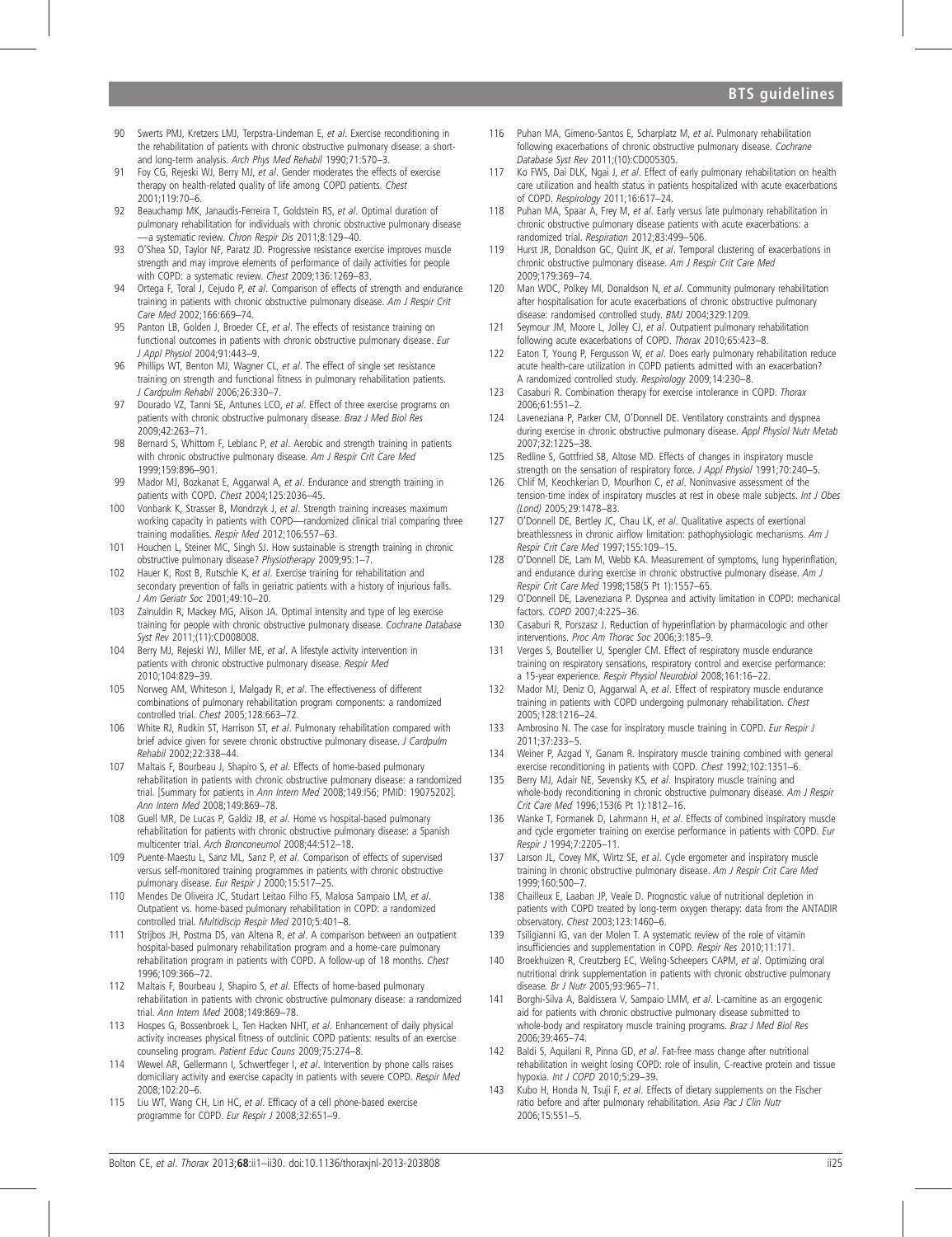90 Swerts PMJ, Kretzers LMJ, Terpstra-Lindeman E, *et al*. Exercise reconditioning in the rehabilitation of patients with chronic obstructive pulmonary disease: a short- and long-term analysis. *Arch Phys Med Rehabil* 1990;71:570–3.

91 Foy CG, Rejeski WJ, Berry MJ, *et al*. Gender moderates the effects of exercise therapy on health-related quality of life among COPD patients. *Chest* 2001;119:70–6.

92 Beauchamp MK, Janaudis-Ferreira T, Goldstein RS, *et al*. Optimal duration of pulmonary rehabilitation for individuals with chronic obstructive pulmonary disease—a systematic review. *Chron Respir Dis* 2011;8:129–40.

93 O'Shea SD, Taylor NF, Paratz JD. Progressive resistance exercise improves muscle strength and may improve elements of performance of daily activities for people with COPD: a systematic review. *Chest* 2009;136:1269–83.

94 Ortega F, Toral J, Cejudo P, *et al*. Comparison of effects of strength and endurance training in patients with chronic obstructive pulmonary disease. *Am J Respir Crit Care Med* 2002;166:669–74.

95 Panton LB, Golden J, Broeder CE, *et al*. The effects of resistance training on functional outcomes in patients with chronic obstructive pulmonary disease. *Eur J Appl Physiol* 2004;91:443–9.

96 Phillips WT, Benton MJ, Wagner CL, *et al*. The effect of single set resistance training on strength and functional fitness in pulmonary rehabilitation patients. *J Cardpulm Rehabil* 2006;26:330–7.

97 Dourado VZ, Tanni SE, Antunes LCO, *et al*. Effect of three exercise programs on patients with chronic obstructive pulmonary disease. *Braz J Med Biol Res* 2009;42:263–71.

98 Bernard S, Whittom F, Leblanc P, *et al*. Aerobic and strength training in patients with chronic obstructive pulmonary disease. *Am J Respir Crit Care Med* 1999;159:896–901.

99 Mador MJ, Bozkanat E, Aggarwal A, *et al*. Endurance and strength training in patients with COPD. *Chest* 2004;125:2036–45.

100 Vonbank K, Strasser B, Mondrzyk J, *et al*. Strength training increases maximum working capacity in patients with COPD—randomized clinical trial comparing three training modalities. *Respir Med* 2012;106:557–63.

101 Houchen L, Steiner MC, Singh SJ. How sustainable is strength training in chronic obstructive pulmonary disease? *Physiotherapy* 2009;95:1–7.

102 Hauer K, Rost B, Rutschle K, *et al*. Exercise training for rehabilitation and secondary prevention of falls in geriatric patients with a history of injurious falls. *J Am Geriatr Soc* 2001;49:10–20.

103 Zainuldin R, Mackey MG, Alison JA. Optimal intensity and type of leg exercise training for people with chronic obstructive pulmonary disease. *Cochrane Database Syst Rev* 2011;(11):CD008008.

104 Berry MJ, Rejeski WJ, Miller ME, *et al*. A lifestyle activity intervention in patients with chronic obstructive pulmonary disease. *Respir Med* 2010;104:829–39.

105 Norweg AM, Whiteson J, Malgady R, *et al*. The effectiveness of different combinations of pulmonary rehabilitation program components: a randomized controlled trial. *Chest* 2005;128:663–72.

106 White RJ, Rudkin ST, Harrison ST, *et al*. Pulmonary rehabilitation compared with brief advice given for severe chronic obstructive pulmonary disease. *J Cardpulm Rehabil* 2002;22:338–44.

107 Maltais F, Bourbeau J, Shapiro S, *et al*. Effects of home-based pulmonary rehabilitation in patients with chronic obstructive pulmonary disease: a randomized trial. [Summary for patients in *Ann Intern Med* 2008;149:I56; PMID: 19075202]. *Ann Intern Med* 2008;149:869–78.

108 Guell MR, De Lucas P, Galdiz JB, *et al*. Home vs hospital-based pulmonary rehabilitation for patients with chronic obstructive pulmonary disease: a Spanish multicenter trial. *Arch Bronconeumol* 2008;44:512–18.

109 Puente-Maestu L, Sanz ML, Sanz P, *et al*. Comparison of effects of supervised versus self-monitored training programmes in patients with chronic obstructive pulmonary disease. *Eur Respir J* 2000;15:517–25.

110 Mendes De Oliveira JC, Studart Leitao Filho FS, Malosa Sampaio LM, *et al*. Outpatient vs. home-based pulmonary rehabilitation in COPD: a randomized controlled trial. *Multidiscip Respir Med* 2010;5:401–8.

111 Strijbos JH, Postma DS, van Altena R, *et al*. A comparison between an outpatient hospital-based pulmonary rehabilitation program and a home-care pulmonary rehabilitation program in patients with COPD. A follow-up of 18 months. *Chest* 1996;109:366–72.

112 Maltais F, Bourbeau J, Shapiro S, *et al*. Effects of home-based pulmonary rehabilitation in patients with chronic obstructive pulmonary disease: a randomized trial. *Ann Intern Med* 2008;149:869–78.

113 Hospes G, Bossenbroek L, Ten Hacken NHT, *et al*. Enhancement of daily physical activity increases physical fitness of outclinic COPD patients: results of an exercise counseling program. *Patient Educ Couns* 2009;75:274–8.

114 Wewel AR, Gellermann I, Schwertfeger I, *et al*. Intervention by phone calls raises domiciliary activity and exercise capacity in patients with severe COPD. *Respir Med* 2008;102:20–6.

115 Liu WT, Wang CH, Lin HC, *et al*. Efficacy of a cell phone-based exercise programme for COPD. *Eur Respir J* 2008;32:651–9.

116 Puhan MA, Gimeno-Santos E, Scharplatz M, *et al*. Pulmonary rehabilitation following exacerbations of chronic obstructive pulmonary disease. *Cochrane Database Syst Rev* 2011;(10):CD005305.

117 Ko FWS, Dai DLK, Ngai J, *et al*. Effect of early pulmonary rehabilitation on health care utilization and health status in patients hospitalized with acute exacerbations of COPD. *Respirology* 2011;16:617–24.

118 Puhan MA, Spaar A, Frey M, *et al*. Early versus late pulmonary rehabilitation in chronic obstructive pulmonary disease patients with acute exacerbations: a randomized trial. *Respiration* 2012;83:499–506.

119 Hurst JR, Donaldson GC, Quint JK, *et al*. Temporal clustering of exacerbations in chronic obstructive pulmonary disease. *Am J Respir Crit Care Med* 2009;179:369–74.

120 Man WDC, Polkey MI, Donaldson N, *et al*. Community pulmonary rehabilitation after hospitalisation for acute exacerbations of chronic obstructive pulmonary disease: randomised controlled study. *BMJ* 2004;329:1209.

121 Seymour JM, Moore L, Jolley CJ, *et al*. Outpatient pulmonary rehabilitation following acute exacerbations of COPD. *Thorax* 2010;65:423–8.

122 Eaton T, Young P, Fergusson W, *et al*. Does early pulmonary rehabilitation reduce acute health-care utilization in COPD patients admitted with an exacerbation? A randomized controlled study. *Respirology* 2009;14:230–8.

123 Casaburi R. Combination therapy for exercise intolerance in COPD. *Thorax* 2006;61:551–2.

124 Laveneziana P, Parker CM, O'Donnell DE. Ventilatory constraints and dyspnea during exercise in chronic obstructive pulmonary disease. *Appl Physiol Nutr Metab* 2007;32:1225–38.

125 Redline S, Gottfried SB, Altose MD. Effects of changes in inspiratory muscle strength on the sensation of respiratory force. *J Appl Physiol* 1991;70:240–5.

126 Chlif M, Keochkerian D, Mourlhon C, *et al*. Noninvasive assessment of the tension-time index of inspiratory muscles at rest in obese male subjects. *Int J Obes (Lond)* 2005;29:1478–83.

127 O'Donnell DE, Bertley JC, Chau LK, *et al*. Qualitative aspects of exertional breathlessness in chronic airflow limitation: pathophysiologic mechanisms. *Am J Respir Crit Care Med* 1997;155:109–15.

128 O'Donnell DE, Lam M, Webb KA. Measurement of symptoms, lung hyperinflation, and endurance during exercise in chronic obstructive pulmonary disease. *Am J Respir Crit Care Med* 1998;158(5 Pt 1):1557–65.

129 O'Donnell DE, Laveneziana P. Dyspnea and activity limitation in COPD: mechanical factors. *COPD* 2007;4:225–36.

130 Casaburi R, Porszasz J. Reduction of hyperinflation by pharmacologic and other interventions. *Proc Am Thorac Soc* 2006;3:185–9.

131 Verges S, Boutellier U, Spengler CM. Effect of respiratory muscle endurance training on respiratory sensations, respiratory control and exercise performance: a 15-year experience. *Respir Physiol Neurobiol* 2008;161:16–22.

132 Mador MJ, Deniz O, Aggarwal A, *et al*. Effect of respiratory muscle endurance training in patients with COPD undergoing pulmonary rehabilitation. *Chest* 2005;128:1216–24.

133 Ambrosino N. The case for inspiratory muscle training in COPD. *Eur Respir J* 2011;37:233–5.

134 Weiner P, Azgad Y, Ganam R. Inspiratory muscle training combined with general exercise reconditioning in patients with COPD. *Chest* 1992;102:1351–6.

135 Berry MJ, Adair NE, Sevensky KS, *et al*. Inspiratory muscle training and whole-body reconditioning in chronic obstructive pulmonary disease. *Am J Respir Crit Care Med* 1996;153(6 Pt 1):1812–16.

136 Wanke T, Formanek D, Lahrmann H, *et al*. Effects of combined inspiratory muscle and cycle ergometer training on exercise performance in patients with COPD. *Eur Respir J* 1994;7:2205–11.

137 Larson JL, Covey MK, Wirtz SE, *et al*. Cycle ergometer and inspiratory muscle training in chronic obstructive pulmonary disease. *Am J Respir Crit Care Med* 1999;160:500–7.

138 Chailleux E, Laaban JP, Veale D. Prognostic value of nutritional depletion in patients with COPD treated by long-term oxygen therapy: data from the ANTADIR observatory. *Chest* 2003;123:1460–6.

139 Tsiligianni IG, van der Molen T. A systematic review of the role of vitamin insufficiencies and supplementation in COPD. *Respir Res* 2010;11:171.

140 Broekhuizen R, Creutzberg EC, Weling-Scheepers CAPM, *et al*. Optimizing oral nutritional drink supplementation in patients with chronic obstructive pulmonary disease. *Br J Nutr* 2005;93:965–71.

141 Borghi-Silva A, Baldissera V, Sampaio LMM, *et al*. L-carnitine as an ergogenic aid for patients with chronic obstructive pulmonary disease submitted to whole-body and respiratory muscle training programs. *Braz J Med Biol Res* 2006;39:465–74.

142 Baldi S, Aquilani R, Pinna GD, *et al*. Fat-free mass change after nutritional rehabilitation in weight losing COPD: role of insulin, C-reactive protein and tissue hypoxia. *Int J COPD* 2010;5:29–39.

143 Kubo H, Honda N, Tsuji F, *et al*. Effects of dietary supplements on the Fischer ratio before and after pulmonary rehabilitation. *Asia Pac J Clin Nutr* 2006;15:551–5.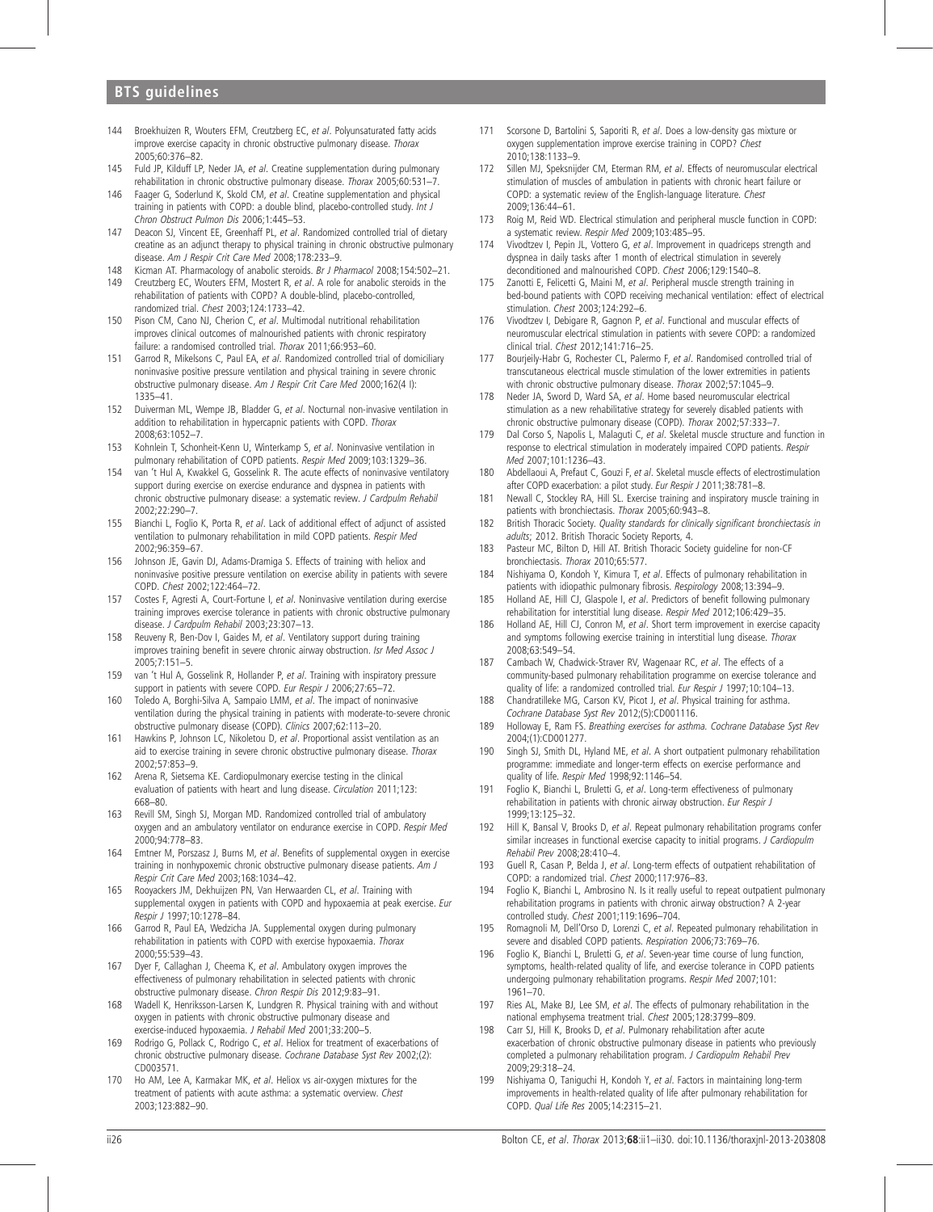144 Broekhuizen R, Wouters EFM, Creutzberg EC, *et al*. Polyunsaturated fatty acids improve exercise capacity in chronic obstructive pulmonary disease. *Thorax* 2005;60:376–82.

145 Fuld JP, Kilduff LP, Neder JA, *et al*. Creatine supplementation during pulmonary rehabilitation in chronic obstructive pulmonary disease. *Thorax* 2005;60:531–7.

146 Faager G, Soderlund K, Skold CM, *et al*. Creatine supplementation and physical training in patients with COPD: a double blind, placebo-controlled study. *Int J Chron Obstruct Pulmon Dis* 2006;1:445–53.

147 Deacon SJ, Vincent EE, Greenhaff PL, *et al*. Randomized controlled trial of dietary creatine as an adjunct therapy to physical training in chronic obstructive pulmonary disease. *Am J Respir Crit Care Med* 2008;178:233–9.

148 Kicman AT. Pharmacology of anabolic steroids. *Br J Pharmacol* 2008;154:502–21.

149 Creutzberg EC, Wouters EFM, Mostert R, *et al*. A role for anabolic steroids in the rehabilitation of patients with COPD? A double-blind, placebo-controlled, randomized trial. *Chest* 2003;124:1733–42.

150 Pison CM, Cano NJ, Cherion C, *et al*. Multimodal nutritional rehabilitation improves clinical outcomes of malnourished patients with chronic respiratory failure: a randomised controlled trial. *Thorax* 2011;66:953–60.

151 Garrod R, Mikelsons C, Paul EA, *et al*. Randomized controlled trial of domiciliary noninvasive positive pressure ventilation and physical training in severe chronic obstructive pulmonary disease. *Am J Respir Crit Care Med* 2000;162(4 I): 1335–41.

152 Duiverman ML, Wempe JB, Bladder G, *et al*. Nocturnal non-invasive ventilation in addition to rehabilitation in hypercapnic patients with COPD. *Thorax* 2008;63:1052–7.

153 Kohnlein T, Schonheit-Kenn U, Winterkamp S, *et al*. Noninvasive ventilation in pulmonary rehabilitation of COPD patients. *Respir Med* 2009;103:1329–36.

154 van 't Hul A, Kwakkel G, Gosselink R. The acute effects of noninvasive ventilatory support during exercise on exercise endurance and dyspnea in patients with chronic obstructive pulmonary disease: a systematic review. *J Cardpulm Rehabil* 2002;22:290–7.

155 Bianchi L, Foglio K, Porta R, *et al*. Lack of additional effect of adjunct of assisted ventilation to pulmonary rehabilitation in mild COPD patients. *Respir Med* 2002;96:359–67.

156 Johnson JE, Gavin DJ, Adams-Dramiga S. Effects of training with heliox and noninvasive positive pressure ventilation on exercise ability in patients with severe COPD. *Chest* 2002;122:464–72.

157 Costes F, Agresti A, Court-Fortune I, *et al*. Noninvasive ventilation during exercise training improves exercise tolerance in patients with chronic obstructive pulmonary disease. *J Cardpulm Rehabil* 2003;23:307–13.

158 Reuveny R, Ben-Dov I, Gaides M, *et al*. Ventilatory support during training improves training benefit in severe chronic airway obstruction. *Isr Med Assoc J* 2005;7:151–5.

159 van 't Hul A, Gosselink R, Hollander P, *et al*. Training with inspiratory pressure support in patients with severe COPD. *Eur Respir J* 2006;27:65–72.

160 Toledo A, Borghi-Silva A, Sampaio LMM, *et al*. The impact of noninvasive ventilation during the physical training in patients with moderate-to-severe chronic obstructive pulmonary disease (COPD). *Clinics* 2007;62:113–20.

161 Hawkins P, Johnson LC, Nikoletou D, *et al*. Proportional assist ventilation as an aid to exercise training in severe chronic obstructive pulmonary disease. *Thorax* 2002;57:853–9.

162 Arena R, Sietsema KE. Cardiopulmonary exercise testing in the clinical evaluation of patients with heart and lung disease. *Circulation* 2011;123: 668–80.

163 Revill SM, Singh SJ, Morgan MD. Randomized controlled trial of ambulatory oxygen and an ambulatory ventilator on endurance exercise in COPD. *Respir Med* 2000;94:778–83.

164 Emtner M, Porszasz J, Burns M, *et al*. Benefits of supplemental oxygen in exercise training in nonhypoxemic chronic obstructive pulmonary disease patients. *Am J Respir Crit Care Med* 2003;168:1034–42.

165 Rooyackers JM, Dekhuijzen PN, Van Herwaarden CL, *et al*. Training with supplemental oxygen in patients with COPD and hypoxaemia at peak exercise. *Eur Respir J* 1997;10:1278–84.

166 Garrod R, Paul EA, Wedzicha JA. Supplemental oxygen during pulmonary rehabilitation in patients with COPD with exercise hypoxaemia. *Thorax* 2000;55:539–43.

167 Dyer F, Callaghan J, Cheema K, *et al*. Ambulatory oxygen improves the effectiveness of pulmonary rehabilitation in selected patients with chronic obstructive pulmonary disease. *Chron Respir Dis* 2012;9:83–91.

168 Wadell K, Henriksson-Larsen K, Lundgren R. Physical training with and without oxygen in patients with chronic obstructive pulmonary disease and exercise-induced hypoxaemia. *J Rehabil Med* 2001;33:200–5.

169 Rodrigo G, Pollack C, Rodrigo C, *et al*. Heliox for treatment of exacerbations of chronic obstructive pulmonary disease. *Cochrane Database Syst Rev* 2002;(2): CD003571.

170 Ho AM, Lee A, Karmakar MK, *et al*. Heliox vs air-oxygen mixtures for the treatment of patients with acute asthma: a systematic overview. *Chest* 2003;123:882–90.

171 Scorsone D, Bartolini S, Saporiti R, *et al*. Does a low-density gas mixture or oxygen supplementation improve exercise training in COPD? *Chest* 2010;138:1133–9.

172 Sillen MJ, Speksnijder CM, Eterman RM, *et al*. Effects of neuromuscular electrical stimulation of muscles of ambulation in patients with chronic heart failure or COPD: a systematic review of the English-language literature. *Chest* 2009;136:44–61.

173 Roig M, Reid WD. Electrical stimulation and peripheral muscle function in COPD: a systematic review. *Respir Med* 2009;103:485–95.

174 Vivodtzev I, Pepin JL, Vottero G, *et al*. Improvement in quadriceps strength and dyspnea in daily tasks after 1 month of electrical stimulation in severely deconditioned and malnourished COPD. *Chest* 2006;129:1540–8.

175 Zanotti E, Felicetti G, Maini M, *et al*. Peripheral muscle strength training in bed-bound patients with COPD receiving mechanical ventilation: effect of electrical stimulation. *Chest* 2003;124:292–6.

176 Vivodtzev I, Debigare R, Gagnon P, *et al*. Functional and muscular effects of neuromuscular electrical stimulation in patients with severe COPD: a randomized clinical trial. *Chest* 2012;141:716–25.

177 Bourjeily-Habr G, Rochester CL, Palermo F, *et al*. Randomised controlled trial of transcutaneous electrical muscle stimulation of the lower extremities in patients with chronic obstructive pulmonary disease. *Thorax* 2002;57:1045–9.

178 Neder JA, Sword D, Ward SA, *et al*. Home based neuromuscular electrical stimulation as a new rehabilitative strategy for severely disabled patients with chronic obstructive pulmonary disease (COPD). *Thorax* 2002;57:333–7.

179 Dal Corso S, Napolis L, Malaguti C, *et al*. Skeletal muscle structure and function in response to electrical stimulation in moderately impaired COPD patients. *Respir Med* 2007;101:1236–43.

180 Abdellaoui A, Prefaut C, Gouzi F, *et al*. Skeletal muscle effects of electrostimulation after COPD exacerbation: a pilot study. *Eur Respir J* 2011;38:781–8.

181 Newall C, Stockley RA, Hill SL. Exercise training and inspiratory muscle training in patients with bronchiectasis. *Thorax* 2005;60:943–8.

182 British Thoracic Society. *Quality standards for clinically significant bronchiectasis in adults*; 2012. British Thoracic Society Reports, 4.

183 Pasteur MC, Bilton D, Hill AT. British Thoracic Society guideline for non-CF bronchiectasis. *Thorax* 2010;65:577.

184 Nishiyama O, Kondoh Y, Kimura T, *et al*. Effects of pulmonary rehabilitation in patients with idiopathic pulmonary fibrosis. *Respirology* 2008;13:394–9.

185 Holland AE, Hill CJ, Glaspole I, *et al*. Predictors of benefit following pulmonary rehabilitation for interstitial lung disease. *Respir Med* 2012;106:429–35.

186 Holland AE, Hill CJ, Conron M, *et al*. Short term improvement in exercise capacity and symptoms following exercise training in interstitial lung disease. *Thorax* 2008;63:549–54.

187 Cambach W, Chadwick-Straver RV, Wagenaar RC, *et al*. The effects of a community-based pulmonary rehabilitation programme on exercise tolerance and quality of life: a randomized controlled trial. *Eur Respir J* 1997;10:104–13.

188 Chandratilleke MG, Carson KV, Picot J, *et al*. Physical training for asthma. *Cochrane Database Syst Rev* 2012;(5):CD001116.

189 Holloway E, Ram FS. *Breathing exercises for asthma*. *Cochrane Database Syst Rev* 2004;(1):CD001277.

190 Singh SJ, Smith DL, Hyland ME, *et al*. A short outpatient pulmonary rehabilitation programme: immediate and longer-term effects on exercise performance and quality of life. *Respir Med* 1998;92:1146–54.

191 Foglio K, Bianchi L, Bruletti G, *et al*. Long-term effectiveness of pulmonary rehabilitation in patients with chronic airway obstruction. *Eur Respir J* 1999;13:125–32.

192 Hill K, Bansal V, Brooks D, *et al*. Repeat pulmonary rehabilitation programs confer similar increases in functional exercise capacity to initial programs. *J Cardiopulm Rehabil Prev* 2008;28:410–4.

193 Guell R, Casan P, Belda J, *et al*. Long-term effects of outpatient rehabilitation of COPD: a randomized trial. *Chest* 2000;117:976–83.

194 Foglio K, Bianchi L, Ambrosino N. Is it really useful to repeat outpatient pulmonary rehabilitation programs in patients with chronic airway obstruction? A 2-year controlled study. *Chest* 2001;119:1696–704.

195 Romagnoli M, Dell'Orso D, Lorenzi C, *et al*. Repeated pulmonary rehabilitation in severe and disabled COPD patients. *Respiration* 2006;73:769–76.

196 Foglio K, Bianchi L, Bruletti G, *et al*. Seven-year time course of lung function, symptoms, health-related quality of life, and exercise tolerance in COPD patients undergoing pulmonary rehabilitation programs. *Respir Med* 2007;101: 1961–70.

197 Ries AL, Make BJ, Lee SM, *et al*. The effects of pulmonary rehabilitation in the national emphysema treatment trial. *Chest* 2005;128:3799–809.

198 Carr SJ, Hill K, Brooks D, *et al*. Pulmonary rehabilitation after acute exacerbation of chronic obstructive pulmonary disease in patients who previously completed a pulmonary rehabilitation program. *J Cardiopulm Rehabil Prev* 2009;29:318–24.

199 Nishiyama O, Taniguchi H, Kondoh Y, *et al*. Factors in maintaining long-term improvements in health-related quality of life after pulmonary rehabilitation for COPD. *Qual Life Res* 2005;14:2315–21.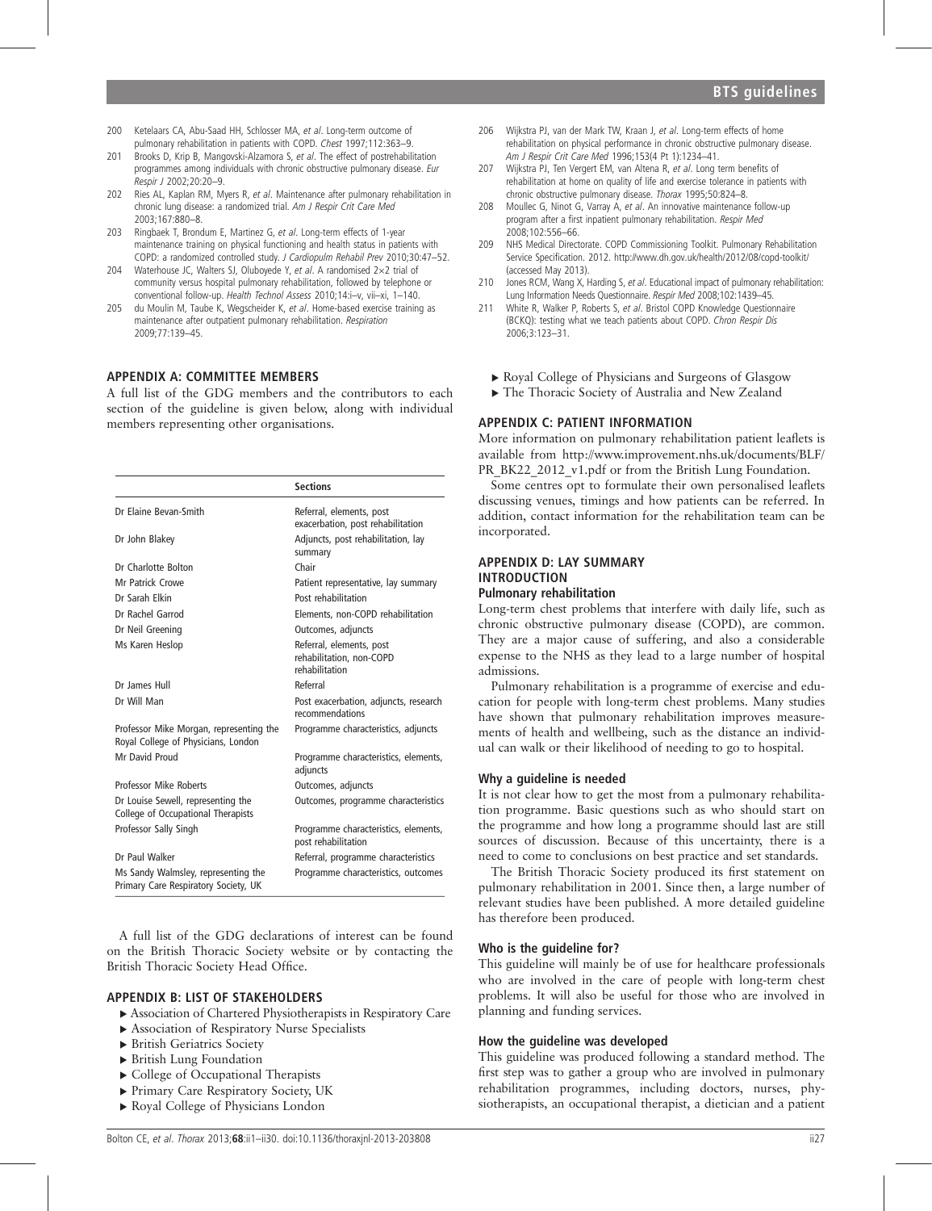200 Ketelaars CA, Abu-Saad HH, Schlosser MA, *et al*. Long-term outcome of pulmonary rehabilitation in patients with COPD. *Chest* 1997;112:363–9.

201 Brooks D, Krip B, Mangovski-Alzamora S, *et al*. The effect of postrehabilitation programmes among individuals with chronic obstructive pulmonary disease. *Eur Respir J* 2002;20:20–9.

202 Ries AL, Kaplan RM, Myers R, *et al*. Maintenance after pulmonary rehabilitation in chronic lung disease: a randomized trial. *Am J Respir Crit Care Med* 2003;167:880–8.

203 Ringbaek T, Brondum E, Martinez G, *et al*. Long-term effects of 1-year maintenance training on physical functioning and health status in patients with COPD: a randomized controlled study. *J Cardiopulm Rehabil Prev* 2010;30:47–52.

204 Waterhouse JC, Walters SJ, Oluboyede Y, *et al*. A randomised 2×2 trial of community versus hospital pulmonary rehabilitation, followed by telephone or conventional follow-up. *Health Technol Assess* 2010;14:i–v, vii–xi, 1–140.

205 du Moulin M, Taube K, Wegscheider K, *et al*. Home-based exercise training as maintenance after outpatient pulmonary rehabilitation. *Respiration* 2009;77:139–45.

206 Wijkstra PJ, van der Mark TW, Kraan J, *et al*. Long-term effects of home rehabilitation on physical performance in chronic obstructive pulmonary disease. *Am J Respir Crit Care Med* 1996;153(4 Pt 1):1234–41.

207 Wijkstra PJ, Ten Vergert EM, van Altena R, *et al*. Long term benefits of rehabilitation at home on quality of life and exercise tolerance in patients with chronic obstructive pulmonary disease. *Thorax* 1995;50:824–8.

208 Moullec G, Ninot G, Varray A, *et al*. An innovative maintenance follow-up program after a first inpatient pulmonary rehabilitation. *Respir Med* 2008;102:556–66.

209 NHS Medical Directorate. COPD Commissioning Toolkit. Pulmonary Rehabilitation Service Specification. 2012. http://www.dh.gov.uk/health/2012/08/copd-toolkit/ (accessed May 2013).

210 Jones RCM, Wang X, Harding S, *et al*. Educational impact of pulmonary rehabilitation: Lung Information Needs Questionnaire. *Respir Med* 2008;102:1439–45.

211 White R, Walker P, Roberts S, *et al*. Bristol COPD Knowledge Questionnaire (BCKQ): testing what we teach patients about COPD. *Chron Respir Dis* 2006;3:123–31.

## APPENDIX A: COMMITTEE MEMBERS

A full list of the GDG members and the contributors to each section of the guideline is given below, along with individual members representing other organisations.

| | Sections |
|---|---|
| Dr Elaine Bevan-Smith | Referral, elements, post exacerbation, post rehabilitation |
| Dr John Blakey | Adjuncts, post rehabilitation, lay summary |
| Dr Charlotte Bolton | Chair |
| Mr Patrick Crowe | Patient representative, lay summary |
| Dr Sarah Elkin | Post rehabilitation |
| Dr Rachel Garrod | Elements, non-COPD rehabilitation |
| Dr Neil Greening | Outcomes, adjuncts |
| Ms Karen Heslop | Referral, elements, post rehabilitation, non-COPD rehabilitation |
| Dr James Hull | Referral |
| Dr Will Man | Post exacerbation, adjuncts, research recommendations |
| Professor Mike Morgan, representing the Royal College of Physicians, London | Programme characteristics, adjuncts |
| Mr David Proud | Programme characteristics, elements, adjuncts |
| Professor Mike Roberts | Outcomes, adjuncts |
| Dr Louise Sewell, representing the College of Occupational Therapists | Outcomes, programme characteristics |
| Professor Sally Singh | Programme characteristics, elements, post rehabilitation |
| Dr Paul Walker | Referral, programme characteristics |
| Ms Sandy Walmsley, representing the Primary Care Respiratory Society, UK | Programme characteristics, outcomes |

A full list of the GDG declarations of interest can be found on the British Thoracic Society website or by contacting the British Thoracic Society Head Office.

## APPENDIX B: LIST OF STAKEHOLDERS

- Association of Chartered Physiotherapists in Respiratory Care
- Association of Respiratory Nurse Specialists
- British Geriatrics Society
- British Lung Foundation
- College of Occupational Therapists
- Primary Care Respiratory Society, UK
- Royal College of Physicians London
- Royal College of Physicians and Surgeons of Glasgow
- The Thoracic Society of Australia and New Zealand

## APPENDIX C: PATIENT INFORMATION

More information on pulmonary rehabilitation patient leaflets is available from http://www.improvement.nhs.uk/documents/BLF/PR_BK22_2012_v1.pdf or from the British Lung Foundation.

Some centres opt to formulate their own personalised leaflets discussing venues, timings and how patients can be referred. In addition, contact information for the rehabilitation team can be incorporated.

## APPENDIX D: LAY SUMMARY

## INTRODUCTION

### Pulmonary rehabilitation

Long-term chest problems that interfere with daily life, such as chronic obstructive pulmonary disease (COPD), are common. They are a major cause of suffering, and also a considerable expense to the NHS as they lead to a large number of hospital admissions.

Pulmonary rehabilitation is a programme of exercise and education for people with long-term chest problems. Many studies have shown that pulmonary rehabilitation improves measurements of health and wellbeing, such as the distance an individual can walk or their likelihood of needing to go to hospital.

### Why a guideline is needed

It is not clear how to get the most from a pulmonary rehabilitation programme. Basic questions such as who should start on the programme and how long a programme should last are still sources of discussion. Because of this uncertainty, there is a need to come to conclusions on best practice and set standards.

The British Thoracic Society produced its first statement on pulmonary rehabilitation in 2001. Since then, a large number of relevant studies have been published. A more detailed guideline has therefore been produced.

### Who is the guideline for?

This guideline will mainly be of use for healthcare professionals who are involved in the care of people with long-term chest problems. It will also be useful for those who are involved in planning and funding services.

### How the guideline was developed

This guideline was produced following a standard method. The first step was to gather a group who are involved in pulmonary rehabilitation programmes, including doctors, nurses, physiotherapists, an occupational therapist, a dietician and a patient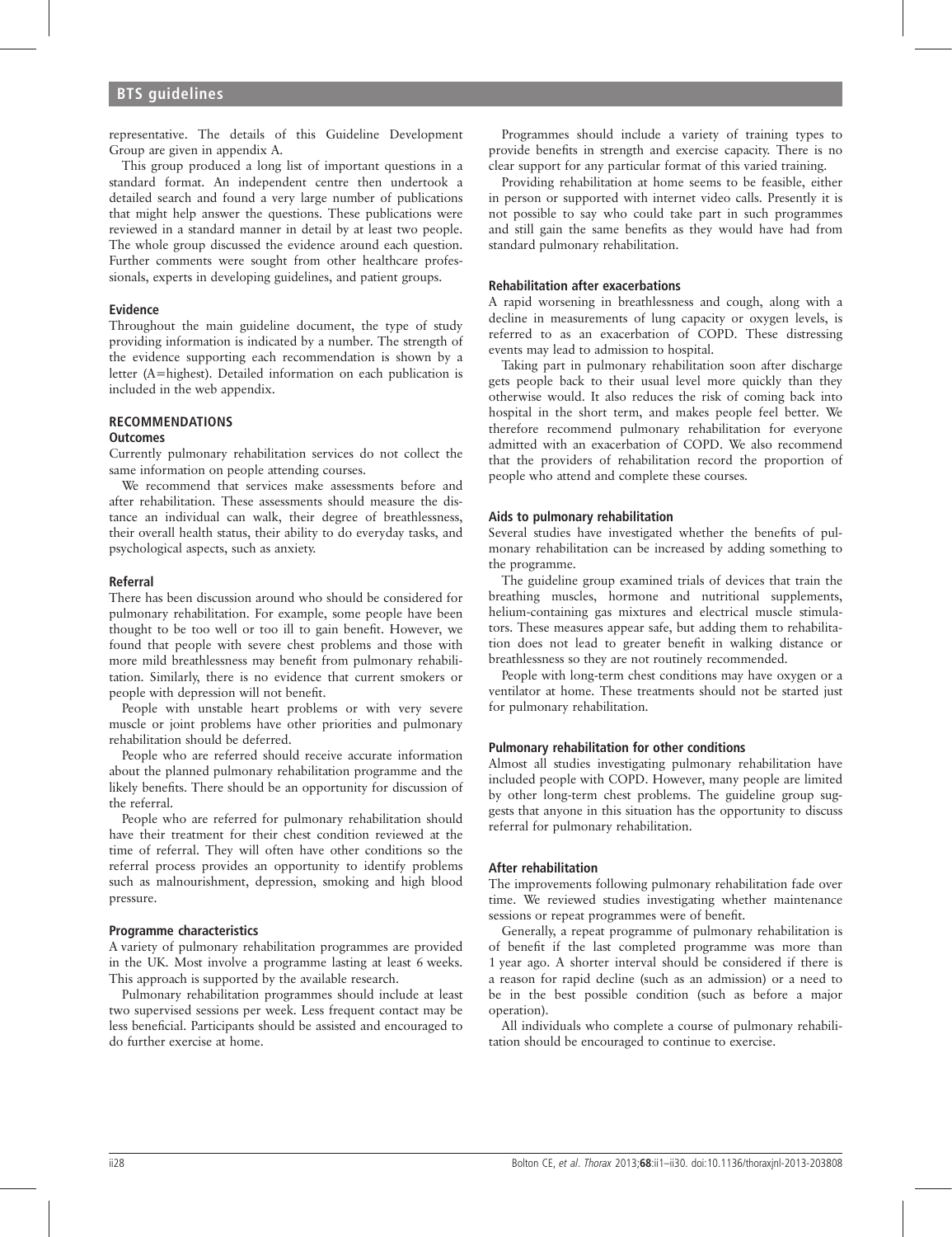representative. The details of this Guideline Development Group are given in appendix A.

This group produced a long list of important questions in a standard format. An independent centre then undertook a detailed search and found a very large number of publications that might help answer the questions. These publications were reviewed in a standard manner in detail by at least two people. The whole group discussed the evidence around each question. Further comments were sought from other healthcare professionals, experts in developing guidelines, and patient groups.

### Evidence

Throughout the main guideline document, the type of study providing information is indicated by a number. The strength of the evidence supporting each recommendation is shown by a letter (A=highest). Detailed information on each publication is included in the web appendix.

## RECOMMENDATIONS

### Outcomes

Currently pulmonary rehabilitation services do not collect the same information on people attending courses.

We recommend that services make assessments before and after rehabilitation. These assessments should measure the distance an individual can walk, their degree of breathlessness, their overall health status, their ability to do everyday tasks, and psychological aspects, such as anxiety.

### Referral

There has been discussion around who should be considered for pulmonary rehabilitation. For example, some people have been thought to be too well or too ill to gain benefit. However, we found that people with severe chest problems and those with more mild breathlessness may benefit from pulmonary rehabilitation. Similarly, there is no evidence that current smokers or people with depression will not benefit.

People with unstable heart problems or with very severe muscle or joint problems have other priorities and pulmonary rehabilitation should be deferred.

People who are referred should receive accurate information about the planned pulmonary rehabilitation programme and the likely benefits. There should be an opportunity for discussion of the referral.

People who are referred for pulmonary rehabilitation should have their treatment for their chest condition reviewed at the time of referral. They will often have other conditions so the referral process provides an opportunity to identify problems such as malnourishment, depression, smoking and high blood pressure.

### Programme characteristics

A variety of pulmonary rehabilitation programmes are provided in the UK. Most involve a programme lasting at least 6 weeks. This approach is supported by the available research.

Pulmonary rehabilitation programmes should include at least two supervised sessions per week. Less frequent contact may be less beneficial. Participants should be assisted and encouraged to do further exercise at home.

Programmes should include a variety of training types to provide benefits in strength and exercise capacity. There is no clear support for any particular format of this varied training.

Providing rehabilitation at home seems to be feasible, either in person or supported with internet video calls. Presently it is not possible to say who could take part in such programmes and still gain the same benefits as they would have had from standard pulmonary rehabilitation.

### Rehabilitation after exacerbations

A rapid worsening in breathlessness and cough, along with a decline in measurements of lung capacity or oxygen levels, is referred to as an exacerbation of COPD. These distressing events may lead to admission to hospital.

Taking part in pulmonary rehabilitation soon after discharge gets people back to their usual level more quickly than they otherwise would. It also reduces the risk of coming back into hospital in the short term, and makes people feel better. We therefore recommend pulmonary rehabilitation for everyone admitted with an exacerbation of COPD. We also recommend that the providers of rehabilitation record the proportion of people who attend and complete these courses.

### Aids to pulmonary rehabilitation

Several studies have investigated whether the benefits of pulmonary rehabilitation can be increased by adding something to the programme.

The guideline group examined trials of devices that train the breathing muscles, hormone and nutritional supplements, helium-containing gas mixtures and electrical muscle stimulators. These measures appear safe, but adding them to rehabilitation does not lead to greater benefit in walking distance or breathlessness so they are not routinely recommended.

People with long-term chest conditions may have oxygen or a ventilator at home. These treatments should not be started just for pulmonary rehabilitation.

### Pulmonary rehabilitation for other conditions

Almost all studies investigating pulmonary rehabilitation have included people with COPD. However, many people are limited by other long-term chest problems. The guideline group suggests that anyone in this situation has the opportunity to discuss referral for pulmonary rehabilitation.

### After rehabilitation

The improvements following pulmonary rehabilitation fade over time. We reviewed studies investigating whether maintenance sessions or repeat programmes were of benefit.

Generally, a repeat programme of pulmonary rehabilitation is of benefit if the last completed programme was more than 1 year ago. A shorter interval should be considered if there is a reason for rapid decline (such as an admission) or a need to be in the best possible condition (such as before a major operation).

All individuals who complete a course of pulmonary rehabilitation should be encouraged to continue to exercise.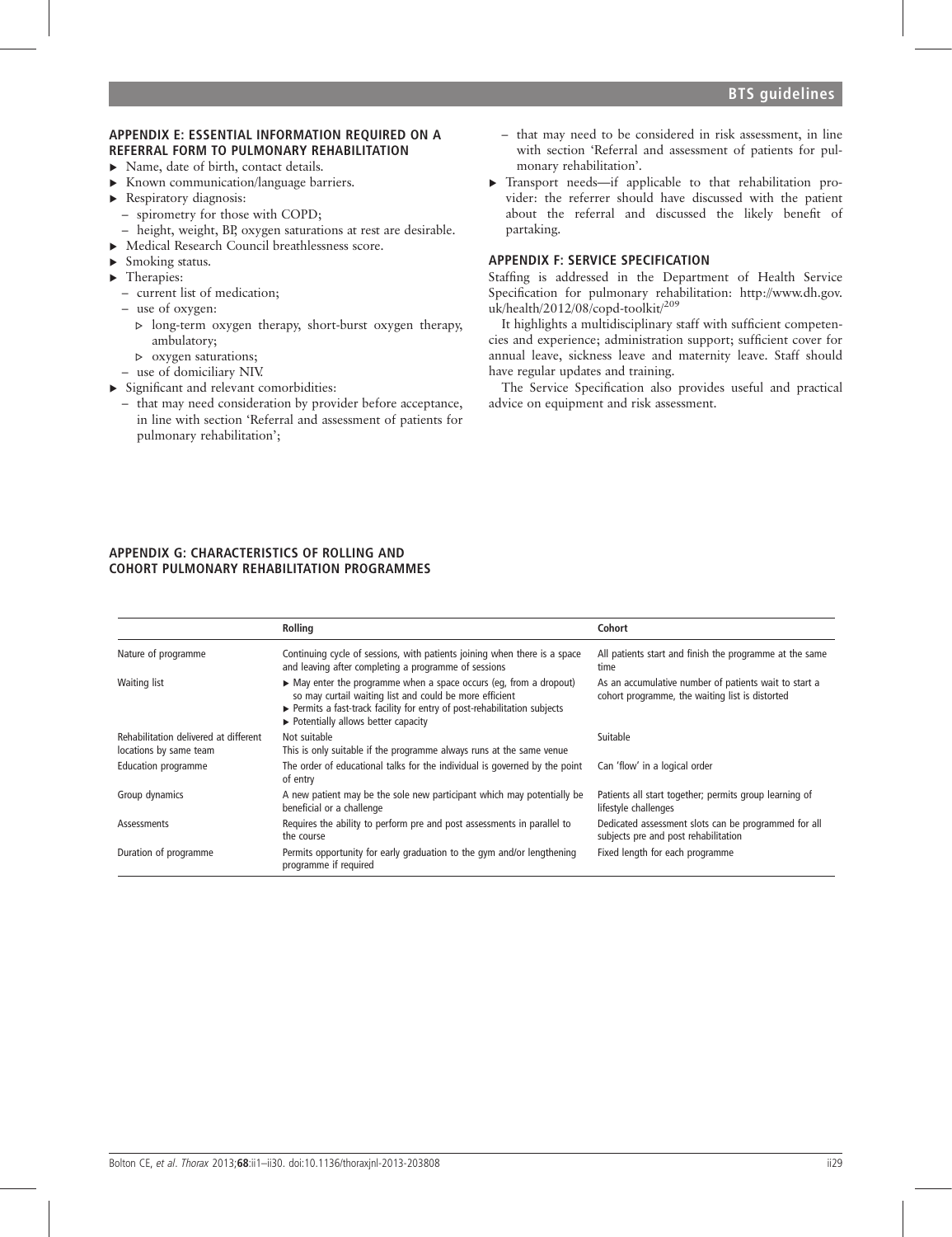## APPENDIX E: ESSENTIAL INFORMATION REQUIRED ON A REFERRAL FORM TO PULMONARY REHABILITATION

- Name, date of birth, contact details.
- Known communication/language barriers.
- Respiratory diagnosis:
  - spirometry for those with COPD;
  - height, weight, BP, oxygen saturations at rest are desirable.
- Medical Research Council breathlessness score.
- Smoking status.
- Therapies:
  - current list of medication;
  - use of oxygen:
    - long-term oxygen therapy, short-burst oxygen therapy, ambulatory;
    - oxygen saturations;
  - use of domiciliary NIV.
- Significant and relevant comorbidities:
  - that may need consideration by provider before acceptance, in line with section 'Referral and assessment of patients for pulmonary rehabilitation';
  - that may need to be considered in risk assessment, in line with section 'Referral and assessment of patients for pulmonary rehabilitation'.
- Transport needs—if applicable to that rehabilitation provider: the referrer should have discussed with the patient about the referral and discussed the likely benefit of partaking.

## APPENDIX F: SERVICE SPECIFICATION

Staffing is addressed in the Department of Health Service Specification for pulmonary rehabilitation: http://www.dh.gov.uk/health/2012/08/copd-toolkit/[209]

It highlights a multidisciplinary staff with sufficient competencies and experience; administration support; sufficient cover for annual leave, sickness leave and maternity leave. Staff should have regular updates and training.

The Service Specification also provides useful and practical advice on equipment and risk assessment.

## APPENDIX G: CHARACTERISTICS OF ROLLING AND COHORT PULMONARY REHABILITATION PROGRAMMES

| | Rolling | Cohort |
|---|---|---|
| Nature of programme | Continuing cycle of sessions, with patients joining when there is a space and leaving after completing a programme of sessions | All patients start and finish the programme at the same time |
| Waiting list | ▸ May enter the programme when a space occurs (eg, from a dropout) so may curtail waiting list and could be more efficient<br>▸ Permits a fast-track facility for entry of post-rehabilitation subjects<br>▸ Potentially allows better capacity | As an accumulative number of patients wait to start a cohort programme, the waiting list is distorted |
| Rehabilitation delivered at different locations by same team | Not suitable<br>This is only suitable if the programme always runs at the same venue | Suitable |
| Education programme | The order of educational talks for the individual is governed by the point of entry | Can 'flow' in a logical order |
| Group dynamics | A new patient may be the sole new participant which may potentially be beneficial or a challenge | Patients all start together; permits group learning of lifestyle challenges |
| Assessments | Requires the ability to perform pre and post assessments in parallel to the course | Dedicated assessment slots can be programmed for all subjects pre and post rehabilitation |
| Duration of programme | Permits opportunity for early graduation to the gym and/or lengthening programme if required | Fixed length for each programme |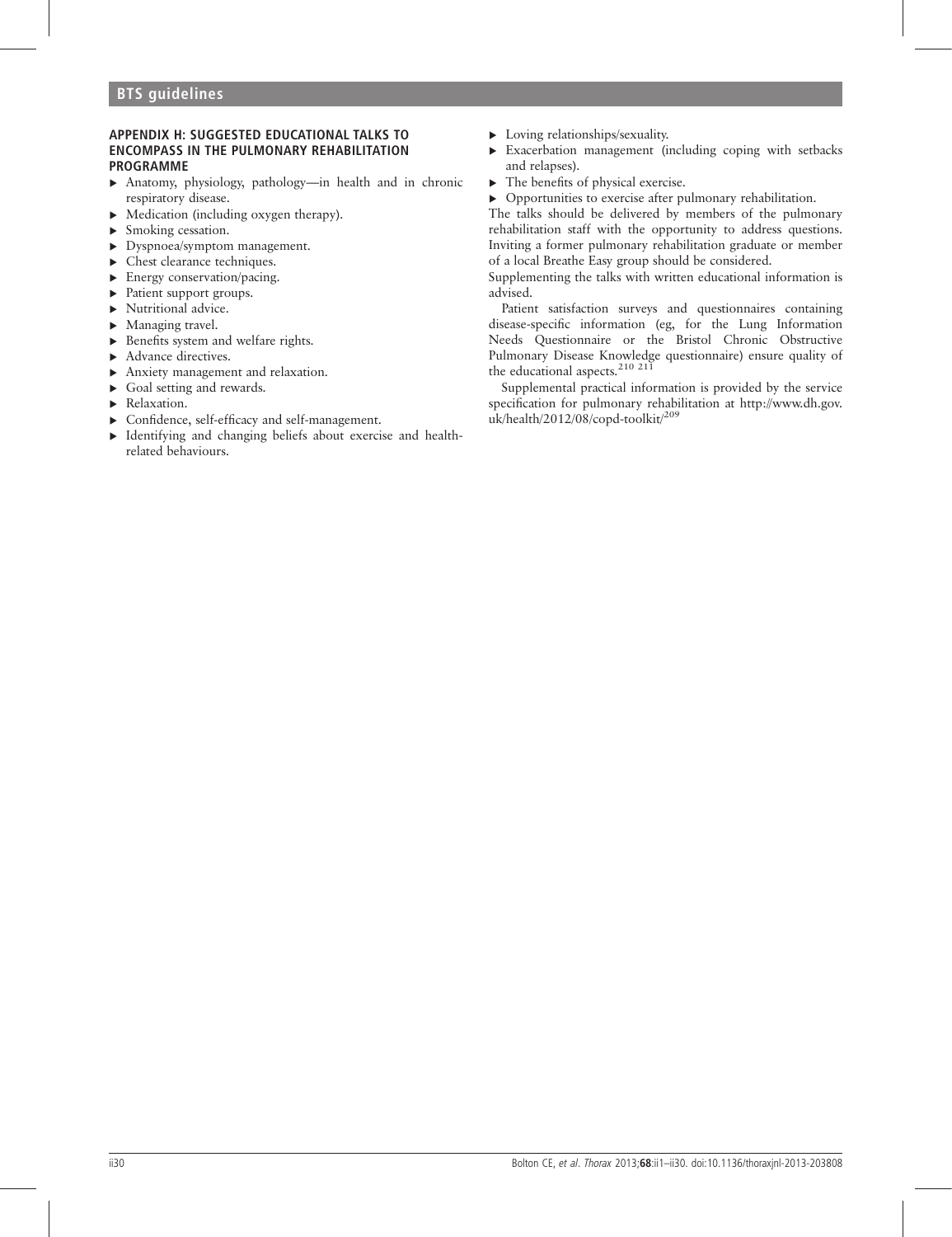## APPENDIX H: SUGGESTED EDUCATIONAL TALKS TO ENCOMPASS IN THE PULMONARY REHABILITATION PROGRAMME

- Anatomy, physiology, pathology—in health and in chronic respiratory disease.
- Medication (including oxygen therapy).
- Smoking cessation.
- Dyspnoea/symptom management.
- Chest clearance techniques.
- Energy conservation/pacing.
- Patient support groups.
- Nutritional advice.
- Managing travel.
- Benefits system and welfare rights.
- Advance directives.
- Anxiety management and relaxation.
- Goal setting and rewards.
- Relaxation.
- Confidence, self-efficacy and self-management.
- Identifying and changing beliefs about exercise and health-related behaviours.
- Loving relationships/sexuality.
- Exacerbation management (including coping with setbacks and relapses).
- The benefits of physical exercise.
- Opportunities to exercise after pulmonary rehabilitation.

The talks should be delivered by members of the pulmonary rehabilitation staff with the opportunity to address questions. Inviting a former pulmonary rehabilitation graduate or member of a local Breathe Easy group should be considered.

Supplementing the talks with written educational information is advised.

Patient satisfaction surveys and questionnaires containing disease-specific information (eg, for the Lung Information Needs Questionnaire or the Bristol Chronic Obstructive Pulmonary Disease Knowledge questionnaire) ensure quality of the educational aspects.[210 211]

Supplemental practical information is provided by the service specification for pulmonary rehabilitation at http://www.dh.gov.uk/health/2012/08/copd-toolkit/[209]